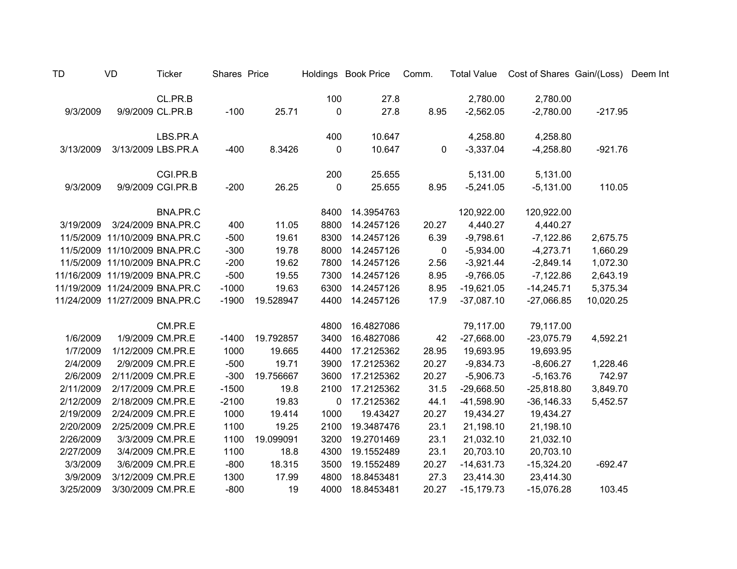| TD | VD | Ticker | Shares | Price | Holdings | Book Price | Comm. | Total Value | Cost of Shares | Gain/(Loss) | Deem Int |
|---|---|---|---|---|---|---|---|---|---|---|---|
| | | CL.PR.B | | | 100 | 27.8 | | 2,780.00 | 2,780.00 | | |
| 9/3/2009 | 9/9/2009 | CL.PR.B | -100 | 25.71 | 0 | 27.8 | 8.95 | -2,562.05 | -2,780.00 | -217.95 | |
| | | | | | | | | | | | |
| | | LBS.PR.A | | | 400 | 10.647 | | 4,258.80 | 4,258.80 | | |
| 3/13/2009 | 3/13/2009 | LBS.PR.A | -400 | 8.3426 | 0 | 10.647 | 0 | -3,337.04 | -4,258.80 | -921.76 | |
| | | | | | | | | | | | |
| | | CGI.PR.B | | | 200 | 25.655 | | 5,131.00 | 5,131.00 | | |
| 9/3/2009 | 9/9/2009 | CGI.PR.B | -200 | 26.25 | 0 | 25.655 | 8.95 | -5,241.05 | -5,131.00 | 110.05 | |
| | | | | | | | | | | | |
| | | BNA.PR.C | | | 8400 | 14.3954763 | | 120,922.00 | 120,922.00 | | |
| 3/19/2009 | 3/24/2009 | BNA.PR.C | 400 | 11.05 | 8800 | 14.2457126 | 20.27 | 4,440.27 | 4,440.27 | | |
| 11/5/2009 | 11/10/2009 | BNA.PR.C | -500 | 19.61 | 8300 | 14.2457126 | 6.39 | -9,798.61 | -7,122.86 | 2,675.75 | |
| 11/5/2009 | 11/10/2009 | BNA.PR.C | -300 | 19.78 | 8000 | 14.2457126 | 0 | -5,934.00 | -4,273.71 | 1,660.29 | |
| 11/5/2009 | 11/10/2009 | BNA.PR.C | -200 | 19.62 | 7800 | 14.2457126 | 2.56 | -3,921.44 | -2,849.14 | 1,072.30 | |
| 11/16/2009 | 11/19/2009 | BNA.PR.C | -500 | 19.55 | 7300 | 14.2457126 | 8.95 | -9,766.05 | -7,122.86 | 2,643.19 | |
| 11/19/2009 | 11/24/2009 | BNA.PR.C | -1000 | 19.63 | 6300 | 14.2457126 | 8.95 | -19,621.05 | -14,245.71 | 5,375.34 | |
| 11/24/2009 | 11/27/2009 | BNA.PR.C | -1900 | 19.528947 | 4400 | 14.2457126 | 17.9 | -37,087.10 | -27,066.85 | 10,020.25 | |
| | | | | | | | | | | | |
| | | CM.PR.E | | | 4800 | 16.4827086 | | 79,117.00 | 79,117.00 | | |
| 1/6/2009 | 1/9/2009 | CM.PR.E | -1400 | 19.792857 | 3400 | 16.4827086 | 42 | -27,668.00 | -23,075.79 | 4,592.21 | |
| 1/7/2009 | 1/12/2009 | CM.PR.E | 1000 | 19.665 | 4400 | 17.2125362 | 28.95 | 19,693.95 | 19,693.95 | | |
| 2/4/2009 | 2/9/2009 | CM.PR.E | -500 | 19.71 | 3900 | 17.2125362 | 20.27 | -9,834.73 | -8,606.27 | 1,228.46 | |
| 2/6/2009 | 2/11/2009 | CM.PR.E | -300 | 19.756667 | 3600 | 17.2125362 | 20.27 | -5,906.73 | -5,163.76 | 742.97 | |
| 2/11/2009 | 2/17/2009 | CM.PR.E | -1500 | 19.8 | 2100 | 17.2125362 | 31.5 | -29,668.50 | -25,818.80 | 3,849.70 | |
| 2/12/2009 | 2/18/2009 | CM.PR.E | -2100 | 19.83 | 0 | 17.2125362 | 44.1 | -41,598.90 | -36,146.33 | 5,452.57 | |
| 2/19/2009 | 2/24/2009 | CM.PR.E | 1000 | 19.414 | 1000 | 19.43427 | 20.27 | 19,434.27 | 19,434.27 | | |
| 2/20/2009 | 2/25/2009 | CM.PR.E | 1100 | 19.25 | 2100 | 19.3487476 | 23.1 | 21,198.10 | 21,198.10 | | |
| 2/26/2009 | 3/3/2009 | CM.PR.E | 1100 | 19.099091 | 3200 | 19.2701469 | 23.1 | 21,032.10 | 21,032.10 | | |
| 2/27/2009 | 3/4/2009 | CM.PR.E | 1100 | 18.8 | 4300 | 19.1552489 | 23.1 | 20,703.10 | 20,703.10 | | |
| 3/3/2009 | 3/6/2009 | CM.PR.E | -800 | 18.315 | 3500 | 19.1552489 | 20.27 | -14,631.73 | -15,324.20 | -692.47 | |
| 3/9/2009 | 3/12/2009 | CM.PR.E | 1300 | 17.99 | 4800 | 18.8453481 | 27.3 | 23,414.30 | 23,414.30 | | |
| 3/25/2009 | 3/30/2009 | CM.PR.E | -800 | 19 | 4000 | 18.8453481 | 20.27 | -15,179.73 | -15,076.28 | 103.45 | |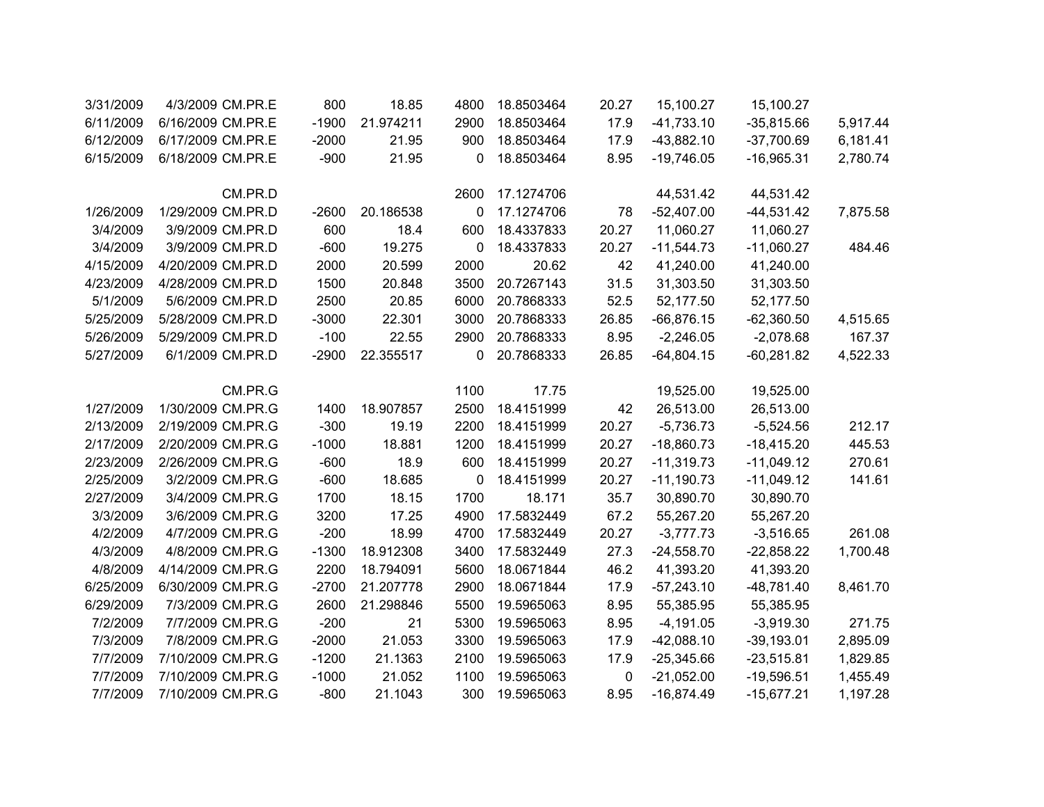| | | | | | | | | | | |
|---|---|---|---|---|---|---|---|---|---|---|
| 3/31/2009 | 4/3/2009 | CM.PR.E | 800 | 18.85 | 4800 | 18.8503464 | 20.27 | 15,100.27 | 15,100.27 | |
| 6/11/2009 | 6/16/2009 | CM.PR.E | -1900 | 21.974211 | 2900 | 18.8503464 | 17.9 | -41,733.10 | -35,815.66 | 5,917.44 |
| 6/12/2009 | 6/17/2009 | CM.PR.E | -2000 | 21.95 | 900 | 18.8503464 | 17.9 | -43,882.10 | -37,700.69 | 6,181.41 |
| 6/15/2009 | 6/18/2009 | CM.PR.E | -900 | 21.95 | 0 | 18.8503464 | 8.95 | -19,746.05 | -16,965.31 | 2,780.74 |
| | | | | | | | | | | |
| | | CM.PR.D | | | 2600 | 17.1274706 | | 44,531.42 | 44,531.42 | |
| 1/26/2009 | 1/29/2009 | CM.PR.D | -2600 | 20.186538 | 0 | 17.1274706 | 78 | -52,407.00 | -44,531.42 | 7,875.58 |
| 3/4/2009 | 3/9/2009 | CM.PR.D | 600 | 18.4 | 600 | 18.4337833 | 20.27 | 11,060.27 | 11,060.27 | |
| 3/4/2009 | 3/9/2009 | CM.PR.D | -600 | 19.275 | 0 | 18.4337833 | 20.27 | -11,544.73 | -11,060.27 | 484.46 |
| 4/15/2009 | 4/20/2009 | CM.PR.D | 2000 | 20.599 | 2000 | 20.62 | 42 | 41,240.00 | 41,240.00 | |
| 4/23/2009 | 4/28/2009 | CM.PR.D | 1500 | 20.848 | 3500 | 20.7267143 | 31.5 | 31,303.50 | 31,303.50 | |
| 5/1/2009 | 5/6/2009 | CM.PR.D | 2500 | 20.85 | 6000 | 20.7868333 | 52.5 | 52,177.50 | 52,177.50 | |
| 5/25/2009 | 5/28/2009 | CM.PR.D | -3000 | 22.301 | 3000 | 20.7868333 | 26.85 | -66,876.15 | -62,360.50 | 4,515.65 |
| 5/26/2009 | 5/29/2009 | CM.PR.D | -100 | 22.55 | 2900 | 20.7868333 | 8.95 | -2,246.05 | -2,078.68 | 167.37 |
| 5/27/2009 | 6/1/2009 | CM.PR.D | -2900 | 22.355517 | 0 | 20.7868333 | 26.85 | -64,804.15 | -60,281.82 | 4,522.33 |
| | | | | | | | | | | |
| | | CM.PR.G | | | 1100 | 17.75 | | 19,525.00 | 19,525.00 | |
| 1/27/2009 | 1/30/2009 | CM.PR.G | 1400 | 18.907857 | 2500 | 18.4151999 | 42 | 26,513.00 | 26,513.00 | |
| 2/13/2009 | 2/19/2009 | CM.PR.G | -300 | 19.19 | 2200 | 18.4151999 | 20.27 | -5,736.73 | -5,524.56 | 212.17 |
| 2/17/2009 | 2/20/2009 | CM.PR.G | -1000 | 18.881 | 1200 | 18.4151999 | 20.27 | -18,860.73 | -18,415.20 | 445.53 |
| 2/23/2009 | 2/26/2009 | CM.PR.G | -600 | 18.9 | 600 | 18.4151999 | 20.27 | -11,319.73 | -11,049.12 | 270.61 |
| 2/25/2009 | 3/2/2009 | CM.PR.G | -600 | 18.685 | 0 | 18.4151999 | 20.27 | -11,190.73 | -11,049.12 | 141.61 |
| 2/27/2009 | 3/4/2009 | CM.PR.G | 1700 | 18.15 | 1700 | 18.171 | 35.7 | 30,890.70 | 30,890.70 | |
| 3/3/2009 | 3/6/2009 | CM.PR.G | 3200 | 17.25 | 4900 | 17.5832449 | 67.2 | 55,267.20 | 55,267.20 | |
| 4/2/2009 | 4/7/2009 | CM.PR.G | -200 | 18.99 | 4700 | 17.5832449 | 20.27 | -3,777.73 | -3,516.65 | 261.08 |
| 4/3/2009 | 4/8/2009 | CM.PR.G | -1300 | 18.912308 | 3400 | 17.5832449 | 27.3 | -24,558.70 | -22,858.22 | 1,700.48 |
| 4/8/2009 | 4/14/2009 | CM.PR.G | 2200 | 18.794091 | 5600 | 18.0671844 | 46.2 | 41,393.20 | 41,393.20 | |
| 6/25/2009 | 6/30/2009 | CM.PR.G | -2700 | 21.207778 | 2900 | 18.0671844 | 17.9 | -57,243.10 | -48,781.40 | 8,461.70 |
| 6/29/2009 | 7/3/2009 | CM.PR.G | 2600 | 21.298846 | 5500 | 19.5965063 | 8.95 | 55,385.95 | 55,385.95 | |
| 7/2/2009 | 7/7/2009 | CM.PR.G | -200 | 21 | 5300 | 19.5965063 | 8.95 | -4,191.05 | -3,919.30 | 271.75 |
| 7/3/2009 | 7/8/2009 | CM.PR.G | -2000 | 21.053 | 3300 | 19.5965063 | 17.9 | -42,088.10 | -39,193.01 | 2,895.09 |
| 7/7/2009 | 7/10/2009 | CM.PR.G | -1200 | 21.1363 | 2100 | 19.5965063 | 17.9 | -25,345.66 | -23,515.81 | 1,829.85 |
| 7/7/2009 | 7/10/2009 | CM.PR.G | -1000 | 21.052 | 1100 | 19.5965063 | 0 | -21,052.00 | -19,596.51 | 1,455.49 |
| 7/7/2009 | 7/10/2009 | CM.PR.G | -800 | 21.1043 | 300 | 19.5965063 | 8.95 | -16,874.49 | -15,677.21 | 1,197.28 |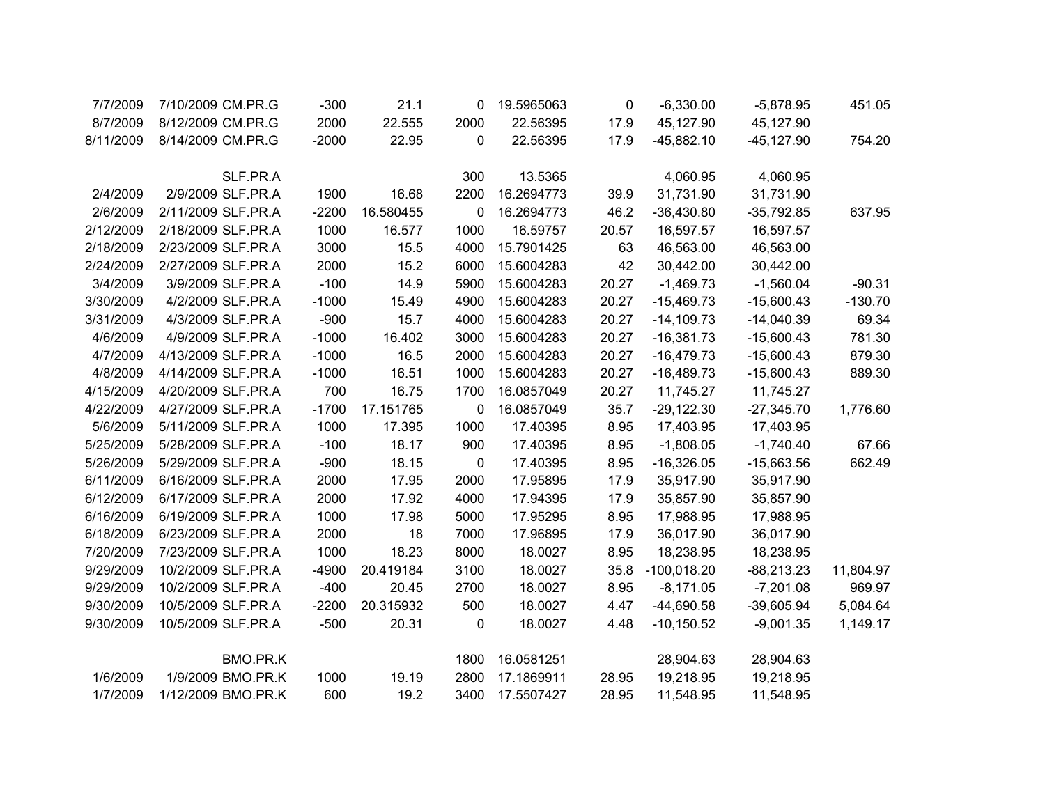| | | | | | | | | | | |
|---|---|---|---|---|---|---|---|---|---|---|
| 7/7/2009 | 7/10/2009 | CM.PR.G | -300 | 21.1 | 0 | 19.5965063 | 0 | -6,330.00 | -5,878.95 | 451.05 |
| 8/7/2009 | 8/12/2009 | CM.PR.G | 2000 | 22.555 | 2000 | 22.56395 | 17.9 | 45,127.90 | 45,127.90 | |
| 8/11/2009 | 8/14/2009 | CM.PR.G | -2000 | 22.95 | 0 | 22.56395 | 17.9 | -45,882.10 | -45,127.90 | 754.20 |
| | | | | | | | | | | |
| | | SLF.PR.A | | | 300 | 13.5365 | | 4,060.95 | 4,060.95 | |
| 2/4/2009 | 2/9/2009 | SLF.PR.A | 1900 | 16.68 | 2200 | 16.2694773 | 39.9 | 31,731.90 | 31,731.90 | |
| 2/6/2009 | 2/11/2009 | SLF.PR.A | -2200 | 16.580455 | 0 | 16.2694773 | 46.2 | -36,430.80 | -35,792.85 | 637.95 |
| 2/12/2009 | 2/18/2009 | SLF.PR.A | 1000 | 16.577 | 1000 | 16.59757 | 20.57 | 16,597.57 | 16,597.57 | |
| 2/18/2009 | 2/23/2009 | SLF.PR.A | 3000 | 15.5 | 4000 | 15.7901425 | 63 | 46,563.00 | 46,563.00 | |
| 2/24/2009 | 2/27/2009 | SLF.PR.A | 2000 | 15.2 | 6000 | 15.6004283 | 42 | 30,442.00 | 30,442.00 | |
| 3/4/2009 | 3/9/2009 | SLF.PR.A | -100 | 14.9 | 5900 | 15.6004283 | 20.27 | -1,469.73 | -1,560.04 | -90.31 |
| 3/30/2009 | 4/2/2009 | SLF.PR.A | -1000 | 15.49 | 4900 | 15.6004283 | 20.27 | -15,469.73 | -15,600.43 | -130.70 |
| 3/31/2009 | 4/3/2009 | SLF.PR.A | -900 | 15.7 | 4000 | 15.6004283 | 20.27 | -14,109.73 | -14,040.39 | 69.34 |
| 4/6/2009 | 4/9/2009 | SLF.PR.A | -1000 | 16.402 | 3000 | 15.6004283 | 20.27 | -16,381.73 | -15,600.43 | 781.30 |
| 4/7/2009 | 4/13/2009 | SLF.PR.A | -1000 | 16.5 | 2000 | 15.6004283 | 20.27 | -16,479.73 | -15,600.43 | 879.30 |
| 4/8/2009 | 4/14/2009 | SLF.PR.A | -1000 | 16.51 | 1000 | 15.6004283 | 20.27 | -16,489.73 | -15,600.43 | 889.30 |
| 4/15/2009 | 4/20/2009 | SLF.PR.A | 700 | 16.75 | 1700 | 16.0857049 | 20.27 | 11,745.27 | 11,745.27 | |
| 4/22/2009 | 4/27/2009 | SLF.PR.A | -1700 | 17.151765 | 0 | 16.0857049 | 35.7 | -29,122.30 | -27,345.70 | 1,776.60 |
| 5/6/2009 | 5/11/2009 | SLF.PR.A | 1000 | 17.395 | 1000 | 17.40395 | 8.95 | 17,403.95 | 17,403.95 | |
| 5/25/2009 | 5/28/2009 | SLF.PR.A | -100 | 18.17 | 900 | 17.40395 | 8.95 | -1,808.05 | -1,740.40 | 67.66 |
| 5/26/2009 | 5/29/2009 | SLF.PR.A | -900 | 18.15 | 0 | 17.40395 | 8.95 | -16,326.05 | -15,663.56 | 662.49 |
| 6/11/2009 | 6/16/2009 | SLF.PR.A | 2000 | 17.95 | 2000 | 17.95895 | 17.9 | 35,917.90 | 35,917.90 | |
| 6/12/2009 | 6/17/2009 | SLF.PR.A | 2000 | 17.92 | 4000 | 17.94395 | 17.9 | 35,857.90 | 35,857.90 | |
| 6/16/2009 | 6/19/2009 | SLF.PR.A | 1000 | 17.98 | 5000 | 17.95295 | 8.95 | 17,988.95 | 17,988.95 | |
| 6/18/2009 | 6/23/2009 | SLF.PR.A | 2000 | 18 | 7000 | 17.96895 | 17.9 | 36,017.90 | 36,017.90 | |
| 7/20/2009 | 7/23/2009 | SLF.PR.A | 1000 | 18.23 | 8000 | 18.0027 | 8.95 | 18,238.95 | 18,238.95 | |
| 9/29/2009 | 10/2/2009 | SLF.PR.A | -4900 | 20.419184 | 3100 | 18.0027 | 35.8 | -100,018.20 | -88,213.23 | 11,804.97 |
| 9/29/2009 | 10/2/2009 | SLF.PR.A | -400 | 20.45 | 2700 | 18.0027 | 8.95 | -8,171.05 | -7,201.08 | 969.97 |
| 9/30/2009 | 10/5/2009 | SLF.PR.A | -2200 | 20.315932 | 500 | 18.0027 | 4.47 | -44,690.58 | -39,605.94 | 5,084.64 |
| 9/30/2009 | 10/5/2009 | SLF.PR.A | -500 | 20.31 | 0 | 18.0027 | 4.48 | -10,150.52 | -9,001.35 | 1,149.17 |
| | | | | | | | | | | |
| | | BMO.PR.K | | | 1800 | 16.0581251 | | 28,904.63 | 28,904.63 | |
| 1/6/2009 | 1/9/2009 | BMO.PR.K | 1000 | 19.19 | 2800 | 17.1869911 | 28.95 | 19,218.95 | 19,218.95 | |
| 1/7/2009 | 1/12/2009 | BMO.PR.K | 600 | 19.2 | 3400 | 17.5507427 | 28.95 | 11,548.95 | 11,548.95 | |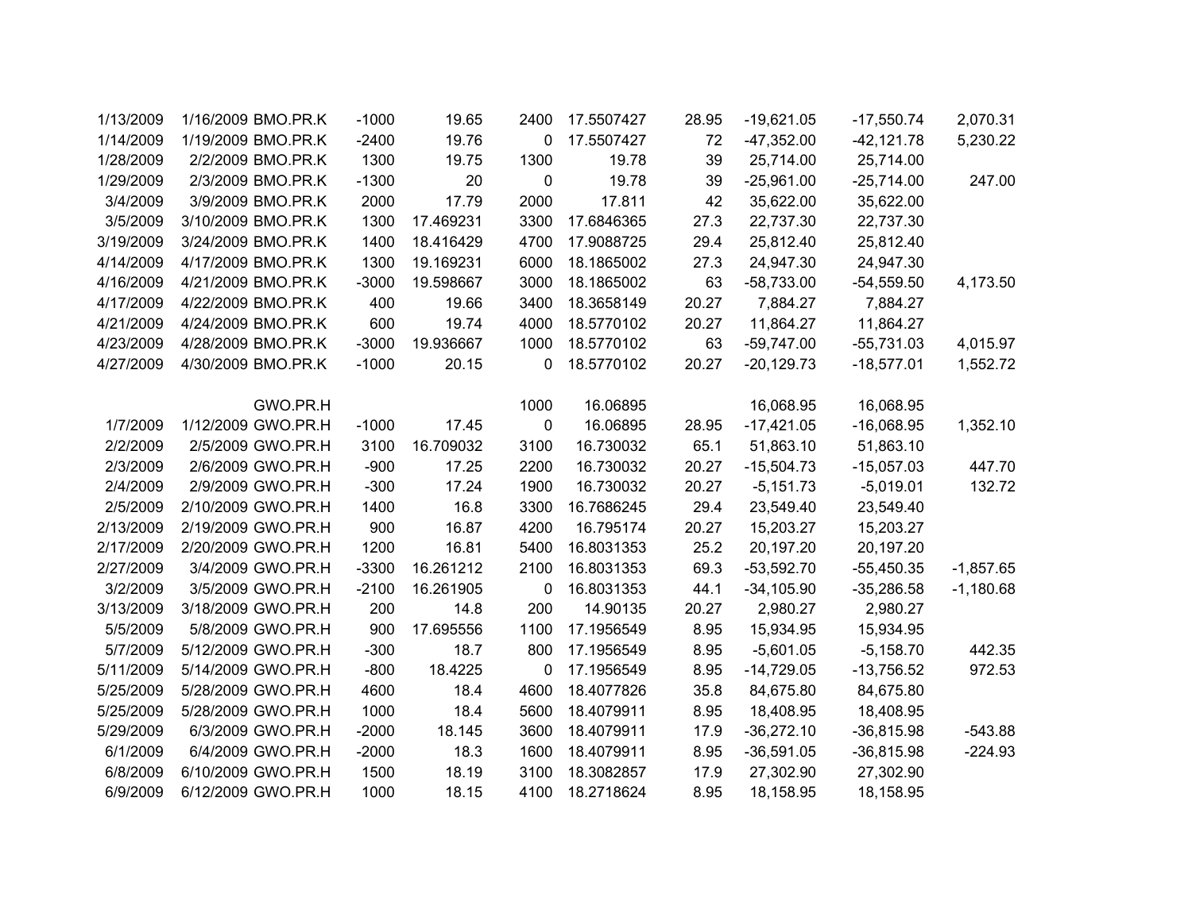| | | | | | | | | | | |
|---|---|---|---|---|---|---|---|---|---|---|
| 1/13/2009 | 1/16/2009 | BMO.PR.K | -1000 | 19.65 | 2400 | 17.5507427 | 28.95 | -19,621.05 | -17,550.74 | 2,070.31 |
| 1/14/2009 | 1/19/2009 | BMO.PR.K | -2400 | 19.76 | 0 | 17.5507427 | 72 | -47,352.00 | -42,121.78 | 5,230.22 |
| 1/28/2009 | 2/2/2009 | BMO.PR.K | 1300 | 19.75 | 1300 | 19.78 | 39 | 25,714.00 | 25,714.00 | |
| 1/29/2009 | 2/3/2009 | BMO.PR.K | -1300 | 20 | 0 | 19.78 | 39 | -25,961.00 | -25,714.00 | 247.00 |
| 3/4/2009 | 3/9/2009 | BMO.PR.K | 2000 | 17.79 | 2000 | 17.811 | 42 | 35,622.00 | 35,622.00 | |
| 3/5/2009 | 3/10/2009 | BMO.PR.K | 1300 | 17.469231 | 3300 | 17.6846365 | 27.3 | 22,737.30 | 22,737.30 | |
| 3/19/2009 | 3/24/2009 | BMO.PR.K | 1400 | 18.416429 | 4700 | 17.9088725 | 29.4 | 25,812.40 | 25,812.40 | |
| 4/14/2009 | 4/17/2009 | BMO.PR.K | 1300 | 19.169231 | 6000 | 18.1865002 | 27.3 | 24,947.30 | 24,947.30 | |
| 4/16/2009 | 4/21/2009 | BMO.PR.K | -3000 | 19.598667 | 3000 | 18.1865002 | 63 | -58,733.00 | -54,559.50 | 4,173.50 |
| 4/17/2009 | 4/22/2009 | BMO.PR.K | 400 | 19.66 | 3400 | 18.3658149 | 20.27 | 7,884.27 | 7,884.27 | |
| 4/21/2009 | 4/24/2009 | BMO.PR.K | 600 | 19.74 | 4000 | 18.5770102 | 20.27 | 11,864.27 | 11,864.27 | |
| 4/23/2009 | 4/28/2009 | BMO.PR.K | -3000 | 19.936667 | 1000 | 18.5770102 | 63 | -59,747.00 | -55,731.03 | 4,015.97 |
| 4/27/2009 | 4/30/2009 | BMO.PR.K | -1000 | 20.15 | 0 | 18.5770102 | 20.27 | -20,129.73 | -18,577.01 | 1,552.72 |
| | | | | | | | | | | |
| | | GWO.PR.H | | | 1000 | 16.06895 | | 16,068.95 | 16,068.95 | |
| 1/7/2009 | 1/12/2009 | GWO.PR.H | -1000 | 17.45 | 0 | 16.06895 | 28.95 | -17,421.05 | -16,068.95 | 1,352.10 |
| 2/2/2009 | 2/5/2009 | GWO.PR.H | 3100 | 16.709032 | 3100 | 16.730032 | 65.1 | 51,863.10 | 51,863.10 | |
| 2/3/2009 | 2/6/2009 | GWO.PR.H | -900 | 17.25 | 2200 | 16.730032 | 20.27 | -15,504.73 | -15,057.03 | 447.70 |
| 2/4/2009 | 2/9/2009 | GWO.PR.H | -300 | 17.24 | 1900 | 16.730032 | 20.27 | -5,151.73 | -5,019.01 | 132.72 |
| 2/5/2009 | 2/10/2009 | GWO.PR.H | 1400 | 16.8 | 3300 | 16.7686245 | 29.4 | 23,549.40 | 23,549.40 | |
| 2/13/2009 | 2/19/2009 | GWO.PR.H | 900 | 16.87 | 4200 | 16.795174 | 20.27 | 15,203.27 | 15,203.27 | |
| 2/17/2009 | 2/20/2009 | GWO.PR.H | 1200 | 16.81 | 5400 | 16.8031353 | 25.2 | 20,197.20 | 20,197.20 | |
| 2/27/2009 | 3/4/2009 | GWO.PR.H | -3300 | 16.261212 | 2100 | 16.8031353 | 69.3 | -53,592.70 | -55,450.35 | -1,857.65 |
| 3/2/2009 | 3/5/2009 | GWO.PR.H | -2100 | 16.261905 | 0 | 16.8031353 | 44.1 | -34,105.90 | -35,286.58 | -1,180.68 |
| 3/13/2009 | 3/18/2009 | GWO.PR.H | 200 | 14.8 | 200 | 14.90135 | 20.27 | 2,980.27 | 2,980.27 | |
| 5/5/2009 | 5/8/2009 | GWO.PR.H | 900 | 17.695556 | 1100 | 17.1956549 | 8.95 | 15,934.95 | 15,934.95 | |
| 5/7/2009 | 5/12/2009 | GWO.PR.H | -300 | 18.7 | 800 | 17.1956549 | 8.95 | -5,601.05 | -5,158.70 | 442.35 |
| 5/11/2009 | 5/14/2009 | GWO.PR.H | -800 | 18.4225 | 0 | 17.1956549 | 8.95 | -14,729.05 | -13,756.52 | 972.53 |
| 5/25/2009 | 5/28/2009 | GWO.PR.H | 4600 | 18.4 | 4600 | 18.4077826 | 35.8 | 84,675.80 | 84,675.80 | |
| 5/25/2009 | 5/28/2009 | GWO.PR.H | 1000 | 18.4 | 5600 | 18.4079911 | 8.95 | 18,408.95 | 18,408.95 | |
| 5/29/2009 | 6/3/2009 | GWO.PR.H | -2000 | 18.145 | 3600 | 18.4079911 | 17.9 | -36,272.10 | -36,815.98 | -543.88 |
| 6/1/2009 | 6/4/2009 | GWO.PR.H | -2000 | 18.3 | 1600 | 18.4079911 | 8.95 | -36,591.05 | -36,815.98 | -224.93 |
| 6/8/2009 | 6/10/2009 | GWO.PR.H | 1500 | 18.19 | 3100 | 18.3082857 | 17.9 | 27,302.90 | 27,302.90 | |
| 6/9/2009 | 6/12/2009 | GWO.PR.H | 1000 | 18.15 | 4100 | 18.2718624 | 8.95 | 18,158.95 | 18,158.95 | |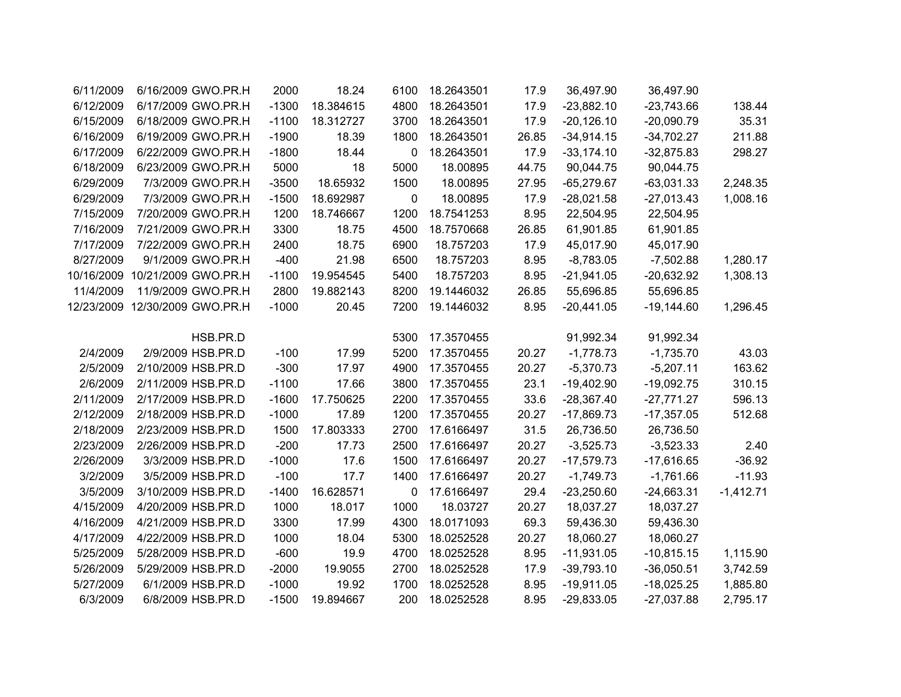| | | | | | | | | | | |
|---|---|---|---|---|---|---|---|---|---|---|
| 6/11/2009 | 6/16/2009 | GWO.PR.H | 2000 | 18.24 | 6100 | 18.2643501 | 17.9 | 36,497.90 | 36,497.90 | |
| 6/12/2009 | 6/17/2009 | GWO.PR.H | -1300 | 18.384615 | 4800 | 18.2643501 | 17.9 | -23,882.10 | -23,743.66 | 138.44 |
| 6/15/2009 | 6/18/2009 | GWO.PR.H | -1100 | 18.312727 | 3700 | 18.2643501 | 17.9 | -20,126.10 | -20,090.79 | 35.31 |
| 6/16/2009 | 6/19/2009 | GWO.PR.H | -1900 | 18.39 | 1800 | 18.2643501 | 26.85 | -34,914.15 | -34,702.27 | 211.88 |
| 6/17/2009 | 6/22/2009 | GWO.PR.H | -1800 | 18.44 | 0 | 18.2643501 | 17.9 | -33,174.10 | -32,875.83 | 298.27 |
| 6/18/2009 | 6/23/2009 | GWO.PR.H | 5000 | 18 | 5000 | 18.00895 | 44.75 | 90,044.75 | 90,044.75 | |
| 6/29/2009 | 7/3/2009 | GWO.PR.H | -3500 | 18.65932 | 1500 | 18.00895 | 27.95 | -65,279.67 | -63,031.33 | 2,248.35 |
| 6/29/2009 | 7/3/2009 | GWO.PR.H | -1500 | 18.692987 | 0 | 18.00895 | 17.9 | -28,021.58 | -27,013.43 | 1,008.16 |
| 7/15/2009 | 7/20/2009 | GWO.PR.H | 1200 | 18.746667 | 1200 | 18.7541253 | 8.95 | 22,504.95 | 22,504.95 | |
| 7/16/2009 | 7/21/2009 | GWO.PR.H | 3300 | 18.75 | 4500 | 18.7570668 | 26.85 | 61,901.85 | 61,901.85 | |
| 7/17/2009 | 7/22/2009 | GWO.PR.H | 2400 | 18.75 | 6900 | 18.757203 | 17.9 | 45,017.90 | 45,017.90 | |
| 8/27/2009 | 9/1/2009 | GWO.PR.H | -400 | 21.98 | 6500 | 18.757203 | 8.95 | -8,783.05 | -7,502.88 | 1,280.17 |
| 10/16/2009 | 10/21/2009 | GWO.PR.H | -1100 | 19.954545 | 5400 | 18.757203 | 8.95 | -21,941.05 | -20,632.92 | 1,308.13 |
| 11/4/2009 | 11/9/2009 | GWO.PR.H | 2800 | 19.882143 | 8200 | 19.1446032 | 26.85 | 55,696.85 | 55,696.85 | |
| 12/23/2009 | 12/30/2009 | GWO.PR.H | -1000 | 20.45 | 7200 | 19.1446032 | 8.95 | -20,441.05 | -19,144.60 | 1,296.45 |
| | | | | | | | | | | |
| | | HSB.PR.D | | | 5300 | 17.3570455 | | 91,992.34 | 91,992.34 | |
| 2/4/2009 | 2/9/2009 | HSB.PR.D | -100 | 17.99 | 5200 | 17.3570455 | 20.27 | -1,778.73 | -1,735.70 | 43.03 |
| 2/5/2009 | 2/10/2009 | HSB.PR.D | -300 | 17.97 | 4900 | 17.3570455 | 20.27 | -5,370.73 | -5,207.11 | 163.62 |
| 2/6/2009 | 2/11/2009 | HSB.PR.D | -1100 | 17.66 | 3800 | 17.3570455 | 23.1 | -19,402.90 | -19,092.75 | 310.15 |
| 2/11/2009 | 2/17/2009 | HSB.PR.D | -1600 | 17.750625 | 2200 | 17.3570455 | 33.6 | -28,367.40 | -27,771.27 | 596.13 |
| 2/12/2009 | 2/18/2009 | HSB.PR.D | -1000 | 17.89 | 1200 | 17.3570455 | 20.27 | -17,869.73 | -17,357.05 | 512.68 |
| 2/18/2009 | 2/23/2009 | HSB.PR.D | 1500 | 17.803333 | 2700 | 17.6166497 | 31.5 | 26,736.50 | 26,736.50 | |
| 2/23/2009 | 2/26/2009 | HSB.PR.D | -200 | 17.73 | 2500 | 17.6166497 | 20.27 | -3,525.73 | -3,523.33 | 2.40 |
| 2/26/2009 | 3/3/2009 | HSB.PR.D | -1000 | 17.6 | 1500 | 17.6166497 | 20.27 | -17,579.73 | -17,616.65 | -36.92 |
| 3/2/2009 | 3/5/2009 | HSB.PR.D | -100 | 17.7 | 1400 | 17.6166497 | 20.27 | -1,749.73 | -1,761.66 | -11.93 |
| 3/5/2009 | 3/10/2009 | HSB.PR.D | -1400 | 16.628571 | 0 | 17.6166497 | 29.4 | -23,250.60 | -24,663.31 | -1,412.71 |
| 4/15/2009 | 4/20/2009 | HSB.PR.D | 1000 | 18.017 | 1000 | 18.03727 | 20.27 | 18,037.27 | 18,037.27 | |
| 4/16/2009 | 4/21/2009 | HSB.PR.D | 3300 | 17.99 | 4300 | 18.0171093 | 69.3 | 59,436.30 | 59,436.30 | |
| 4/17/2009 | 4/22/2009 | HSB.PR.D | 1000 | 18.04 | 5300 | 18.0252528 | 20.27 | 18,060.27 | 18,060.27 | |
| 5/25/2009 | 5/28/2009 | HSB.PR.D | -600 | 19.9 | 4700 | 18.0252528 | 8.95 | -11,931.05 | -10,815.15 | 1,115.90 |
| 5/26/2009 | 5/29/2009 | HSB.PR.D | -2000 | 19.9055 | 2700 | 18.0252528 | 17.9 | -39,793.10 | -36,050.51 | 3,742.59 |
| 5/27/2009 | 6/1/2009 | HSB.PR.D | -1000 | 19.92 | 1700 | 18.0252528 | 8.95 | -19,911.05 | -18,025.25 | 1,885.80 |
| 6/3/2009 | 6/8/2009 | HSB.PR.D | -1500 | 19.894667 | 200 | 18.0252528 | 8.95 | -29,833.05 | -27,037.88 | 2,795.17 |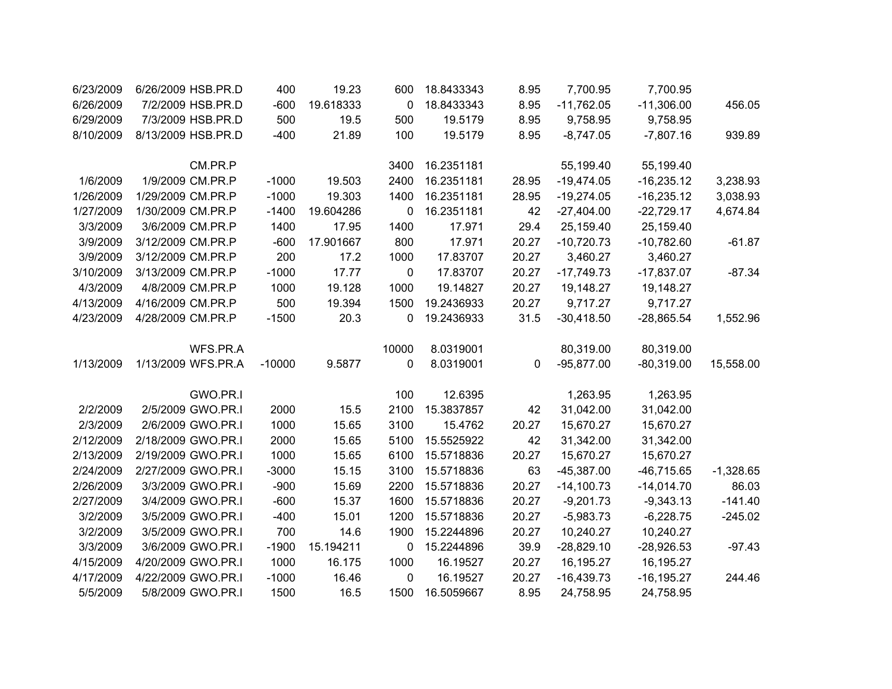| | | | | | | | | | | |
|---|---|---|---|---|---|---|---|---|---|---|
| 6/23/2009 | 6/26/2009 | HSB.PR.D | 400 | 19.23 | 600 | 18.8433343 | 8.95 | 7,700.95 | 7,700.95 | |
| 6/26/2009 | 7/2/2009 | HSB.PR.D | -600 | 19.618333 | 0 | 18.8433343 | 8.95 | -11,762.05 | -11,306.00 | 456.05 |
| 6/29/2009 | 7/3/2009 | HSB.PR.D | 500 | 19.5 | 500 | 19.5179 | 8.95 | 9,758.95 | 9,758.95 | |
| 8/10/2009 | 8/13/2009 | HSB.PR.D | -400 | 21.89 | 100 | 19.5179 | 8.95 | -8,747.05 | -7,807.16 | 939.89 |
| | | | | | | | | | | |
| | | CM.PR.P | | | 3400 | 16.2351181 | | 55,199.40 | 55,199.40 | |
| 1/6/2009 | 1/9/2009 | CM.PR.P | -1000 | 19.503 | 2400 | 16.2351181 | 28.95 | -19,474.05 | -16,235.12 | 3,238.93 |
| 1/26/2009 | 1/29/2009 | CM.PR.P | -1000 | 19.303 | 1400 | 16.2351181 | 28.95 | -19,274.05 | -16,235.12 | 3,038.93 |
| 1/27/2009 | 1/30/2009 | CM.PR.P | -1400 | 19.604286 | 0 | 16.2351181 | 42 | -27,404.00 | -22,729.17 | 4,674.84 |
| 3/3/2009 | 3/6/2009 | CM.PR.P | 1400 | 17.95 | 1400 | 17.971 | 29.4 | 25,159.40 | 25,159.40 | |
| 3/9/2009 | 3/12/2009 | CM.PR.P | -600 | 17.901667 | 800 | 17.971 | 20.27 | -10,720.73 | -10,782.60 | -61.87 |
| 3/9/2009 | 3/12/2009 | CM.PR.P | 200 | 17.2 | 1000 | 17.83707 | 20.27 | 3,460.27 | 3,460.27 | |
| 3/10/2009 | 3/13/2009 | CM.PR.P | -1000 | 17.77 | 0 | 17.83707 | 20.27 | -17,749.73 | -17,837.07 | -87.34 |
| 4/3/2009 | 4/8/2009 | CM.PR.P | 1000 | 19.128 | 1000 | 19.14827 | 20.27 | 19,148.27 | 19,148.27 | |
| 4/13/2009 | 4/16/2009 | CM.PR.P | 500 | 19.394 | 1500 | 19.2436933 | 20.27 | 9,717.27 | 9,717.27 | |
| 4/23/2009 | 4/28/2009 | CM.PR.P | -1500 | 20.3 | 0 | 19.2436933 | 31.5 | -30,418.50 | -28,865.54 | 1,552.96 |
| | | | | | | | | | | |
| | | WFS.PR.A | | | 10000 | 8.0319001 | | 80,319.00 | 80,319.00 | |
| 1/13/2009 | 1/13/2009 | WFS.PR.A | -10000 | 9.5877 | 0 | 8.0319001 | 0 | -95,877.00 | -80,319.00 | 15,558.00 |
| | | | | | | | | | | |
| | | GWO.PR.I | | | 100 | 12.6395 | | 1,263.95 | 1,263.95 | |
| 2/2/2009 | 2/5/2009 | GWO.PR.I | 2000 | 15.5 | 2100 | 15.3837857 | 42 | 31,042.00 | 31,042.00 | |
| 2/3/2009 | 2/6/2009 | GWO.PR.I | 1000 | 15.65 | 3100 | 15.4762 | 20.27 | 15,670.27 | 15,670.27 | |
| 2/12/2009 | 2/18/2009 | GWO.PR.I | 2000 | 15.65 | 5100 | 15.5525922 | 42 | 31,342.00 | 31,342.00 | |
| 2/13/2009 | 2/19/2009 | GWO.PR.I | 1000 | 15.65 | 6100 | 15.5718836 | 20.27 | 15,670.27 | 15,670.27 | |
| 2/24/2009 | 2/27/2009 | GWO.PR.I | -3000 | 15.15 | 3100 | 15.5718836 | 63 | -45,387.00 | -46,715.65 | -1,328.65 |
| 2/26/2009 | 3/3/2009 | GWO.PR.I | -900 | 15.69 | 2200 | 15.5718836 | 20.27 | -14,100.73 | -14,014.70 | 86.03 |
| 2/27/2009 | 3/4/2009 | GWO.PR.I | -600 | 15.37 | 1600 | 15.5718836 | 20.27 | -9,201.73 | -9,343.13 | -141.40 |
| 3/2/2009 | 3/5/2009 | GWO.PR.I | -400 | 15.01 | 1200 | 15.5718836 | 20.27 | -5,983.73 | -6,228.75 | -245.02 |
| 3/2/2009 | 3/5/2009 | GWO.PR.I | 700 | 14.6 | 1900 | 15.2244896 | 20.27 | 10,240.27 | 10,240.27 | |
| 3/3/2009 | 3/6/2009 | GWO.PR.I | -1900 | 15.194211 | 0 | 15.2244896 | 39.9 | -28,829.10 | -28,926.53 | -97.43 |
| 4/15/2009 | 4/20/2009 | GWO.PR.I | 1000 | 16.175 | 1000 | 16.19527 | 20.27 | 16,195.27 | 16,195.27 | |
| 4/17/2009 | 4/22/2009 | GWO.PR.I | -1000 | 16.46 | 0 | 16.19527 | 20.27 | -16,439.73 | -16,195.27 | 244.46 |
| 5/5/2009 | 5/8/2009 | GWO.PR.I | 1500 | 16.5 | 1500 | 16.5059667 | 8.95 | 24,758.95 | 24,758.95 | |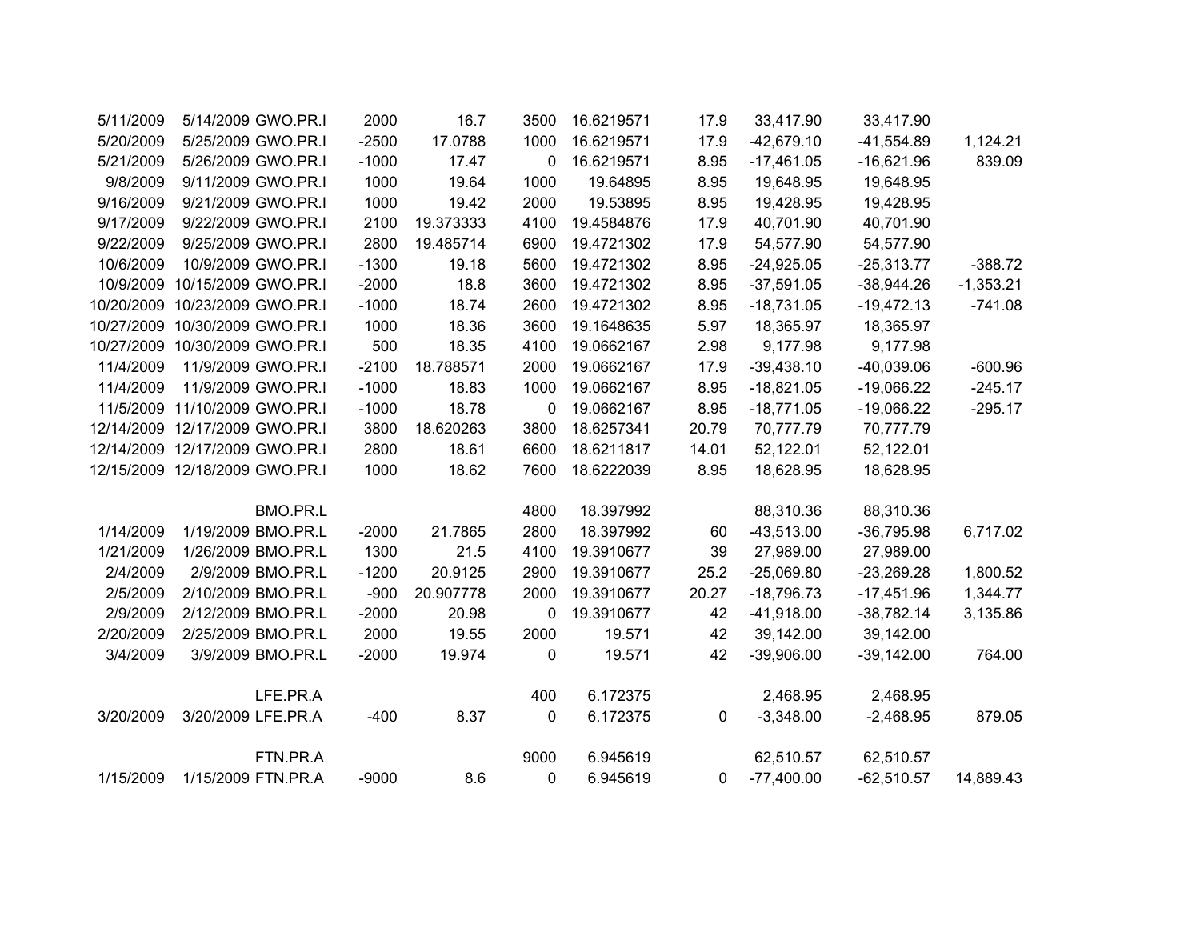| | | | | | | | | | | |
|---|---|---|---|---|---|---|---|---|---|---|
| 5/11/2009 | 5/14/2009 | GWO.PR.I | 2000 | 16.7 | 3500 | 16.6219571 | 17.9 | 33,417.90 | 33,417.90 | |
| 5/20/2009 | 5/25/2009 | GWO.PR.I | -2500 | 17.0788 | 1000 | 16.6219571 | 17.9 | -42,679.10 | -41,554.89 | 1,124.21 |
| 5/21/2009 | 5/26/2009 | GWO.PR.I | -1000 | 17.47 | 0 | 16.6219571 | 8.95 | -17,461.05 | -16,621.96 | 839.09 |
| 9/8/2009 | 9/11/2009 | GWO.PR.I | 1000 | 19.64 | 1000 | 19.64895 | 8.95 | 19,648.95 | 19,648.95 | |
| 9/16/2009 | 9/21/2009 | GWO.PR.I | 1000 | 19.42 | 2000 | 19.53895 | 8.95 | 19,428.95 | 19,428.95 | |
| 9/17/2009 | 9/22/2009 | GWO.PR.I | 2100 | 19.373333 | 4100 | 19.4584876 | 17.9 | 40,701.90 | 40,701.90 | |
| 9/22/2009 | 9/25/2009 | GWO.PR.I | 2800 | 19.485714 | 6900 | 19.4721302 | 17.9 | 54,577.90 | 54,577.90 | |
| 10/6/2009 | 10/9/2009 | GWO.PR.I | -1300 | 19.18 | 5600 | 19.4721302 | 8.95 | -24,925.05 | -25,313.77 | -388.72 |
| 10/9/2009 | 10/15/2009 | GWO.PR.I | -2000 | 18.8 | 3600 | 19.4721302 | 8.95 | -37,591.05 | -38,944.26 | -1,353.21 |
| 10/20/2009 | 10/23/2009 | GWO.PR.I | -1000 | 18.74 | 2600 | 19.4721302 | 8.95 | -18,731.05 | -19,472.13 | -741.08 |
| 10/27/2009 | 10/30/2009 | GWO.PR.I | 1000 | 18.36 | 3600 | 19.1648635 | 5.97 | 18,365.97 | 18,365.97 | |
| 10/27/2009 | 10/30/2009 | GWO.PR.I | 500 | 18.35 | 4100 | 19.0662167 | 2.98 | 9,177.98 | 9,177.98 | |
| 11/4/2009 | 11/9/2009 | GWO.PR.I | -2100 | 18.788571 | 2000 | 19.0662167 | 17.9 | -39,438.10 | -40,039.06 | -600.96 |
| 11/4/2009 | 11/9/2009 | GWO.PR.I | -1000 | 18.83 | 1000 | 19.0662167 | 8.95 | -18,821.05 | -19,066.22 | -245.17 |
| 11/5/2009 | 11/10/2009 | GWO.PR.I | -1000 | 18.78 | 0 | 19.0662167 | 8.95 | -18,771.05 | -19,066.22 | -295.17 |
| 12/14/2009 | 12/17/2009 | GWO.PR.I | 3800 | 18.620263 | 3800 | 18.6257341 | 20.79 | 70,777.79 | 70,777.79 | |
| 12/14/2009 | 12/17/2009 | GWO.PR.I | 2800 | 18.61 | 6600 | 18.6211817 | 14.01 | 52,122.01 | 52,122.01 | |
| 12/15/2009 | 12/18/2009 | GWO.PR.I | 1000 | 18.62 | 7600 | 18.6222039 | 8.95 | 18,628.95 | 18,628.95 | |
| | | | | | | | | | | |
| | | BMO.PR.L | | | 4800 | 18.397992 | | 88,310.36 | 88,310.36 | |
| 1/14/2009 | 1/19/2009 | BMO.PR.L | -2000 | 21.7865 | 2800 | 18.397992 | 60 | -43,513.00 | -36,795.98 | 6,717.02 |
| 1/21/2009 | 1/26/2009 | BMO.PR.L | 1300 | 21.5 | 4100 | 19.3910677 | 39 | 27,989.00 | 27,989.00 | |
| 2/4/2009 | 2/9/2009 | BMO.PR.L | -1200 | 20.9125 | 2900 | 19.3910677 | 25.2 | -25,069.80 | -23,269.28 | 1,800.52 |
| 2/5/2009 | 2/10/2009 | BMO.PR.L | -900 | 20.907778 | 2000 | 19.3910677 | 20.27 | -18,796.73 | -17,451.96 | 1,344.77 |
| 2/9/2009 | 2/12/2009 | BMO.PR.L | -2000 | 20.98 | 0 | 19.3910677 | 42 | -41,918.00 | -38,782.14 | 3,135.86 |
| 2/20/2009 | 2/25/2009 | BMO.PR.L | 2000 | 19.55 | 2000 | 19.571 | 42 | 39,142.00 | 39,142.00 | |
| 3/4/2009 | 3/9/2009 | BMO.PR.L | -2000 | 19.974 | 0 | 19.571 | 42 | -39,906.00 | -39,142.00 | 764.00 |
| | | | | | | | | | | |
| | | LFE.PR.A | | | 400 | 6.172375 | | 2,468.95 | 2,468.95 | |
| 3/20/2009 | 3/20/2009 | LFE.PR.A | -400 | 8.37 | 0 | 6.172375 | 0 | -3,348.00 | -2,468.95 | 879.05 |
| | | | | | | | | | | |
| | | FTN.PR.A | | | 9000 | 6.945619 | | 62,510.57 | 62,510.57 | |
| 1/15/2009 | 1/15/2009 | FTN.PR.A | -9000 | 8.6 | 0 | 6.945619 | 0 | -77,400.00 | -62,510.57 | 14,889.43 |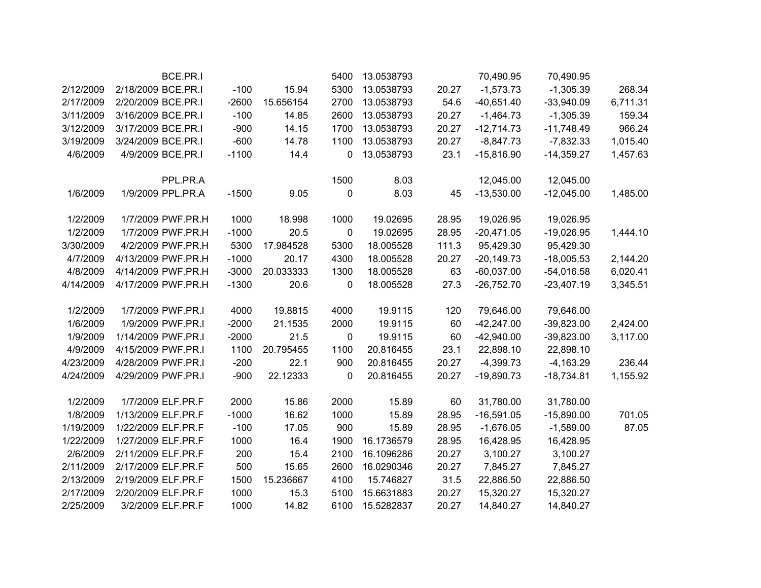| | | | | | | | | | | |
|---|---|---|---|---|---|---|---|---|---|---|
| | | BCE.PR.I | | | 5400 | 13.0538793 | | 70,490.95 | 70,490.95 | |
| 2/12/2009 | 2/18/2009 | BCE.PR.I | -100 | 15.94 | 5300 | 13.0538793 | 20.27 | -1,573.73 | -1,305.39 | 268.34 |
| 2/17/2009 | 2/20/2009 | BCE.PR.I | -2600 | 15.656154 | 2700 | 13.0538793 | 54.6 | -40,651.40 | -33,940.09 | 6,711.31 |
| 3/11/2009 | 3/16/2009 | BCE.PR.I | -100 | 14.85 | 2600 | 13.0538793 | 20.27 | -1,464.73 | -1,305.39 | 159.34 |
| 3/12/2009 | 3/17/2009 | BCE.PR.I | -900 | 14.15 | 1700 | 13.0538793 | 20.27 | -12,714.73 | -11,748.49 | 966.24 |
| 3/19/2009 | 3/24/2009 | BCE.PR.I | -600 | 14.78 | 1100 | 13.0538793 | 20.27 | -8,847.73 | -7,832.33 | 1,015.40 |
| 4/6/2009 | 4/9/2009 | BCE.PR.I | -1100 | 14.4 | 0 | 13.0538793 | 23.1 | -15,816.90 | -14,359.27 | 1,457.63 |
| | | | | | | | | | | |
| | | PPL.PR.A | | | 1500 | 8.03 | | 12,045.00 | 12,045.00 | |
| 1/6/2009 | 1/9/2009 | PPL.PR.A | -1500 | 9.05 | 0 | 8.03 | 45 | -13,530.00 | -12,045.00 | 1,485.00 |
| | | | | | | | | | | |
| 1/2/2009 | 1/7/2009 | PWF.PR.H | 1000 | 18.998 | 1000 | 19.02695 | 28.95 | 19,026.95 | 19,026.95 | |
| 1/2/2009 | 1/7/2009 | PWF.PR.H | -1000 | 20.5 | 0 | 19.02695 | 28.95 | -20,471.05 | -19,026.95 | 1,444.10 |
| 3/30/2009 | 4/2/2009 | PWF.PR.H | 5300 | 17.984528 | 5300 | 18.005528 | 111.3 | 95,429.30 | 95,429.30 | |
| 4/7/2009 | 4/13/2009 | PWF.PR.H | -1000 | 20.17 | 4300 | 18.005528 | 20.27 | -20,149.73 | -18,005.53 | 2,144.20 |
| 4/8/2009 | 4/14/2009 | PWF.PR.H | -3000 | 20.033333 | 1300 | 18.005528 | 63 | -60,037.00 | -54,016.58 | 6,020.41 |
| 4/14/2009 | 4/17/2009 | PWF.PR.H | -1300 | 20.6 | 0 | 18.005528 | 27.3 | -26,752.70 | -23,407.19 | 3,345.51 |
| | | | | | | | | | | |
| 1/2/2009 | 1/7/2009 | PWF.PR.I | 4000 | 19.8815 | 4000 | 19.9115 | 120 | 79,646.00 | 79,646.00 | |
| 1/6/2009 | 1/9/2009 | PWF.PR.I | -2000 | 21.1535 | 2000 | 19.9115 | 60 | -42,247.00 | -39,823.00 | 2,424.00 |
| 1/9/2009 | 1/14/2009 | PWF.PR.I | -2000 | 21.5 | 0 | 19.9115 | 60 | -42,940.00 | -39,823.00 | 3,117.00 |
| 4/9/2009 | 4/15/2009 | PWF.PR.I | 1100 | 20.795455 | 1100 | 20.816455 | 23.1 | 22,898.10 | 22,898.10 | |
| 4/23/2009 | 4/28/2009 | PWF.PR.I | -200 | 22.1 | 900 | 20.816455 | 20.27 | -4,399.73 | -4,163.29 | 236.44 |
| 4/24/2009 | 4/29/2009 | PWF.PR.I | -900 | 22.12333 | 0 | 20.816455 | 20.27 | -19,890.73 | -18,734.81 | 1,155.92 |
| | | | | | | | | | | |
| 1/2/2009 | 1/7/2009 | ELF.PR.F | 2000 | 15.86 | 2000 | 15.89 | 60 | 31,780.00 | 31,780.00 | |
| 1/8/2009 | 1/13/2009 | ELF.PR.F | -1000 | 16.62 | 1000 | 15.89 | 28.95 | -16,591.05 | -15,890.00 | 701.05 |
| 1/19/2009 | 1/22/2009 | ELF.PR.F | -100 | 17.05 | 900 | 15.89 | 28.95 | -1,676.05 | -1,589.00 | 87.05 |
| 1/22/2009 | 1/27/2009 | ELF.PR.F | 1000 | 16.4 | 1900 | 16.1736579 | 28.95 | 16,428.95 | 16,428.95 | |
| 2/6/2009 | 2/11/2009 | ELF.PR.F | 200 | 15.4 | 2100 | 16.1096286 | 20.27 | 3,100.27 | 3,100.27 | |
| 2/11/2009 | 2/17/2009 | ELF.PR.F | 500 | 15.65 | 2600 | 16.0290346 | 20.27 | 7,845.27 | 7,845.27 | |
| 2/13/2009 | 2/19/2009 | ELF.PR.F | 1500 | 15.236667 | 4100 | 15.746827 | 31.5 | 22,886.50 | 22,886.50 | |
| 2/17/2009 | 2/20/2009 | ELF.PR.F | 1000 | 15.3 | 5100 | 15.6631883 | 20.27 | 15,320.27 | 15,320.27 | |
| 2/25/2009 | 3/2/2009 | ELF.PR.F | 1000 | 14.82 | 6100 | 15.5282837 | 20.27 | 14,840.27 | 14,840.27 | |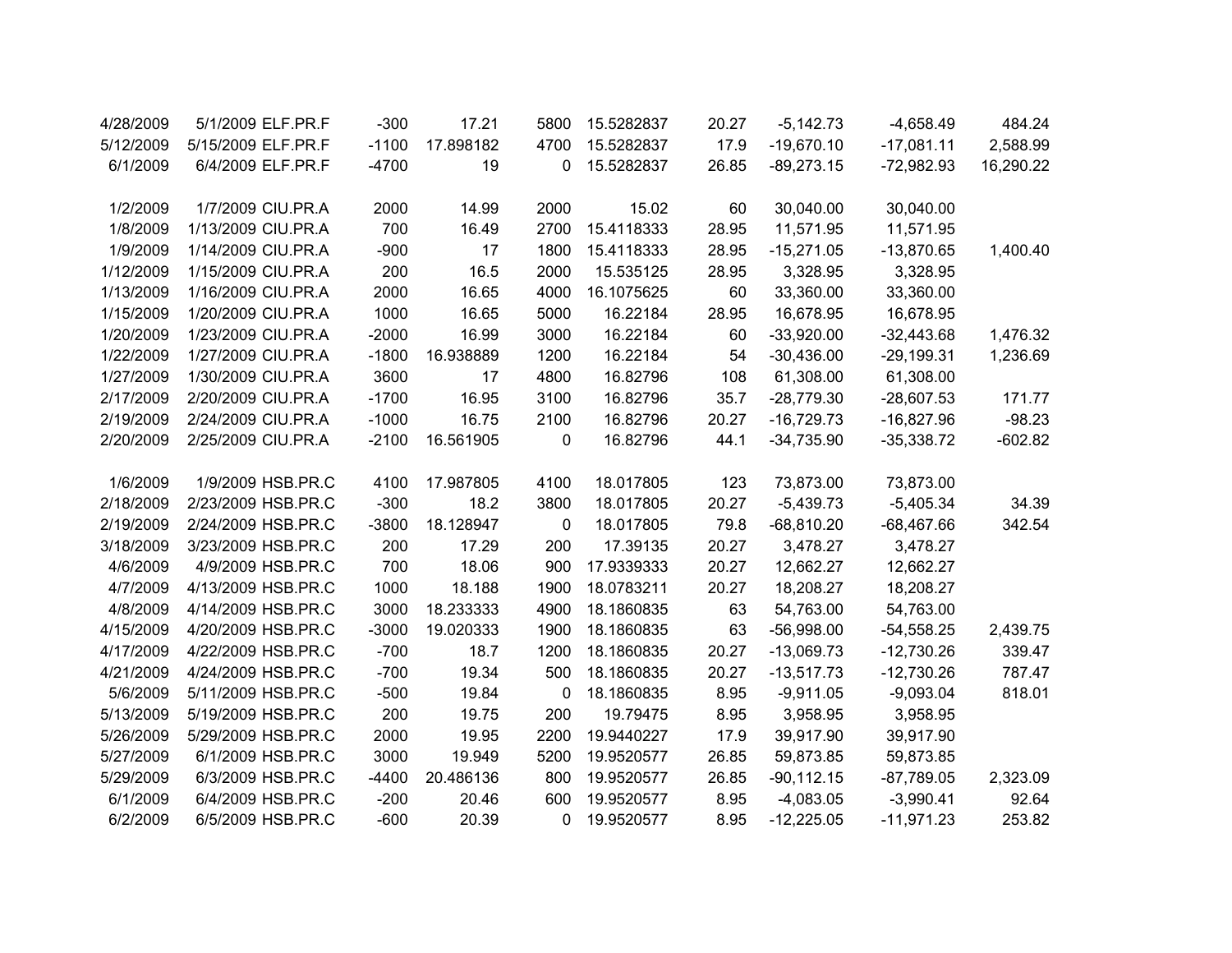| | | | | | | | | | | |
|---|---|---|---|---|---|---|---|---|---|---|
| 4/28/2009 | 5/1/2009 | ELF.PR.F | -300 | 17.21 | 5800 | 15.5282837 | 20.27 | -5,142.73 | -4,658.49 | 484.24 |
| 5/12/2009 | 5/15/2009 | ELF.PR.F | -1100 | 17.898182 | 4700 | 15.5282837 | 17.9 | -19,670.10 | -17,081.11 | 2,588.99 |
| 6/1/2009 | 6/4/2009 | ELF.PR.F | -4700 | 19 | 0 | 15.5282837 | 26.85 | -89,273.15 | -72,982.93 | 16,290.22 |
| | | | | | | | | | | |
| 1/2/2009 | 1/7/2009 | CIU.PR.A | 2000 | 14.99 | 2000 | 15.02 | 60 | 30,040.00 | 30,040.00 | |
| 1/8/2009 | 1/13/2009 | CIU.PR.A | 700 | 16.49 | 2700 | 15.4118333 | 28.95 | 11,571.95 | 11,571.95 | |
| 1/9/2009 | 1/14/2009 | CIU.PR.A | -900 | 17 | 1800 | 15.4118333 | 28.95 | -15,271.05 | -13,870.65 | 1,400.40 |
| 1/12/2009 | 1/15/2009 | CIU.PR.A | 200 | 16.5 | 2000 | 15.535125 | 28.95 | 3,328.95 | 3,328.95 | |
| 1/13/2009 | 1/16/2009 | CIU.PR.A | 2000 | 16.65 | 4000 | 16.1075625 | 60 | 33,360.00 | 33,360.00 | |
| 1/15/2009 | 1/20/2009 | CIU.PR.A | 1000 | 16.65 | 5000 | 16.22184 | 28.95 | 16,678.95 | 16,678.95 | |
| 1/20/2009 | 1/23/2009 | CIU.PR.A | -2000 | 16.99 | 3000 | 16.22184 | 60 | -33,920.00 | -32,443.68 | 1,476.32 |
| 1/22/2009 | 1/27/2009 | CIU.PR.A | -1800 | 16.938889 | 1200 | 16.22184 | 54 | -30,436.00 | -29,199.31 | 1,236.69 |
| 1/27/2009 | 1/30/2009 | CIU.PR.A | 3600 | 17 | 4800 | 16.82796 | 108 | 61,308.00 | 61,308.00 | |
| 2/17/2009 | 2/20/2009 | CIU.PR.A | -1700 | 16.95 | 3100 | 16.82796 | 35.7 | -28,779.30 | -28,607.53 | 171.77 |
| 2/19/2009 | 2/24/2009 | CIU.PR.A | -1000 | 16.75 | 2100 | 16.82796 | 20.27 | -16,729.73 | -16,827.96 | -98.23 |
| 2/20/2009 | 2/25/2009 | CIU.PR.A | -2100 | 16.561905 | 0 | 16.82796 | 44.1 | -34,735.90 | -35,338.72 | -602.82 |
| | | | | | | | | | | |
| 1/6/2009 | 1/9/2009 | HSB.PR.C | 4100 | 17.987805 | 4100 | 18.017805 | 123 | 73,873.00 | 73,873.00 | |
| 2/18/2009 | 2/23/2009 | HSB.PR.C | -300 | 18.2 | 3800 | 18.017805 | 20.27 | -5,439.73 | -5,405.34 | 34.39 |
| 2/19/2009 | 2/24/2009 | HSB.PR.C | -3800 | 18.128947 | 0 | 18.017805 | 79.8 | -68,810.20 | -68,467.66 | 342.54 |
| 3/18/2009 | 3/23/2009 | HSB.PR.C | 200 | 17.29 | 200 | 17.39135 | 20.27 | 3,478.27 | 3,478.27 | |
| 4/6/2009 | 4/9/2009 | HSB.PR.C | 700 | 18.06 | 900 | 17.9339333 | 20.27 | 12,662.27 | 12,662.27 | |
| 4/7/2009 | 4/13/2009 | HSB.PR.C | 1000 | 18.188 | 1900 | 18.0783211 | 20.27 | 18,208.27 | 18,208.27 | |
| 4/8/2009 | 4/14/2009 | HSB.PR.C | 3000 | 18.233333 | 4900 | 18.1860835 | 63 | 54,763.00 | 54,763.00 | |
| 4/15/2009 | 4/20/2009 | HSB.PR.C | -3000 | 19.020333 | 1900 | 18.1860835 | 63 | -56,998.00 | -54,558.25 | 2,439.75 |
| 4/17/2009 | 4/22/2009 | HSB.PR.C | -700 | 18.7 | 1200 | 18.1860835 | 20.27 | -13,069.73 | -12,730.26 | 339.47 |
| 4/21/2009 | 4/24/2009 | HSB.PR.C | -700 | 19.34 | 500 | 18.1860835 | 20.27 | -13,517.73 | -12,730.26 | 787.47 |
| 5/6/2009 | 5/11/2009 | HSB.PR.C | -500 | 19.84 | 0 | 18.1860835 | 8.95 | -9,911.05 | -9,093.04 | 818.01 |
| 5/13/2009 | 5/19/2009 | HSB.PR.C | 200 | 19.75 | 200 | 19.79475 | 8.95 | 3,958.95 | 3,958.95 | |
| 5/26/2009 | 5/29/2009 | HSB.PR.C | 2000 | 19.95 | 2200 | 19.9440227 | 17.9 | 39,917.90 | 39,917.90 | |
| 5/27/2009 | 6/1/2009 | HSB.PR.C | 3000 | 19.949 | 5200 | 19.9520577 | 26.85 | 59,873.85 | 59,873.85 | |
| 5/29/2009 | 6/3/2009 | HSB.PR.C | -4400 | 20.486136 | 800 | 19.9520577 | 26.85 | -90,112.15 | -87,789.05 | 2,323.09 |
| 6/1/2009 | 6/4/2009 | HSB.PR.C | -200 | 20.46 | 600 | 19.9520577 | 8.95 | -4,083.05 | -3,990.41 | 92.64 |
| 6/2/2009 | 6/5/2009 | HSB.PR.C | -600 | 20.39 | 0 | 19.9520577 | 8.95 | -12,225.05 | -11,971.23 | 253.82 |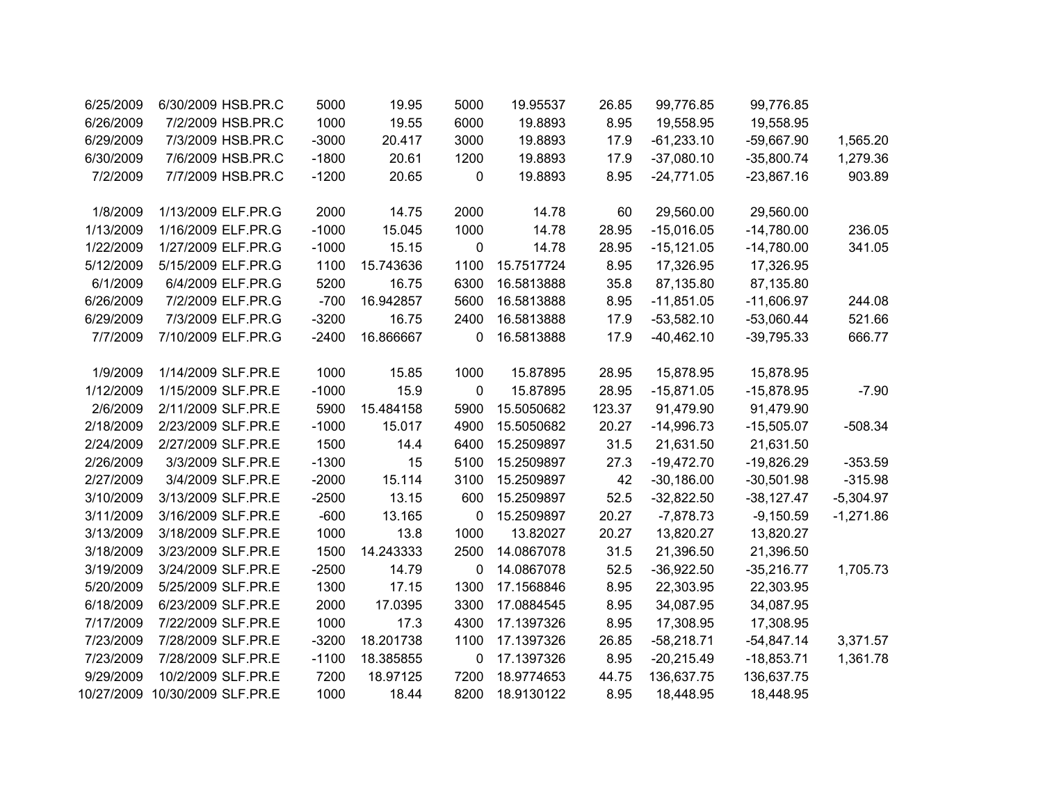| | | | | | | | | | | |
|---|---|---|---|---|---|---|---|---|---|---|
| 6/25/2009 | 6/30/2009 | HSB.PR.C | 5000 | 19.95 | 5000 | 19.95537 | 26.85 | 99,776.85 | 99,776.85 | |
| 6/26/2009 | 7/2/2009 | HSB.PR.C | 1000 | 19.55 | 6000 | 19.8893 | 8.95 | 19,558.95 | 19,558.95 | |
| 6/29/2009 | 7/3/2009 | HSB.PR.C | -3000 | 20.417 | 3000 | 19.8893 | 17.9 | -61,233.10 | -59,667.90 | 1,565.20 |
| 6/30/2009 | 7/6/2009 | HSB.PR.C | -1800 | 20.61 | 1200 | 19.8893 | 17.9 | -37,080.10 | -35,800.74 | 1,279.36 |
| 7/2/2009 | 7/7/2009 | HSB.PR.C | -1200 | 20.65 | 0 | 19.8893 | 8.95 | -24,771.05 | -23,867.16 | 903.89 |
| | | | | | | | | | | |
| 1/8/2009 | 1/13/2009 | ELF.PR.G | 2000 | 14.75 | 2000 | 14.78 | 60 | 29,560.00 | 29,560.00 | |
| 1/13/2009 | 1/16/2009 | ELF.PR.G | -1000 | 15.045 | 1000 | 14.78 | 28.95 | -15,016.05 | -14,780.00 | 236.05 |
| 1/22/2009 | 1/27/2009 | ELF.PR.G | -1000 | 15.15 | 0 | 14.78 | 28.95 | -15,121.05 | -14,780.00 | 341.05 |
| 5/12/2009 | 5/15/2009 | ELF.PR.G | 1100 | 15.743636 | 1100 | 15.7517724 | 8.95 | 17,326.95 | 17,326.95 | |
| 6/1/2009 | 6/4/2009 | ELF.PR.G | 5200 | 16.75 | 6300 | 16.5813888 | 35.8 | 87,135.80 | 87,135.80 | |
| 6/26/2009 | 7/2/2009 | ELF.PR.G | -700 | 16.942857 | 5600 | 16.5813888 | 8.95 | -11,851.05 | -11,606.97 | 244.08 |
| 6/29/2009 | 7/3/2009 | ELF.PR.G | -3200 | 16.75 | 2400 | 16.5813888 | 17.9 | -53,582.10 | -53,060.44 | 521.66 |
| 7/7/2009 | 7/10/2009 | ELF.PR.G | -2400 | 16.866667 | 0 | 16.5813888 | 17.9 | -40,462.10 | -39,795.33 | 666.77 |
| | | | | | | | | | | |
| 1/9/2009 | 1/14/2009 | SLF.PR.E | 1000 | 15.85 | 1000 | 15.87895 | 28.95 | 15,878.95 | 15,878.95 | |
| 1/12/2009 | 1/15/2009 | SLF.PR.E | -1000 | 15.9 | 0 | 15.87895 | 28.95 | -15,871.05 | -15,878.95 | -7.90 |
| 2/6/2009 | 2/11/2009 | SLF.PR.E | 5900 | 15.484158 | 5900 | 15.5050682 | 123.37 | 91,479.90 | 91,479.90 | |
| 2/18/2009 | 2/23/2009 | SLF.PR.E | -1000 | 15.017 | 4900 | 15.5050682 | 20.27 | -14,996.73 | -15,505.07 | -508.34 |
| 2/24/2009 | 2/27/2009 | SLF.PR.E | 1500 | 14.4 | 6400 | 15.2509897 | 31.5 | 21,631.50 | 21,631.50 | |
| 2/26/2009 | 3/3/2009 | SLF.PR.E | -1300 | 15 | 5100 | 15.2509897 | 27.3 | -19,472.70 | -19,826.29 | -353.59 |
| 2/27/2009 | 3/4/2009 | SLF.PR.E | -2000 | 15.114 | 3100 | 15.2509897 | 42 | -30,186.00 | -30,501.98 | -315.98 |
| 3/10/2009 | 3/13/2009 | SLF.PR.E | -2500 | 13.15 | 600 | 15.2509897 | 52.5 | -32,822.50 | -38,127.47 | -5,304.97 |
| 3/11/2009 | 3/16/2009 | SLF.PR.E | -600 | 13.165 | 0 | 15.2509897 | 20.27 | -7,878.73 | -9,150.59 | -1,271.86 |
| 3/13/2009 | 3/18/2009 | SLF.PR.E | 1000 | 13.8 | 1000 | 13.82027 | 20.27 | 13,820.27 | 13,820.27 | |
| 3/18/2009 | 3/23/2009 | SLF.PR.E | 1500 | 14.243333 | 2500 | 14.0867078 | 31.5 | 21,396.50 | 21,396.50 | |
| 3/19/2009 | 3/24/2009 | SLF.PR.E | -2500 | 14.79 | 0 | 14.0867078 | 52.5 | -36,922.50 | -35,216.77 | 1,705.73 |
| 5/20/2009 | 5/25/2009 | SLF.PR.E | 1300 | 17.15 | 1300 | 17.1568846 | 8.95 | 22,303.95 | 22,303.95 | |
| 6/18/2009 | 6/23/2009 | SLF.PR.E | 2000 | 17.0395 | 3300 | 17.0884545 | 8.95 | 34,087.95 | 34,087.95 | |
| 7/17/2009 | 7/22/2009 | SLF.PR.E | 1000 | 17.3 | 4300 | 17.1397326 | 8.95 | 17,308.95 | 17,308.95 | |
| 7/23/2009 | 7/28/2009 | SLF.PR.E | -3200 | 18.201738 | 1100 | 17.1397326 | 26.85 | -58,218.71 | -54,847.14 | 3,371.57 |
| 7/23/2009 | 7/28/2009 | SLF.PR.E | -1100 | 18.385855 | 0 | 17.1397326 | 8.95 | -20,215.49 | -18,853.71 | 1,361.78 |
| 9/29/2009 | 10/2/2009 | SLF.PR.E | 7200 | 18.97125 | 7200 | 18.9774653 | 44.75 | 136,637.75 | 136,637.75 | |
| 10/27/2009 | 10/30/2009 | SLF.PR.E | 1000 | 18.44 | 8200 | 18.9130122 | 8.95 | 18,448.95 | 18,448.95 | |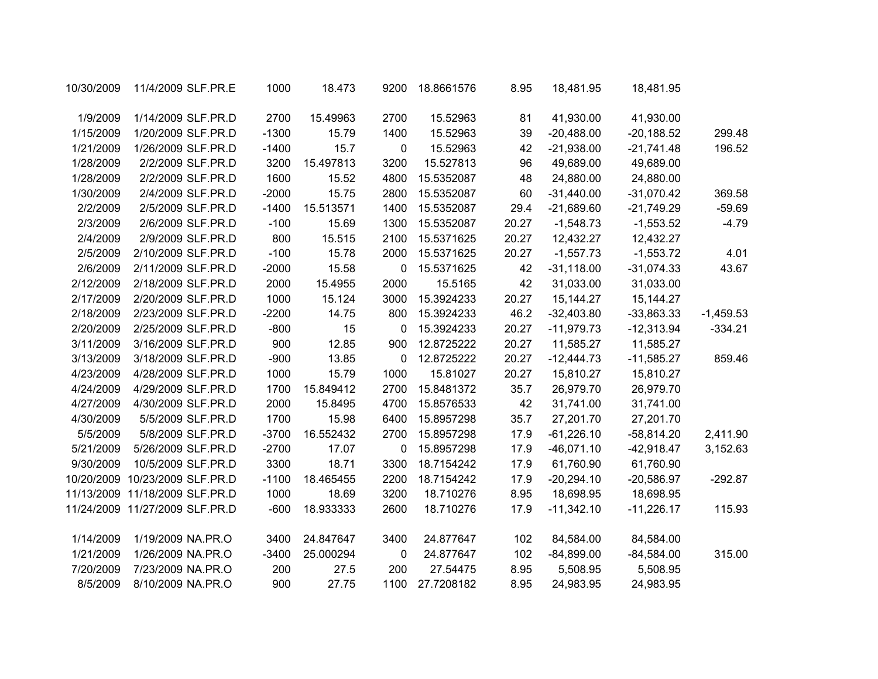| | | | | | | | | | | |
|---|---|---|---|---|---|---|---|---|---|---|
| 10/30/2009 | 11/4/2009 | SLF.PR.E | 1000 | 18.473 | 9200 | 18.8661576 | 8.95 | 18,481.95 | 18,481.95 | |
| | | | | | | | | | | |
| 1/9/2009 | 1/14/2009 | SLF.PR.D | 2700 | 15.49963 | 2700 | 15.52963 | 81 | 41,930.00 | 41,930.00 | |
| 1/15/2009 | 1/20/2009 | SLF.PR.D | -1300 | 15.79 | 1400 | 15.52963 | 39 | -20,488.00 | -20,188.52 | 299.48 |
| 1/21/2009 | 1/26/2009 | SLF.PR.D | -1400 | 15.7 | 0 | 15.52963 | 42 | -21,938.00 | -21,741.48 | 196.52 |
| 1/28/2009 | 2/2/2009 | SLF.PR.D | 3200 | 15.497813 | 3200 | 15.527813 | 96 | 49,689.00 | 49,689.00 | |
| 1/28/2009 | 2/2/2009 | SLF.PR.D | 1600 | 15.52 | 4800 | 15.5352087 | 48 | 24,880.00 | 24,880.00 | |
| 1/30/2009 | 2/4/2009 | SLF.PR.D | -2000 | 15.75 | 2800 | 15.5352087 | 60 | -31,440.00 | -31,070.42 | 369.58 |
| 2/2/2009 | 2/5/2009 | SLF.PR.D | -1400 | 15.513571 | 1400 | 15.5352087 | 29.4 | -21,689.60 | -21,749.29 | -59.69 |
| 2/3/2009 | 2/6/2009 | SLF.PR.D | -100 | 15.69 | 1300 | 15.5352087 | 20.27 | -1,548.73 | -1,553.52 | -4.79 |
| 2/4/2009 | 2/9/2009 | SLF.PR.D | 800 | 15.515 | 2100 | 15.5371625 | 20.27 | 12,432.27 | 12,432.27 | |
| 2/5/2009 | 2/10/2009 | SLF.PR.D | -100 | 15.78 | 2000 | 15.5371625 | 20.27 | -1,557.73 | -1,553.72 | 4.01 |
| 2/6/2009 | 2/11/2009 | SLF.PR.D | -2000 | 15.58 | 0 | 15.5371625 | 42 | -31,118.00 | -31,074.33 | 43.67 |
| 2/12/2009 | 2/18/2009 | SLF.PR.D | 2000 | 15.4955 | 2000 | 15.5165 | 42 | 31,033.00 | 31,033.00 | |
| 2/17/2009 | 2/20/2009 | SLF.PR.D | 1000 | 15.124 | 3000 | 15.3924233 | 20.27 | 15,144.27 | 15,144.27 | |
| 2/18/2009 | 2/23/2009 | SLF.PR.D | -2200 | 14.75 | 800 | 15.3924233 | 46.2 | -32,403.80 | -33,863.33 | -1,459.53 |
| 2/20/2009 | 2/25/2009 | SLF.PR.D | -800 | 15 | 0 | 15.3924233 | 20.27 | -11,979.73 | -12,313.94 | -334.21 |
| 3/11/2009 | 3/16/2009 | SLF.PR.D | 900 | 12.85 | 900 | 12.8725222 | 20.27 | 11,585.27 | 11,585.27 | |
| 3/13/2009 | 3/18/2009 | SLF.PR.D | -900 | 13.85 | 0 | 12.8725222 | 20.27 | -12,444.73 | -11,585.27 | 859.46 |
| 4/23/2009 | 4/28/2009 | SLF.PR.D | 1000 | 15.79 | 1000 | 15.81027 | 20.27 | 15,810.27 | 15,810.27 | |
| 4/24/2009 | 4/29/2009 | SLF.PR.D | 1700 | 15.849412 | 2700 | 15.8481372 | 35.7 | 26,979.70 | 26,979.70 | |
| 4/27/2009 | 4/30/2009 | SLF.PR.D | 2000 | 15.8495 | 4700 | 15.8576533 | 42 | 31,741.00 | 31,741.00 | |
| 4/30/2009 | 5/5/2009 | SLF.PR.D | 1700 | 15.98 | 6400 | 15.8957298 | 35.7 | 27,201.70 | 27,201.70 | |
| 5/5/2009 | 5/8/2009 | SLF.PR.D | -3700 | 16.552432 | 2700 | 15.8957298 | 17.9 | -61,226.10 | -58,814.20 | 2,411.90 |
| 5/21/2009 | 5/26/2009 | SLF.PR.D | -2700 | 17.07 | 0 | 15.8957298 | 17.9 | -46,071.10 | -42,918.47 | 3,152.63 |
| 9/30/2009 | 10/5/2009 | SLF.PR.D | 3300 | 18.71 | 3300 | 18.7154242 | 17.9 | 61,760.90 | 61,760.90 | |
| 10/20/2009 | 10/23/2009 | SLF.PR.D | -1100 | 18.465455 | 2200 | 18.7154242 | 17.9 | -20,294.10 | -20,586.97 | -292.87 |
| 11/13/2009 | 11/18/2009 | SLF.PR.D | 1000 | 18.69 | 3200 | 18.710276 | 8.95 | 18,698.95 | 18,698.95 | |
| 11/24/2009 | 11/27/2009 | SLF.PR.D | -600 | 18.933333 | 2600 | 18.710276 | 17.9 | -11,342.10 | -11,226.17 | 115.93 |
| | | | | | | | | | | |
| 1/14/2009 | 1/19/2009 | NA.PR.O | 3400 | 24.847647 | 3400 | 24.877647 | 102 | 84,584.00 | 84,584.00 | |
| 1/21/2009 | 1/26/2009 | NA.PR.O | -3400 | 25.000294 | 0 | 24.877647 | 102 | -84,899.00 | -84,584.00 | 315.00 |
| 7/20/2009 | 7/23/2009 | NA.PR.O | 200 | 27.5 | 200 | 27.54475 | 8.95 | 5,508.95 | 5,508.95 | |
| 8/5/2009 | 8/10/2009 | NA.PR.O | 900 | 27.75 | 1100 | 27.7208182 | 8.95 | 24,983.95 | 24,983.95 | |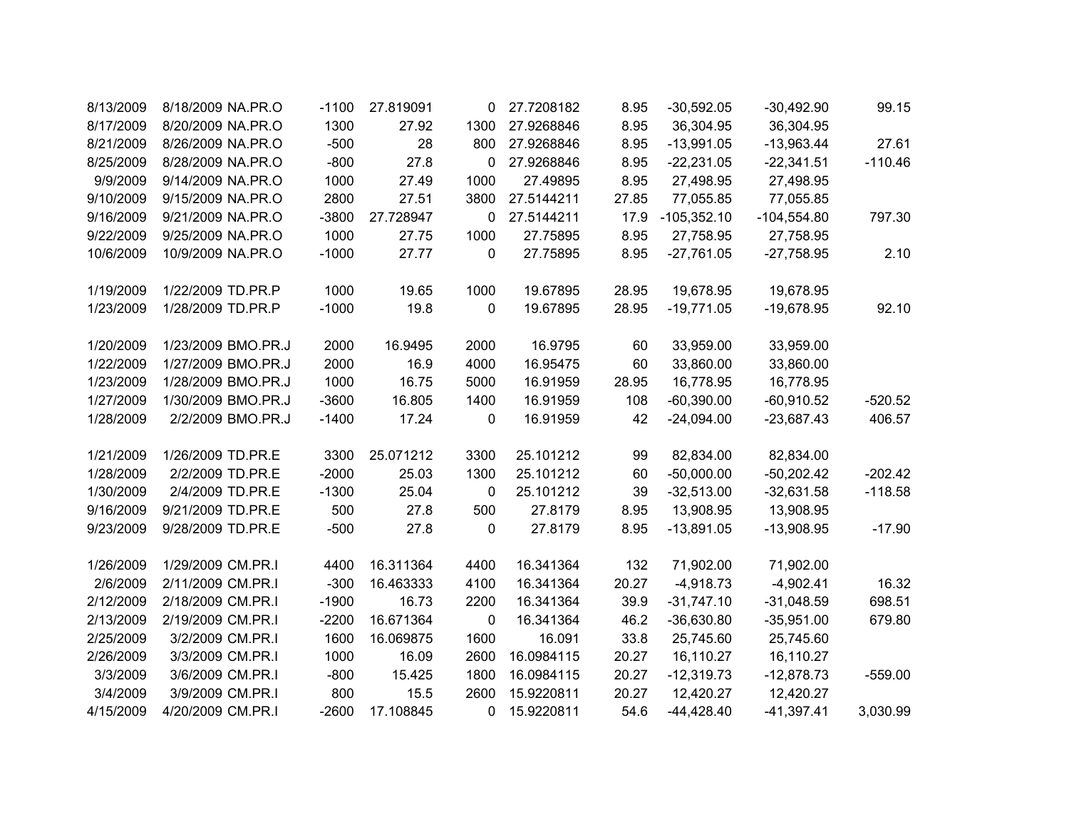| | | | | | | | | | | |
|---|---|---|---|---|---|---|---|---|---|---|
| 8/13/2009 | 8/18/2009 | NA.PR.O | -1100 | 27.819091 | 0 | 27.7208182 | 8.95 | -30,592.05 | -30,492.90 | 99.15 |
| 8/17/2009 | 8/20/2009 | NA.PR.O | 1300 | 27.92 | 1300 | 27.9268846 | 8.95 | 36,304.95 | 36,304.95 | |
| 8/21/2009 | 8/26/2009 | NA.PR.O | -500 | 28 | 800 | 27.9268846 | 8.95 | -13,991.05 | -13,963.44 | 27.61 |
| 8/25/2009 | 8/28/2009 | NA.PR.O | -800 | 27.8 | 0 | 27.9268846 | 8.95 | -22,231.05 | -22,341.51 | -110.46 |
| 9/9/2009 | 9/14/2009 | NA.PR.O | 1000 | 27.49 | 1000 | 27.49895 | 8.95 | 27,498.95 | 27,498.95 | |
| 9/10/2009 | 9/15/2009 | NA.PR.O | 2800 | 27.51 | 3800 | 27.5144211 | 27.85 | 77,055.85 | 77,055.85 | |
| 9/16/2009 | 9/21/2009 | NA.PR.O | -3800 | 27.728947 | 0 | 27.5144211 | 17.9 | -105,352.10 | -104,554.80 | 797.30 |
| 9/22/2009 | 9/25/2009 | NA.PR.O | 1000 | 27.75 | 1000 | 27.75895 | 8.95 | 27,758.95 | 27,758.95 | |
| 10/6/2009 | 10/9/2009 | NA.PR.O | -1000 | 27.77 | 0 | 27.75895 | 8.95 | -27,761.05 | -27,758.95 | 2.10 |
| | | | | | | | | | | |
| 1/19/2009 | 1/22/2009 | TD.PR.P | 1000 | 19.65 | 1000 | 19.67895 | 28.95 | 19,678.95 | 19,678.95 | |
| 1/23/2009 | 1/28/2009 | TD.PR.P | -1000 | 19.8 | 0 | 19.67895 | 28.95 | -19,771.05 | -19,678.95 | 92.10 |
| | | | | | | | | | | |
| 1/20/2009 | 1/23/2009 | BMO.PR.J | 2000 | 16.9495 | 2000 | 16.9795 | 60 | 33,959.00 | 33,959.00 | |
| 1/22/2009 | 1/27/2009 | BMO.PR.J | 2000 | 16.9 | 4000 | 16.95475 | 60 | 33,860.00 | 33,860.00 | |
| 1/23/2009 | 1/28/2009 | BMO.PR.J | 1000 | 16.75 | 5000 | 16.91959 | 28.95 | 16,778.95 | 16,778.95 | |
| 1/27/2009 | 1/30/2009 | BMO.PR.J | -3600 | 16.805 | 1400 | 16.91959 | 108 | -60,390.00 | -60,910.52 | -520.52 |
| 1/28/2009 | 2/2/2009 | BMO.PR.J | -1400 | 17.24 | 0 | 16.91959 | 42 | -24,094.00 | -23,687.43 | 406.57 |
| | | | | | | | | | | |
| 1/21/2009 | 1/26/2009 | TD.PR.E | 3300 | 25.071212 | 3300 | 25.101212 | 99 | 82,834.00 | 82,834.00 | |
| 1/28/2009 | 2/2/2009 | TD.PR.E | -2000 | 25.03 | 1300 | 25.101212 | 60 | -50,000.00 | -50,202.42 | -202.42 |
| 1/30/2009 | 2/4/2009 | TD.PR.E | -1300 | 25.04 | 0 | 25.101212 | 39 | -32,513.00 | -32,631.58 | -118.58 |
| 9/16/2009 | 9/21/2009 | TD.PR.E | 500 | 27.8 | 500 | 27.8179 | 8.95 | 13,908.95 | 13,908.95 | |
| 9/23/2009 | 9/28/2009 | TD.PR.E | -500 | 27.8 | 0 | 27.8179 | 8.95 | -13,891.05 | -13,908.95 | -17.90 |
| | | | | | | | | | | |
| 1/26/2009 | 1/29/2009 | CM.PR.I | 4400 | 16.311364 | 4400 | 16.341364 | 132 | 71,902.00 | 71,902.00 | |
| 2/6/2009 | 2/11/2009 | CM.PR.I | -300 | 16.463333 | 4100 | 16.341364 | 20.27 | -4,918.73 | -4,902.41 | 16.32 |
| 2/12/2009 | 2/18/2009 | CM.PR.I | -1900 | 16.73 | 2200 | 16.341364 | 39.9 | -31,747.10 | -31,048.59 | 698.51 |
| 2/13/2009 | 2/19/2009 | CM.PR.I | -2200 | 16.671364 | 0 | 16.341364 | 46.2 | -36,630.80 | -35,951.00 | 679.80 |
| 2/25/2009 | 3/2/2009 | CM.PR.I | 1600 | 16.069875 | 1600 | 16.091 | 33.8 | 25,745.60 | 25,745.60 | |
| 2/26/2009 | 3/3/2009 | CM.PR.I | 1000 | 16.09 | 2600 | 16.0984115 | 20.27 | 16,110.27 | 16,110.27 | |
| 3/3/2009 | 3/6/2009 | CM.PR.I | -800 | 15.425 | 1800 | 16.0984115 | 20.27 | -12,319.73 | -12,878.73 | -559.00 |
| 3/4/2009 | 3/9/2009 | CM.PR.I | 800 | 15.5 | 2600 | 15.9220811 | 20.27 | 12,420.27 | 12,420.27 | |
| 4/15/2009 | 4/20/2009 | CM.PR.I | -2600 | 17.108845 | 0 | 15.9220811 | 54.6 | -44,428.40 | -41,397.41 | 3,030.99 |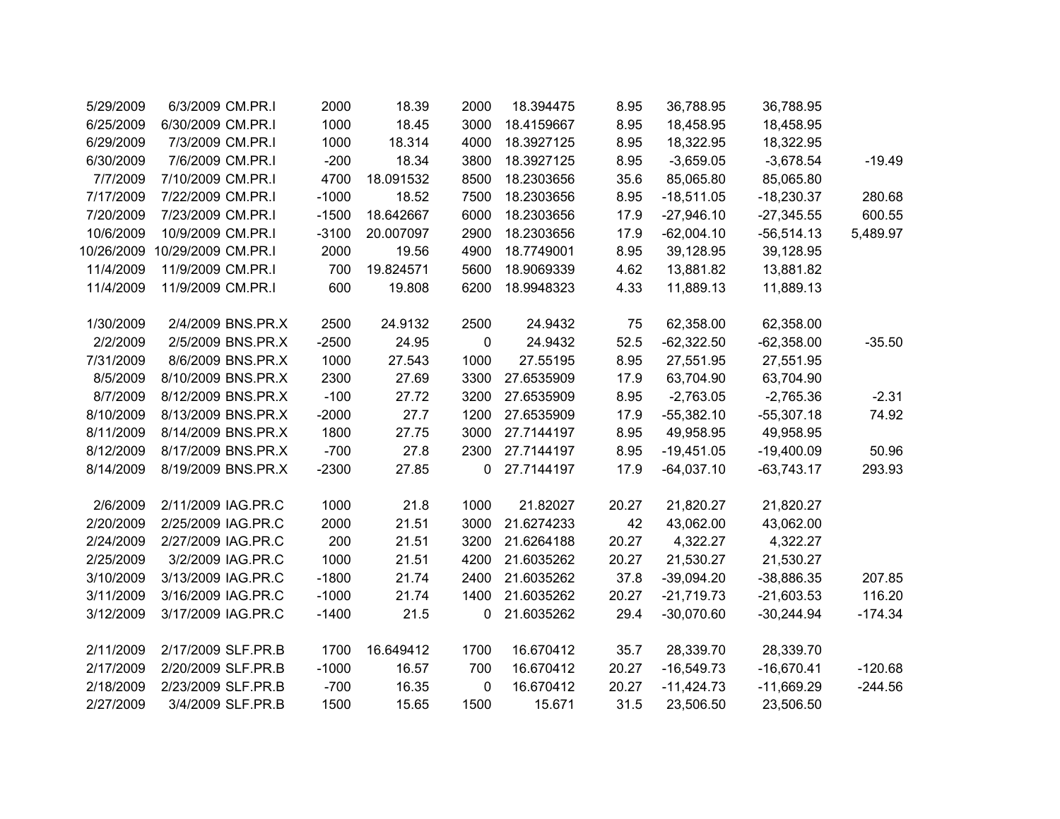| | | | | | | | | | | |
|---|---|---|---|---|---|---|---|---|---|---|
| 5/29/2009 | 6/3/2009 | CM.PR.I | 2000 | 18.39 | 2000 | 18.394475 | 8.95 | 36,788.95 | 36,788.95 | |
| 6/25/2009 | 6/30/2009 | CM.PR.I | 1000 | 18.45 | 3000 | 18.4159667 | 8.95 | 18,458.95 | 18,458.95 | |
| 6/29/2009 | 7/3/2009 | CM.PR.I | 1000 | 18.314 | 4000 | 18.3927125 | 8.95 | 18,322.95 | 18,322.95 | |
| 6/30/2009 | 7/6/2009 | CM.PR.I | -200 | 18.34 | 3800 | 18.3927125 | 8.95 | -3,659.05 | -3,678.54 | -19.49 |
| 7/7/2009 | 7/10/2009 | CM.PR.I | 4700 | 18.091532 | 8500 | 18.2303656 | 35.6 | 85,065.80 | 85,065.80 | |
| 7/17/2009 | 7/22/2009 | CM.PR.I | -1000 | 18.52 | 7500 | 18.2303656 | 8.95 | -18,511.05 | -18,230.37 | 280.68 |
| 7/20/2009 | 7/23/2009 | CM.PR.I | -1500 | 18.642667 | 6000 | 18.2303656 | 17.9 | -27,946.10 | -27,345.55 | 600.55 |
| 10/6/2009 | 10/9/2009 | CM.PR.I | -3100 | 20.007097 | 2900 | 18.2303656 | 17.9 | -62,004.10 | -56,514.13 | 5,489.97 |
| 10/26/2009 | 10/29/2009 | CM.PR.I | 2000 | 19.56 | 4900 | 18.7749001 | 8.95 | 39,128.95 | 39,128.95 | |
| 11/4/2009 | 11/9/2009 | CM.PR.I | 700 | 19.824571 | 5600 | 18.9069339 | 4.62 | 13,881.82 | 13,881.82 | |
| 11/4/2009 | 11/9/2009 | CM.PR.I | 600 | 19.808 | 6200 | 18.9948323 | 4.33 | 11,889.13 | 11,889.13 | |
| | | | | | | | | | | |
| 1/30/2009 | 2/4/2009 | BNS.PR.X | 2500 | 24.9132 | 2500 | 24.9432 | 75 | 62,358.00 | 62,358.00 | |
| 2/2/2009 | 2/5/2009 | BNS.PR.X | -2500 | 24.95 | 0 | 24.9432 | 52.5 | -62,322.50 | -62,358.00 | -35.50 |
| 7/31/2009 | 8/6/2009 | BNS.PR.X | 1000 | 27.543 | 1000 | 27.55195 | 8.95 | 27,551.95 | 27,551.95 | |
| 8/5/2009 | 8/10/2009 | BNS.PR.X | 2300 | 27.69 | 3300 | 27.6535909 | 17.9 | 63,704.90 | 63,704.90 | |
| 8/7/2009 | 8/12/2009 | BNS.PR.X | -100 | 27.72 | 3200 | 27.6535909 | 8.95 | -2,763.05 | -2,765.36 | -2.31 |
| 8/10/2009 | 8/13/2009 | BNS.PR.X | -2000 | 27.7 | 1200 | 27.6535909 | 17.9 | -55,382.10 | -55,307.18 | 74.92 |
| 8/11/2009 | 8/14/2009 | BNS.PR.X | 1800 | 27.75 | 3000 | 27.7144197 | 8.95 | 49,958.95 | 49,958.95 | |
| 8/12/2009 | 8/17/2009 | BNS.PR.X | -700 | 27.8 | 2300 | 27.7144197 | 8.95 | -19,451.05 | -19,400.09 | 50.96 |
| 8/14/2009 | 8/19/2009 | BNS.PR.X | -2300 | 27.85 | 0 | 27.7144197 | 17.9 | -64,037.10 | -63,743.17 | 293.93 |
| | | | | | | | | | | |
| 2/6/2009 | 2/11/2009 | IAG.PR.C | 1000 | 21.8 | 1000 | 21.82027 | 20.27 | 21,820.27 | 21,820.27 | |
| 2/20/2009 | 2/25/2009 | IAG.PR.C | 2000 | 21.51 | 3000 | 21.6274233 | 42 | 43,062.00 | 43,062.00 | |
| 2/24/2009 | 2/27/2009 | IAG.PR.C | 200 | 21.51 | 3200 | 21.6264188 | 20.27 | 4,322.27 | 4,322.27 | |
| 2/25/2009 | 3/2/2009 | IAG.PR.C | 1000 | 21.51 | 4200 | 21.6035262 | 20.27 | 21,530.27 | 21,530.27 | |
| 3/10/2009 | 3/13/2009 | IAG.PR.C | -1800 | 21.74 | 2400 | 21.6035262 | 37.8 | -39,094.20 | -38,886.35 | 207.85 |
| 3/11/2009 | 3/16/2009 | IAG.PR.C | -1000 | 21.74 | 1400 | 21.6035262 | 20.27 | -21,719.73 | -21,603.53 | 116.20 |
| 3/12/2009 | 3/17/2009 | IAG.PR.C | -1400 | 21.5 | 0 | 21.6035262 | 29.4 | -30,070.60 | -30,244.94 | -174.34 |
| | | | | | | | | | | |
| 2/11/2009 | 2/17/2009 | SLF.PR.B | 1700 | 16.649412 | 1700 | 16.670412 | 35.7 | 28,339.70 | 28,339.70 | |
| 2/17/2009 | 2/20/2009 | SLF.PR.B | -1000 | 16.57 | 700 | 16.670412 | 20.27 | -16,549.73 | -16,670.41 | -120.68 |
| 2/18/2009 | 2/23/2009 | SLF.PR.B | -700 | 16.35 | 0 | 16.670412 | 20.27 | -11,424.73 | -11,669.29 | -244.56 |
| 2/27/2009 | 3/4/2009 | SLF.PR.B | 1500 | 15.65 | 1500 | 15.671 | 31.5 | 23,506.50 | 23,506.50 | |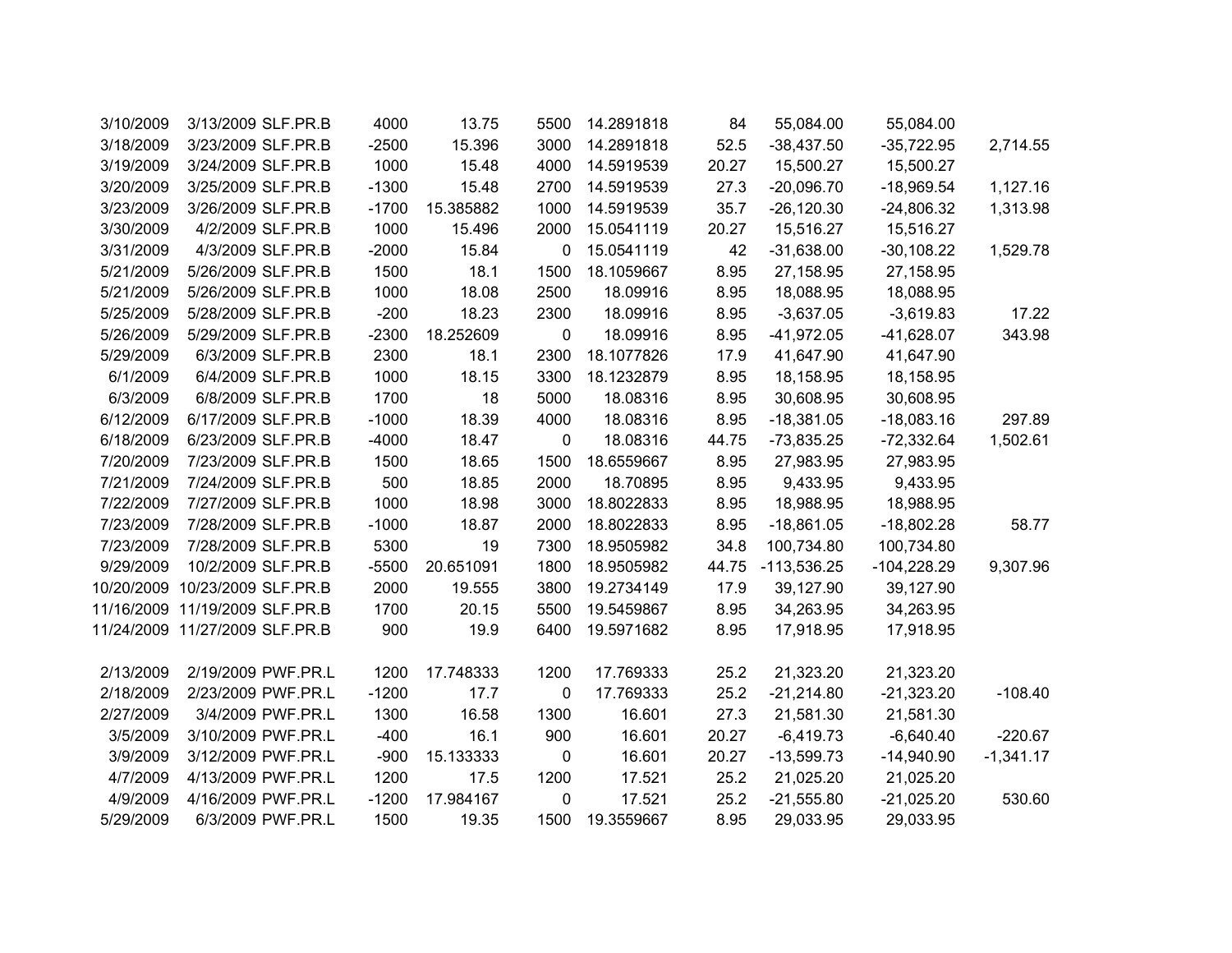| | | | | | | | | | | |
|---|---|---|---|---|---|---|---|---|---|---|
| 3/10/2009 | 3/13/2009 | SLF.PR.B | 4000 | 13.75 | 5500 | 14.2891818 | 84 | 55,084.00 | 55,084.00 | |
| 3/18/2009 | 3/23/2009 | SLF.PR.B | -2500 | 15.396 | 3000 | 14.2891818 | 52.5 | -38,437.50 | -35,722.95 | 2,714.55 |
| 3/19/2009 | 3/24/2009 | SLF.PR.B | 1000 | 15.48 | 4000 | 14.5919539 | 20.27 | 15,500.27 | 15,500.27 | |
| 3/20/2009 | 3/25/2009 | SLF.PR.B | -1300 | 15.48 | 2700 | 14.5919539 | 27.3 | -20,096.70 | -18,969.54 | 1,127.16 |
| 3/23/2009 | 3/26/2009 | SLF.PR.B | -1700 | 15.385882 | 1000 | 14.5919539 | 35.7 | -26,120.30 | -24,806.32 | 1,313.98 |
| 3/30/2009 | 4/2/2009 | SLF.PR.B | 1000 | 15.496 | 2000 | 15.0541119 | 20.27 | 15,516.27 | 15,516.27 | |
| 3/31/2009 | 4/3/2009 | SLF.PR.B | -2000 | 15.84 | 0 | 15.0541119 | 42 | -31,638.00 | -30,108.22 | 1,529.78 |
| 5/21/2009 | 5/26/2009 | SLF.PR.B | 1500 | 18.1 | 1500 | 18.1059667 | 8.95 | 27,158.95 | 27,158.95 | |
| 5/21/2009 | 5/26/2009 | SLF.PR.B | 1000 | 18.08 | 2500 | 18.09916 | 8.95 | 18,088.95 | 18,088.95 | |
| 5/25/2009 | 5/28/2009 | SLF.PR.B | -200 | 18.23 | 2300 | 18.09916 | 8.95 | -3,637.05 | -3,619.83 | 17.22 |
| 5/26/2009 | 5/29/2009 | SLF.PR.B | -2300 | 18.252609 | 0 | 18.09916 | 8.95 | -41,972.05 | -41,628.07 | 343.98 |
| 5/29/2009 | 6/3/2009 | SLF.PR.B | 2300 | 18.1 | 2300 | 18.1077826 | 17.9 | 41,647.90 | 41,647.90 | |
| 6/1/2009 | 6/4/2009 | SLF.PR.B | 1000 | 18.15 | 3300 | 18.1232879 | 8.95 | 18,158.95 | 18,158.95 | |
| 6/3/2009 | 6/8/2009 | SLF.PR.B | 1700 | 18 | 5000 | 18.08316 | 8.95 | 30,608.95 | 30,608.95 | |
| 6/12/2009 | 6/17/2009 | SLF.PR.B | -1000 | 18.39 | 4000 | 18.08316 | 8.95 | -18,381.05 | -18,083.16 | 297.89 |
| 6/18/2009 | 6/23/2009 | SLF.PR.B | -4000 | 18.47 | 0 | 18.08316 | 44.75 | -73,835.25 | -72,332.64 | 1,502.61 |
| 7/20/2009 | 7/23/2009 | SLF.PR.B | 1500 | 18.65 | 1500 | 18.6559667 | 8.95 | 27,983.95 | 27,983.95 | |
| 7/21/2009 | 7/24/2009 | SLF.PR.B | 500 | 18.85 | 2000 | 18.70895 | 8.95 | 9,433.95 | 9,433.95 | |
| 7/22/2009 | 7/27/2009 | SLF.PR.B | 1000 | 18.98 | 3000 | 18.8022833 | 8.95 | 18,988.95 | 18,988.95 | |
| 7/23/2009 | 7/28/2009 | SLF.PR.B | -1000 | 18.87 | 2000 | 18.8022833 | 8.95 | -18,861.05 | -18,802.28 | 58.77 |
| 7/23/2009 | 7/28/2009 | SLF.PR.B | 5300 | 19 | 7300 | 18.9505982 | 34.8 | 100,734.80 | 100,734.80 | |
| 9/29/2009 | 10/2/2009 | SLF.PR.B | -5500 | 20.651091 | 1800 | 18.9505982 | 44.75 | -113,536.25 | -104,228.29 | 9,307.96 |
| 10/20/2009 | 10/23/2009 | SLF.PR.B | 2000 | 19.555 | 3800 | 19.2734149 | 17.9 | 39,127.90 | 39,127.90 | |
| 11/16/2009 | 11/19/2009 | SLF.PR.B | 1700 | 20.15 | 5500 | 19.5459867 | 8.95 | 34,263.95 | 34,263.95 | |
| 11/24/2009 | 11/27/2009 | SLF.PR.B | 900 | 19.9 | 6400 | 19.5971682 | 8.95 | 17,918.95 | 17,918.95 | |
| | | | | | | | | | | |
| 2/13/2009 | 2/19/2009 | PWF.PR.L | 1200 | 17.748333 | 1200 | 17.769333 | 25.2 | 21,323.20 | 21,323.20 | |
| 2/18/2009 | 2/23/2009 | PWF.PR.L | -1200 | 17.7 | 0 | 17.769333 | 25.2 | -21,214.80 | -21,323.20 | -108.40 |
| 2/27/2009 | 3/4/2009 | PWF.PR.L | 1300 | 16.58 | 1300 | 16.601 | 27.3 | 21,581.30 | 21,581.30 | |
| 3/5/2009 | 3/10/2009 | PWF.PR.L | -400 | 16.1 | 900 | 16.601 | 20.27 | -6,419.73 | -6,640.40 | -220.67 |
| 3/9/2009 | 3/12/2009 | PWF.PR.L | -900 | 15.133333 | 0 | 16.601 | 20.27 | -13,599.73 | -14,940.90 | -1,341.17 |
| 4/7/2009 | 4/13/2009 | PWF.PR.L | 1200 | 17.5 | 1200 | 17.521 | 25.2 | 21,025.20 | 21,025.20 | |
| 4/9/2009 | 4/16/2009 | PWF.PR.L | -1200 | 17.984167 | 0 | 17.521 | 25.2 | -21,555.80 | -21,025.20 | 530.60 |
| 5/29/2009 | 6/3/2009 | PWF.PR.L | 1500 | 19.35 | 1500 | 19.3559667 | 8.95 | 29,033.95 | 29,033.95 | |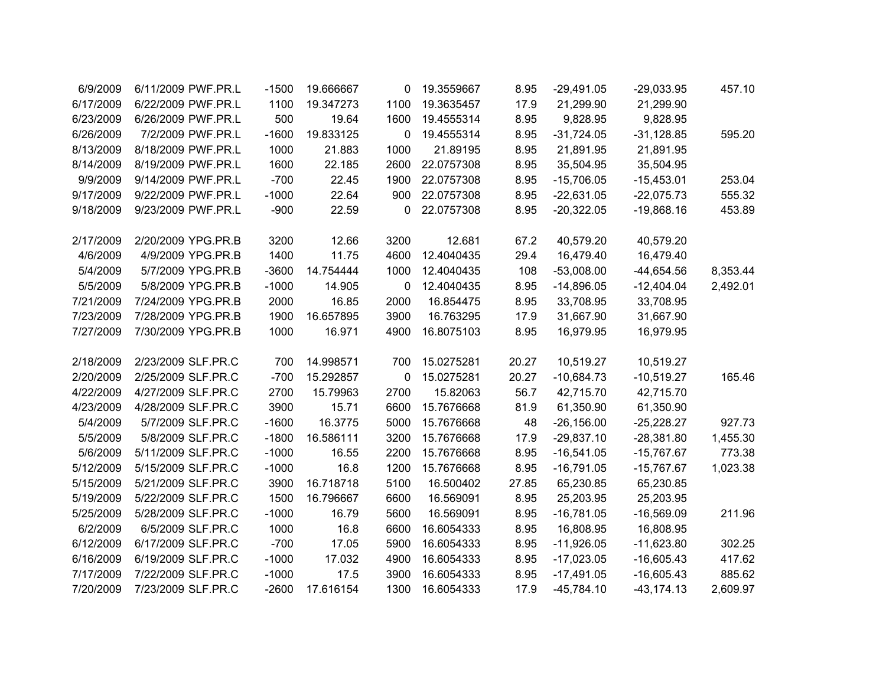|  |  |  |  |  |  |  |  |  |  |  |
|---|---|---|---|---|---|---|---|---|---|---|
| 6/9/2009 | 6/11/2009 | PWF.PR.L | -1500 | 19.666667 | 0 | 19.3559667 | 8.95 | -29,491.05 | -29,033.95 | 457.10 |
| 6/17/2009 | 6/22/2009 | PWF.PR.L | 1100 | 19.347273 | 1100 | 19.3635457 | 17.9 | 21,299.90 | 21,299.90 |  |
| 6/23/2009 | 6/26/2009 | PWF.PR.L | 500 | 19.64 | 1600 | 19.4555314 | 8.95 | 9,828.95 | 9,828.95 |  |
| 6/26/2009 | 7/2/2009 | PWF.PR.L | -1600 | 19.833125 | 0 | 19.4555314 | 8.95 | -31,724.05 | -31,128.85 | 595.20 |
| 8/13/2009 | 8/18/2009 | PWF.PR.L | 1000 | 21.883 | 1000 | 21.89195 | 8.95 | 21,891.95 | 21,891.95 |  |
| 8/14/2009 | 8/19/2009 | PWF.PR.L | 1600 | 22.185 | 2600 | 22.0757308 | 8.95 | 35,504.95 | 35,504.95 |  |
| 9/9/2009 | 9/14/2009 | PWF.PR.L | -700 | 22.45 | 1900 | 22.0757308 | 8.95 | -15,706.05 | -15,453.01 | 253.04 |
| 9/17/2009 | 9/22/2009 | PWF.PR.L | -1000 | 22.64 | 900 | 22.0757308 | 8.95 | -22,631.05 | -22,075.73 | 555.32 |
| 9/18/2009 | 9/23/2009 | PWF.PR.L | -900 | 22.59 | 0 | 22.0757308 | 8.95 | -20,322.05 | -19,868.16 | 453.89 |
|  |  |  |  |  |  |  |  |  |  |  |
| 2/17/2009 | 2/20/2009 | YPG.PR.B | 3200 | 12.66 | 3200 | 12.681 | 67.2 | 40,579.20 | 40,579.20 |  |
| 4/6/2009 | 4/9/2009 | YPG.PR.B | 1400 | 11.75 | 4600 | 12.4040435 | 29.4 | 16,479.40 | 16,479.40 |  |
| 5/4/2009 | 5/7/2009 | YPG.PR.B | -3600 | 14.754444 | 1000 | 12.4040435 | 108 | -53,008.00 | -44,654.56 | 8,353.44 |
| 5/5/2009 | 5/8/2009 | YPG.PR.B | -1000 | 14.905 | 0 | 12.4040435 | 8.95 | -14,896.05 | -12,404.04 | 2,492.01 |
| 7/21/2009 | 7/24/2009 | YPG.PR.B | 2000 | 16.85 | 2000 | 16.854475 | 8.95 | 33,708.95 | 33,708.95 |  |
| 7/23/2009 | 7/28/2009 | YPG.PR.B | 1900 | 16.657895 | 3900 | 16.763295 | 17.9 | 31,667.90 | 31,667.90 |  |
| 7/27/2009 | 7/30/2009 | YPG.PR.B | 1000 | 16.971 | 4900 | 16.8075103 | 8.95 | 16,979.95 | 16,979.95 |  |
|  |  |  |  |  |  |  |  |  |  |  |
| 2/18/2009 | 2/23/2009 | SLF.PR.C | 700 | 14.998571 | 700 | 15.0275281 | 20.27 | 10,519.27 | 10,519.27 |  |
| 2/20/2009 | 2/25/2009 | SLF.PR.C | -700 | 15.292857 | 0 | 15.0275281 | 20.27 | -10,684.73 | -10,519.27 | 165.46 |
| 4/22/2009 | 4/27/2009 | SLF.PR.C | 2700 | 15.79963 | 2700 | 15.82063 | 56.7 | 42,715.70 | 42,715.70 |  |
| 4/23/2009 | 4/28/2009 | SLF.PR.C | 3900 | 15.71 | 6600 | 15.7676668 | 81.9 | 61,350.90 | 61,350.90 |  |
| 5/4/2009 | 5/7/2009 | SLF.PR.C | -1600 | 16.3775 | 5000 | 15.7676668 | 48 | -26,156.00 | -25,228.27 | 927.73 |
| 5/5/2009 | 5/8/2009 | SLF.PR.C | -1800 | 16.586111 | 3200 | 15.7676668 | 17.9 | -29,837.10 | -28,381.80 | 1,455.30 |
| 5/6/2009 | 5/11/2009 | SLF.PR.C | -1000 | 16.55 | 2200 | 15.7676668 | 8.95 | -16,541.05 | -15,767.67 | 773.38 |
| 5/12/2009 | 5/15/2009 | SLF.PR.C | -1000 | 16.8 | 1200 | 15.7676668 | 8.95 | -16,791.05 | -15,767.67 | 1,023.38 |
| 5/15/2009 | 5/21/2009 | SLF.PR.C | 3900 | 16.718718 | 5100 | 16.500402 | 27.85 | 65,230.85 | 65,230.85 |  |
| 5/19/2009 | 5/22/2009 | SLF.PR.C | 1500 | 16.796667 | 6600 | 16.569091 | 8.95 | 25,203.95 | 25,203.95 |  |
| 5/25/2009 | 5/28/2009 | SLF.PR.C | -1000 | 16.79 | 5600 | 16.569091 | 8.95 | -16,781.05 | -16,569.09 | 211.96 |
| 6/2/2009 | 6/5/2009 | SLF.PR.C | 1000 | 16.8 | 6600 | 16.6054333 | 8.95 | 16,808.95 | 16,808.95 |  |
| 6/12/2009 | 6/17/2009 | SLF.PR.C | -700 | 17.05 | 5900 | 16.6054333 | 8.95 | -11,926.05 | -11,623.80 | 302.25 |
| 6/16/2009 | 6/19/2009 | SLF.PR.C | -1000 | 17.032 | 4900 | 16.6054333 | 8.95 | -17,023.05 | -16,605.43 | 417.62 |
| 7/17/2009 | 7/22/2009 | SLF.PR.C | -1000 | 17.5 | 3900 | 16.6054333 | 8.95 | -17,491.05 | -16,605.43 | 885.62 |
| 7/20/2009 | 7/23/2009 | SLF.PR.C | -2600 | 17.616154 | 1300 | 16.6054333 | 17.9 | -45,784.10 | -43,174.13 | 2,609.97 |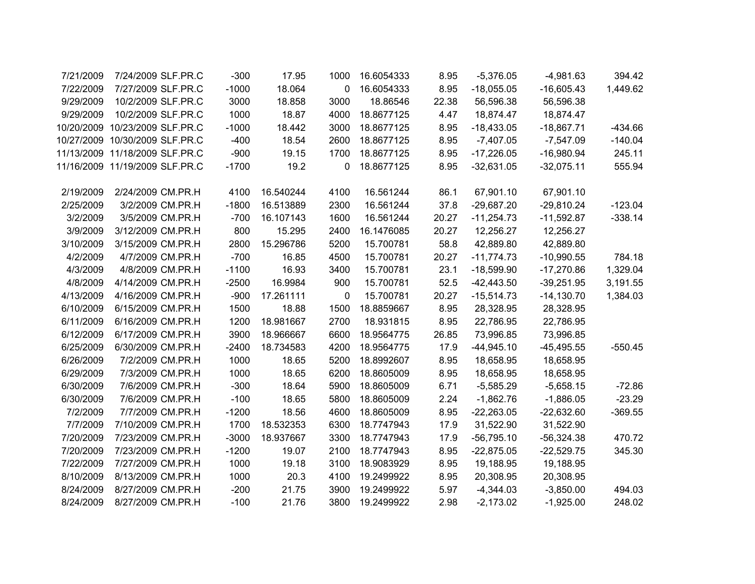| | | | | | | | | | | |
|---|---|---|---|---|---|---|---|---|---|---|
| 7/21/2009 | 7/24/2009 | SLF.PR.C | -300 | 17.95 | 1000 | 16.6054333 | 8.95 | -5,376.05 | -4,981.63 | 394.42 |
| 7/22/2009 | 7/27/2009 | SLF.PR.C | -1000 | 18.064 | 0 | 16.6054333 | 8.95 | -18,055.05 | -16,605.43 | 1,449.62 |
| 9/29/2009 | 10/2/2009 | SLF.PR.C | 3000 | 18.858 | 3000 | 18.86546 | 22.38 | 56,596.38 | 56,596.38 | |
| 9/29/2009 | 10/2/2009 | SLF.PR.C | 1000 | 18.87 | 4000 | 18.8677125 | 4.47 | 18,874.47 | 18,874.47 | |
| 10/20/2009 | 10/23/2009 | SLF.PR.C | -1000 | 18.442 | 3000 | 18.8677125 | 8.95 | -18,433.05 | -18,867.71 | -434.66 |
| 10/27/2009 | 10/30/2009 | SLF.PR.C | -400 | 18.54 | 2600 | 18.8677125 | 8.95 | -7,407.05 | -7,547.09 | -140.04 |
| 11/13/2009 | 11/18/2009 | SLF.PR.C | -900 | 19.15 | 1700 | 18.8677125 | 8.95 | -17,226.05 | -16,980.94 | 245.11 |
| 11/16/2009 | 11/19/2009 | SLF.PR.C | -1700 | 19.2 | 0 | 18.8677125 | 8.95 | -32,631.05 | -32,075.11 | 555.94 |
| | | | | | | | | | | |
| 2/19/2009 | 2/24/2009 | CM.PR.H | 4100 | 16.540244 | 4100 | 16.561244 | 86.1 | 67,901.10 | 67,901.10 | |
| 2/25/2009 | 3/2/2009 | CM.PR.H | -1800 | 16.513889 | 2300 | 16.561244 | 37.8 | -29,687.20 | -29,810.24 | -123.04 |
| 3/2/2009 | 3/5/2009 | CM.PR.H | -700 | 16.107143 | 1600 | 16.561244 | 20.27 | -11,254.73 | -11,592.87 | -338.14 |
| 3/9/2009 | 3/12/2009 | CM.PR.H | 800 | 15.295 | 2400 | 16.1476085 | 20.27 | 12,256.27 | 12,256.27 | |
| 3/10/2009 | 3/15/2009 | CM.PR.H | 2800 | 15.296786 | 5200 | 15.700781 | 58.8 | 42,889.80 | 42,889.80 | |
| 4/2/2009 | 4/7/2009 | CM.PR.H | -700 | 16.85 | 4500 | 15.700781 | 20.27 | -11,774.73 | -10,990.55 | 784.18 |
| 4/3/2009 | 4/8/2009 | CM.PR.H | -1100 | 16.93 | 3400 | 15.700781 | 23.1 | -18,599.90 | -17,270.86 | 1,329.04 |
| 4/8/2009 | 4/14/2009 | CM.PR.H | -2500 | 16.9984 | 900 | 15.700781 | 52.5 | -42,443.50 | -39,251.95 | 3,191.55 |
| 4/13/2009 | 4/16/2009 | CM.PR.H | -900 | 17.261111 | 0 | 15.700781 | 20.27 | -15,514.73 | -14,130.70 | 1,384.03 |
| 6/10/2009 | 6/15/2009 | CM.PR.H | 1500 | 18.88 | 1500 | 18.8859667 | 8.95 | 28,328.95 | 28,328.95 | |
| 6/11/2009 | 6/16/2009 | CM.PR.H | 1200 | 18.981667 | 2700 | 18.931815 | 8.95 | 22,786.95 | 22,786.95 | |
| 6/12/2009 | 6/17/2009 | CM.PR.H | 3900 | 18.966667 | 6600 | 18.9564775 | 26.85 | 73,996.85 | 73,996.85 | |
| 6/25/2009 | 6/30/2009 | CM.PR.H | -2400 | 18.734583 | 4200 | 18.9564775 | 17.9 | -44,945.10 | -45,495.55 | -550.45 |
| 6/26/2009 | 7/2/2009 | CM.PR.H | 1000 | 18.65 | 5200 | 18.8992607 | 8.95 | 18,658.95 | 18,658.95 | |
| 6/29/2009 | 7/3/2009 | CM.PR.H | 1000 | 18.65 | 6200 | 18.8605009 | 8.95 | 18,658.95 | 18,658.95 | |
| 6/30/2009 | 7/6/2009 | CM.PR.H | -300 | 18.64 | 5900 | 18.8605009 | 6.71 | -5,585.29 | -5,658.15 | -72.86 |
| 6/30/2009 | 7/6/2009 | CM.PR.H | -100 | 18.65 | 5800 | 18.8605009 | 2.24 | -1,862.76 | -1,886.05 | -23.29 |
| 7/2/2009 | 7/7/2009 | CM.PR.H | -1200 | 18.56 | 4600 | 18.8605009 | 8.95 | -22,263.05 | -22,632.60 | -369.55 |
| 7/7/2009 | 7/10/2009 | CM.PR.H | 1700 | 18.532353 | 6300 | 18.7747943 | 17.9 | 31,522.90 | 31,522.90 | |
| 7/20/2009 | 7/23/2009 | CM.PR.H | -3000 | 18.937667 | 3300 | 18.7747943 | 17.9 | -56,795.10 | -56,324.38 | 470.72 |
| 7/20/2009 | 7/23/2009 | CM.PR.H | -1200 | 19.07 | 2100 | 18.7747943 | 8.95 | -22,875.05 | -22,529.75 | 345.30 |
| 7/22/2009 | 7/27/2009 | CM.PR.H | 1000 | 19.18 | 3100 | 18.9083929 | 8.95 | 19,188.95 | 19,188.95 | |
| 8/10/2009 | 8/13/2009 | CM.PR.H | 1000 | 20.3 | 4100 | 19.2499922 | 8.95 | 20,308.95 | 20,308.95 | |
| 8/24/2009 | 8/27/2009 | CM.PR.H | -200 | 21.75 | 3900 | 19.2499922 | 5.97 | -4,344.03 | -3,850.00 | 494.03 |
| 8/24/2009 | 8/27/2009 | CM.PR.H | -100 | 21.76 | 3800 | 19.2499922 | 2.98 | -2,173.02 | -1,925.00 | 248.02 |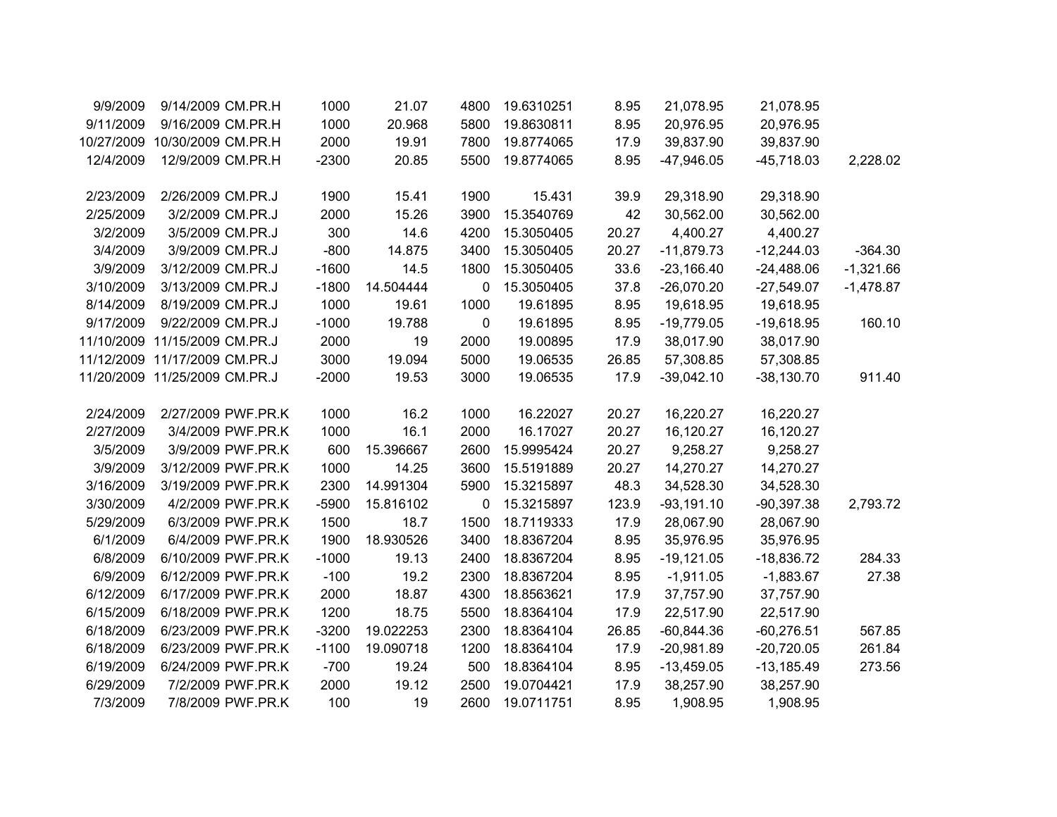| | | | | | | | | | | |
|---|---|---|---|---|---|---|---|---|---|---|
| 9/9/2009 | 9/14/2009 | CM.PR.H | 1000 | 21.07 | 4800 | 19.6310251 | 8.95 | 21,078.95 | 21,078.95 | |
| 9/11/2009 | 9/16/2009 | CM.PR.H | 1000 | 20.968 | 5800 | 19.8630811 | 8.95 | 20,976.95 | 20,976.95 | |
| 10/27/2009 | 10/30/2009 | CM.PR.H | 2000 | 19.91 | 7800 | 19.8774065 | 17.9 | 39,837.90 | 39,837.90 | |
| 12/4/2009 | 12/9/2009 | CM.PR.H | -2300 | 20.85 | 5500 | 19.8774065 | 8.95 | -47,946.05 | -45,718.03 | 2,228.02 |
| | | | | | | | | | | |
| 2/23/2009 | 2/26/2009 | CM.PR.J | 1900 | 15.41 | 1900 | 15.431 | 39.9 | 29,318.90 | 29,318.90 | |
| 2/25/2009 | 3/2/2009 | CM.PR.J | 2000 | 15.26 | 3900 | 15.3540769 | 42 | 30,562.00 | 30,562.00 | |
| 3/2/2009 | 3/5/2009 | CM.PR.J | 300 | 14.6 | 4200 | 15.3050405 | 20.27 | 4,400.27 | 4,400.27 | |
| 3/4/2009 | 3/9/2009 | CM.PR.J | -800 | 14.875 | 3400 | 15.3050405 | 20.27 | -11,879.73 | -12,244.03 | -364.30 |
| 3/9/2009 | 3/12/2009 | CM.PR.J | -1600 | 14.5 | 1800 | 15.3050405 | 33.6 | -23,166.40 | -24,488.06 | -1,321.66 |
| 3/10/2009 | 3/13/2009 | CM.PR.J | -1800 | 14.504444 | 0 | 15.3050405 | 37.8 | -26,070.20 | -27,549.07 | -1,478.87 |
| 8/14/2009 | 8/19/2009 | CM.PR.J | 1000 | 19.61 | 1000 | 19.61895 | 8.95 | 19,618.95 | 19,618.95 | |
| 9/17/2009 | 9/22/2009 | CM.PR.J | -1000 | 19.788 | 0 | 19.61895 | 8.95 | -19,779.05 | -19,618.95 | 160.10 |
| 11/10/2009 | 11/15/2009 | CM.PR.J | 2000 | 19 | 2000 | 19.00895 | 17.9 | 38,017.90 | 38,017.90 | |
| 11/12/2009 | 11/17/2009 | CM.PR.J | 3000 | 19.094 | 5000 | 19.06535 | 26.85 | 57,308.85 | 57,308.85 | |
| 11/20/2009 | 11/25/2009 | CM.PR.J | -2000 | 19.53 | 3000 | 19.06535 | 17.9 | -39,042.10 | -38,130.70 | 911.40 |
| | | | | | | | | | | |
| 2/24/2009 | 2/27/2009 | PWF.PR.K | 1000 | 16.2 | 1000 | 16.22027 | 20.27 | 16,220.27 | 16,220.27 | |
| 2/27/2009 | 3/4/2009 | PWF.PR.K | 1000 | 16.1 | 2000 | 16.17027 | 20.27 | 16,120.27 | 16,120.27 | |
| 3/5/2009 | 3/9/2009 | PWF.PR.K | 600 | 15.396667 | 2600 | 15.9995424 | 20.27 | 9,258.27 | 9,258.27 | |
| 3/9/2009 | 3/12/2009 | PWF.PR.K | 1000 | 14.25 | 3600 | 15.5191889 | 20.27 | 14,270.27 | 14,270.27 | |
| 3/16/2009 | 3/19/2009 | PWF.PR.K | 2300 | 14.991304 | 5900 | 15.3215897 | 48.3 | 34,528.30 | 34,528.30 | |
| 3/30/2009 | 4/2/2009 | PWF.PR.K | -5900 | 15.816102 | 0 | 15.3215897 | 123.9 | -93,191.10 | -90,397.38 | 2,793.72 |
| 5/29/2009 | 6/3/2009 | PWF.PR.K | 1500 | 18.7 | 1500 | 18.7119333 | 17.9 | 28,067.90 | 28,067.90 | |
| 6/1/2009 | 6/4/2009 | PWF.PR.K | 1900 | 18.930526 | 3400 | 18.8367204 | 8.95 | 35,976.95 | 35,976.95 | |
| 6/8/2009 | 6/10/2009 | PWF.PR.K | -1000 | 19.13 | 2400 | 18.8367204 | 8.95 | -19,121.05 | -18,836.72 | 284.33 |
| 6/9/2009 | 6/12/2009 | PWF.PR.K | -100 | 19.2 | 2300 | 18.8367204 | 8.95 | -1,911.05 | -1,883.67 | 27.38 |
| 6/12/2009 | 6/17/2009 | PWF.PR.K | 2000 | 18.87 | 4300 | 18.8563621 | 17.9 | 37,757.90 | 37,757.90 | |
| 6/15/2009 | 6/18/2009 | PWF.PR.K | 1200 | 18.75 | 5500 | 18.8364104 | 17.9 | 22,517.90 | 22,517.90 | |
| 6/18/2009 | 6/23/2009 | PWF.PR.K | -3200 | 19.022253 | 2300 | 18.8364104 | 26.85 | -60,844.36 | -60,276.51 | 567.85 |
| 6/18/2009 | 6/23/2009 | PWF.PR.K | -1100 | 19.090718 | 1200 | 18.8364104 | 17.9 | -20,981.89 | -20,720.05 | 261.84 |
| 6/19/2009 | 6/24/2009 | PWF.PR.K | -700 | 19.24 | 500 | 18.8364104 | 8.95 | -13,459.05 | -13,185.49 | 273.56 |
| 6/29/2009 | 7/2/2009 | PWF.PR.K | 2000 | 19.12 | 2500 | 19.0704421 | 17.9 | 38,257.90 | 38,257.90 | |
| 7/3/2009 | 7/8/2009 | PWF.PR.K | 100 | 19 | 2600 | 19.0711751 | 8.95 | 1,908.95 | 1,908.95 | |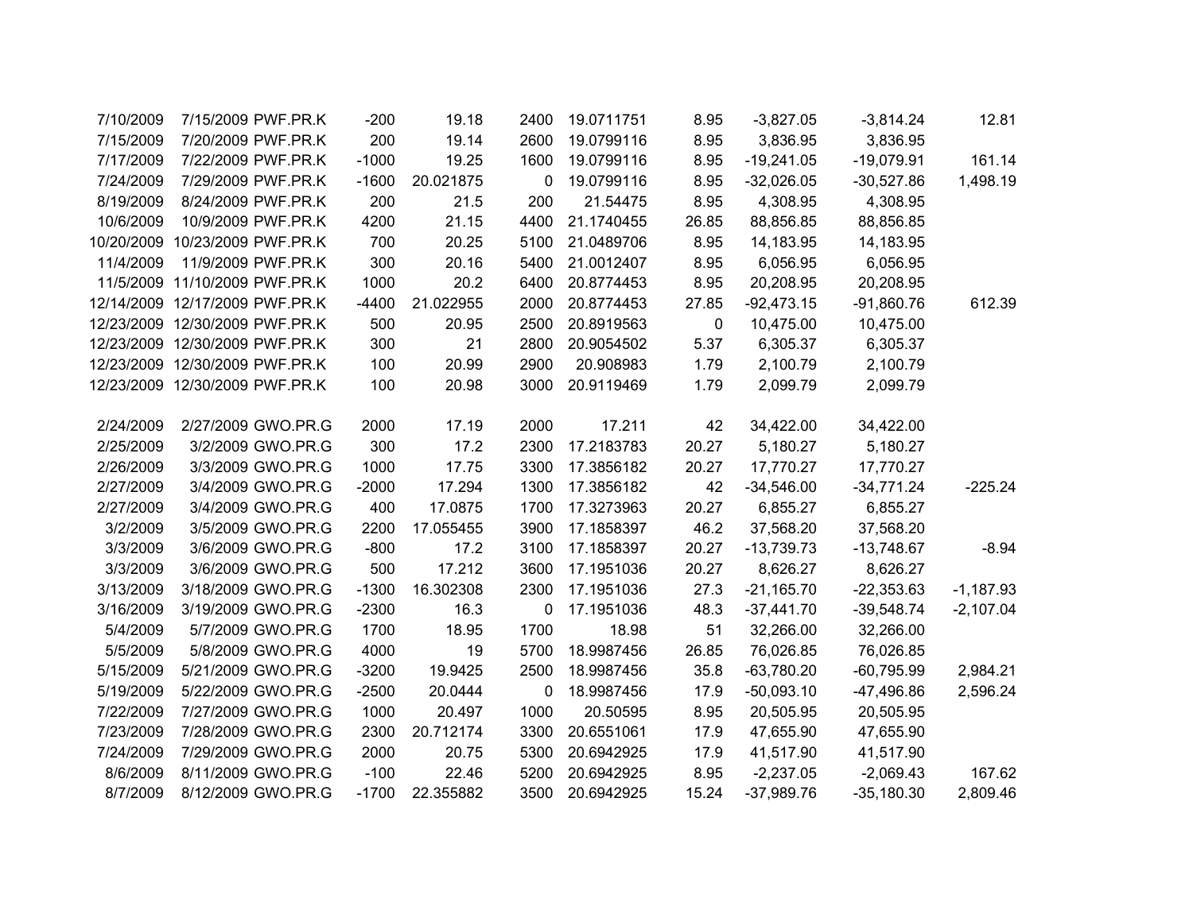| | | | | | | | | | | |
|---|---|---|---|---|---|---|---|---|---|---|
| 7/10/2009 | 7/15/2009 | PWF.PR.K | -200 | 19.18 | 2400 | 19.0711751 | 8.95 | -3,827.05 | -3,814.24 | 12.81 |
| 7/15/2009 | 7/20/2009 | PWF.PR.K | 200 | 19.14 | 2600 | 19.0799116 | 8.95 | 3,836.95 | 3,836.95 | |
| 7/17/2009 | 7/22/2009 | PWF.PR.K | -1000 | 19.25 | 1600 | 19.0799116 | 8.95 | -19,241.05 | -19,079.91 | 161.14 |
| 7/24/2009 | 7/29/2009 | PWF.PR.K | -1600 | 20.021875 | 0 | 19.0799116 | 8.95 | -32,026.05 | -30,527.86 | 1,498.19 |
| 8/19/2009 | 8/24/2009 | PWF.PR.K | 200 | 21.5 | 200 | 21.54475 | 8.95 | 4,308.95 | 4,308.95 | |
| 10/6/2009 | 10/9/2009 | PWF.PR.K | 4200 | 21.15 | 4400 | 21.1740455 | 26.85 | 88,856.85 | 88,856.85 | |
| 10/20/2009 | 10/23/2009 | PWF.PR.K | 700 | 20.25 | 5100 | 21.0489706 | 8.95 | 14,183.95 | 14,183.95 | |
| 11/4/2009 | 11/9/2009 | PWF.PR.K | 300 | 20.16 | 5400 | 21.0012407 | 8.95 | 6,056.95 | 6,056.95 | |
| 11/5/2009 | 11/10/2009 | PWF.PR.K | 1000 | 20.2 | 6400 | 20.8774453 | 8.95 | 20,208.95 | 20,208.95 | |
| 12/14/2009 | 12/17/2009 | PWF.PR.K | -4400 | 21.022955 | 2000 | 20.8774453 | 27.85 | -92,473.15 | -91,860.76 | 612.39 |
| 12/23/2009 | 12/30/2009 | PWF.PR.K | 500 | 20.95 | 2500 | 20.8919563 | 0 | 10,475.00 | 10,475.00 | |
| 12/23/2009 | 12/30/2009 | PWF.PR.K | 300 | 21 | 2800 | 20.9054502 | 5.37 | 6,305.37 | 6,305.37 | |
| 12/23/2009 | 12/30/2009 | PWF.PR.K | 100 | 20.99 | 2900 | 20.908983 | 1.79 | 2,100.79 | 2,100.79 | |
| 12/23/2009 | 12/30/2009 | PWF.PR.K | 100 | 20.98 | 3000 | 20.9119469 | 1.79 | 2,099.79 | 2,099.79 | |
| | | | | | | | | | | |
| 2/24/2009 | 2/27/2009 | GWO.PR.G | 2000 | 17.19 | 2000 | 17.211 | 42 | 34,422.00 | 34,422.00 | |
| 2/25/2009 | 3/2/2009 | GWO.PR.G | 300 | 17.2 | 2300 | 17.2183783 | 20.27 | 5,180.27 | 5,180.27 | |
| 2/26/2009 | 3/3/2009 | GWO.PR.G | 1000 | 17.75 | 3300 | 17.3856182 | 20.27 | 17,770.27 | 17,770.27 | |
| 2/27/2009 | 3/4/2009 | GWO.PR.G | -2000 | 17.294 | 1300 | 17.3856182 | 42 | -34,546.00 | -34,771.24 | -225.24 |
| 2/27/2009 | 3/4/2009 | GWO.PR.G | 400 | 17.0875 | 1700 | 17.3273963 | 20.27 | 6,855.27 | 6,855.27 | |
| 3/2/2009 | 3/5/2009 | GWO.PR.G | 2200 | 17.055455 | 3900 | 17.1858397 | 46.2 | 37,568.20 | 37,568.20 | |
| 3/3/2009 | 3/6/2009 | GWO.PR.G | -800 | 17.2 | 3100 | 17.1858397 | 20.27 | -13,739.73 | -13,748.67 | -8.94 |
| 3/3/2009 | 3/6/2009 | GWO.PR.G | 500 | 17.212 | 3600 | 17.1951036 | 20.27 | 8,626.27 | 8,626.27 | |
| 3/13/2009 | 3/18/2009 | GWO.PR.G | -1300 | 16.302308 | 2300 | 17.1951036 | 27.3 | -21,165.70 | -22,353.63 | -1,187.93 |
| 3/16/2009 | 3/19/2009 | GWO.PR.G | -2300 | 16.3 | 0 | 17.1951036 | 48.3 | -37,441.70 | -39,548.74 | -2,107.04 |
| 5/4/2009 | 5/7/2009 | GWO.PR.G | 1700 | 18.95 | 1700 | 18.98 | 51 | 32,266.00 | 32,266.00 | |
| 5/5/2009 | 5/8/2009 | GWO.PR.G | 4000 | 19 | 5700 | 18.9987456 | 26.85 | 76,026.85 | 76,026.85 | |
| 5/15/2009 | 5/21/2009 | GWO.PR.G | -3200 | 19.9425 | 2500 | 18.9987456 | 35.8 | -63,780.20 | -60,795.99 | 2,984.21 |
| 5/19/2009 | 5/22/2009 | GWO.PR.G | -2500 | 20.0444 | 0 | 18.9987456 | 17.9 | -50,093.10 | -47,496.86 | 2,596.24 |
| 7/22/2009 | 7/27/2009 | GWO.PR.G | 1000 | 20.497 | 1000 | 20.50595 | 8.95 | 20,505.95 | 20,505.95 | |
| 7/23/2009 | 7/28/2009 | GWO.PR.G | 2300 | 20.712174 | 3300 | 20.6551061 | 17.9 | 47,655.90 | 47,655.90 | |
| 7/24/2009 | 7/29/2009 | GWO.PR.G | 2000 | 20.75 | 5300 | 20.6942925 | 17.9 | 41,517.90 | 41,517.90 | |
| 8/6/2009 | 8/11/2009 | GWO.PR.G | -100 | 22.46 | 5200 | 20.6942925 | 8.95 | -2,237.05 | -2,069.43 | 167.62 |
| 8/7/2009 | 8/12/2009 | GWO.PR.G | -1700 | 22.355882 | 3500 | 20.6942925 | 15.24 | -37,989.76 | -35,180.30 | 2,809.46 |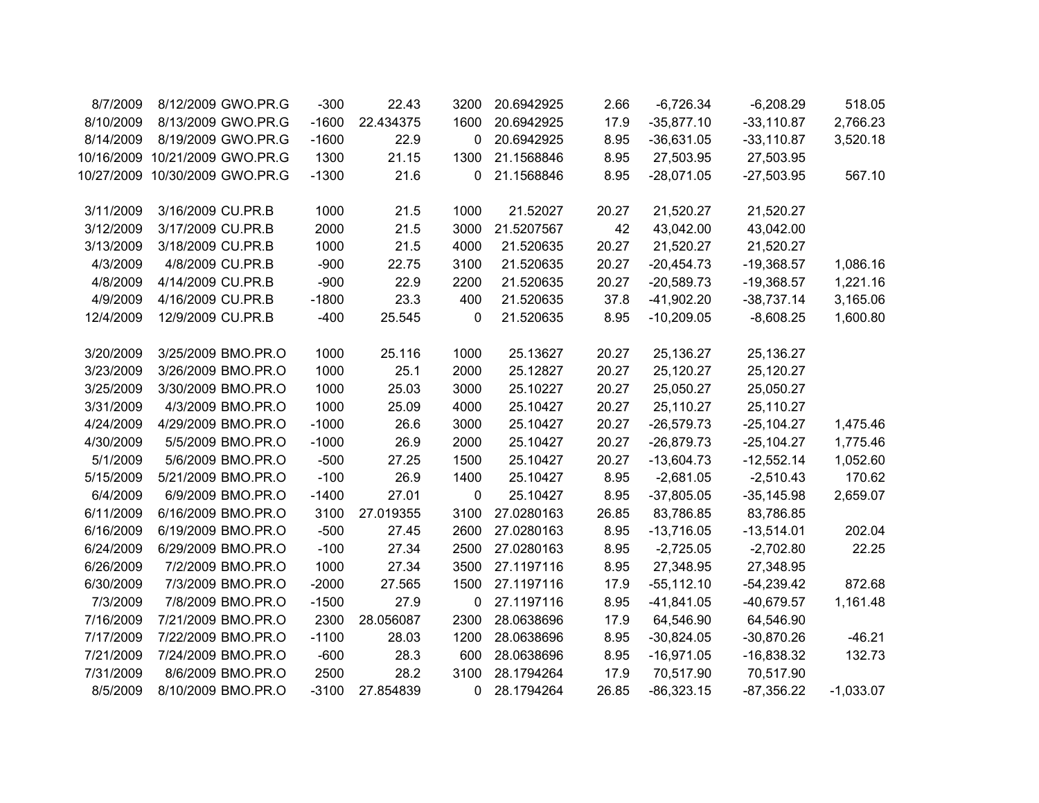| | | | | | | | | | | |
|---|---|---|---|---|---|---|---|---|---|---|
| 8/7/2009 | 8/12/2009 | GWO.PR.G | -300 | 22.43 | 3200 | 20.6942925 | 2.66 | -6,726.34 | -6,208.29 | 518.05 |
| 8/10/2009 | 8/13/2009 | GWO.PR.G | -1600 | 22.434375 | 1600 | 20.6942925 | 17.9 | -35,877.10 | -33,110.87 | 2,766.23 |
| 8/14/2009 | 8/19/2009 | GWO.PR.G | -1600 | 22.9 | 0 | 20.6942925 | 8.95 | -36,631.05 | -33,110.87 | 3,520.18 |
| 10/16/2009 | 10/21/2009 | GWO.PR.G | 1300 | 21.15 | 1300 | 21.1568846 | 8.95 | 27,503.95 | 27,503.95 | |
| 10/27/2009 | 10/30/2009 | GWO.PR.G | -1300 | 21.6 | 0 | 21.1568846 | 8.95 | -28,071.05 | -27,503.95 | 567.10 |
| | | | | | | | | | | |
| 3/11/2009 | 3/16/2009 | CU.PR.B | 1000 | 21.5 | 1000 | 21.52027 | 20.27 | 21,520.27 | 21,520.27 | |
| 3/12/2009 | 3/17/2009 | CU.PR.B | 2000 | 21.5 | 3000 | 21.5207567 | 42 | 43,042.00 | 43,042.00 | |
| 3/13/2009 | 3/18/2009 | CU.PR.B | 1000 | 21.5 | 4000 | 21.520635 | 20.27 | 21,520.27 | 21,520.27 | |
| 4/3/2009 | 4/8/2009 | CU.PR.B | -900 | 22.75 | 3100 | 21.520635 | 20.27 | -20,454.73 | -19,368.57 | 1,086.16 |
| 4/8/2009 | 4/14/2009 | CU.PR.B | -900 | 22.9 | 2200 | 21.520635 | 20.27 | -20,589.73 | -19,368.57 | 1,221.16 |
| 4/9/2009 | 4/16/2009 | CU.PR.B | -1800 | 23.3 | 400 | 21.520635 | 37.8 | -41,902.20 | -38,737.14 | 3,165.06 |
| 12/4/2009 | 12/9/2009 | CU.PR.B | -400 | 25.545 | 0 | 21.520635 | 8.95 | -10,209.05 | -8,608.25 | 1,600.80 |
| | | | | | | | | | | |
| 3/20/2009 | 3/25/2009 | BMO.PR.O | 1000 | 25.116 | 1000 | 25.13627 | 20.27 | 25,136.27 | 25,136.27 | |
| 3/23/2009 | 3/26/2009 | BMO.PR.O | 1000 | 25.1 | 2000 | 25.12827 | 20.27 | 25,120.27 | 25,120.27 | |
| 3/25/2009 | 3/30/2009 | BMO.PR.O | 1000 | 25.03 | 3000 | 25.10227 | 20.27 | 25,050.27 | 25,050.27 | |
| 3/31/2009 | 4/3/2009 | BMO.PR.O | 1000 | 25.09 | 4000 | 25.10427 | 20.27 | 25,110.27 | 25,110.27 | |
| 4/24/2009 | 4/29/2009 | BMO.PR.O | -1000 | 26.6 | 3000 | 25.10427 | 20.27 | -26,579.73 | -25,104.27 | 1,475.46 |
| 4/30/2009 | 5/5/2009 | BMO.PR.O | -1000 | 26.9 | 2000 | 25.10427 | 20.27 | -26,879.73 | -25,104.27 | 1,775.46 |
| 5/1/2009 | 5/6/2009 | BMO.PR.O | -500 | 27.25 | 1500 | 25.10427 | 20.27 | -13,604.73 | -12,552.14 | 1,052.60 |
| 5/15/2009 | 5/21/2009 | BMO.PR.O | -100 | 26.9 | 1400 | 25.10427 | 8.95 | -2,681.05 | -2,510.43 | 170.62 |
| 6/4/2009 | 6/9/2009 | BMO.PR.O | -1400 | 27.01 | 0 | 25.10427 | 8.95 | -37,805.05 | -35,145.98 | 2,659.07 |
| 6/11/2009 | 6/16/2009 | BMO.PR.O | 3100 | 27.019355 | 3100 | 27.0280163 | 26.85 | 83,786.85 | 83,786.85 | |
| 6/16/2009 | 6/19/2009 | BMO.PR.O | -500 | 27.45 | 2600 | 27.0280163 | 8.95 | -13,716.05 | -13,514.01 | 202.04 |
| 6/24/2009 | 6/29/2009 | BMO.PR.O | -100 | 27.34 | 2500 | 27.0280163 | 8.95 | -2,725.05 | -2,702.80 | 22.25 |
| 6/26/2009 | 7/2/2009 | BMO.PR.O | 1000 | 27.34 | 3500 | 27.1197116 | 8.95 | 27,348.95 | 27,348.95 | |
| 6/30/2009 | 7/3/2009 | BMO.PR.O | -2000 | 27.565 | 1500 | 27.1197116 | 17.9 | -55,112.10 | -54,239.42 | 872.68 |
| 7/3/2009 | 7/8/2009 | BMO.PR.O | -1500 | 27.9 | 0 | 27.1197116 | 8.95 | -41,841.05 | -40,679.57 | 1,161.48 |
| 7/16/2009 | 7/21/2009 | BMO.PR.O | 2300 | 28.056087 | 2300 | 28.0638696 | 17.9 | 64,546.90 | 64,546.90 | |
| 7/17/2009 | 7/22/2009 | BMO.PR.O | -1100 | 28.03 | 1200 | 28.0638696 | 8.95 | -30,824.05 | -30,870.26 | -46.21 |
| 7/21/2009 | 7/24/2009 | BMO.PR.O | -600 | 28.3 | 600 | 28.0638696 | 8.95 | -16,971.05 | -16,838.32 | 132.73 |
| 7/31/2009 | 8/6/2009 | BMO.PR.O | 2500 | 28.2 | 3100 | 28.1794264 | 17.9 | 70,517.90 | 70,517.90 | |
| 8/5/2009 | 8/10/2009 | BMO.PR.O | -3100 | 27.854839 | 0 | 28.1794264 | 26.85 | -86,323.15 | -87,356.22 | -1,033.07 |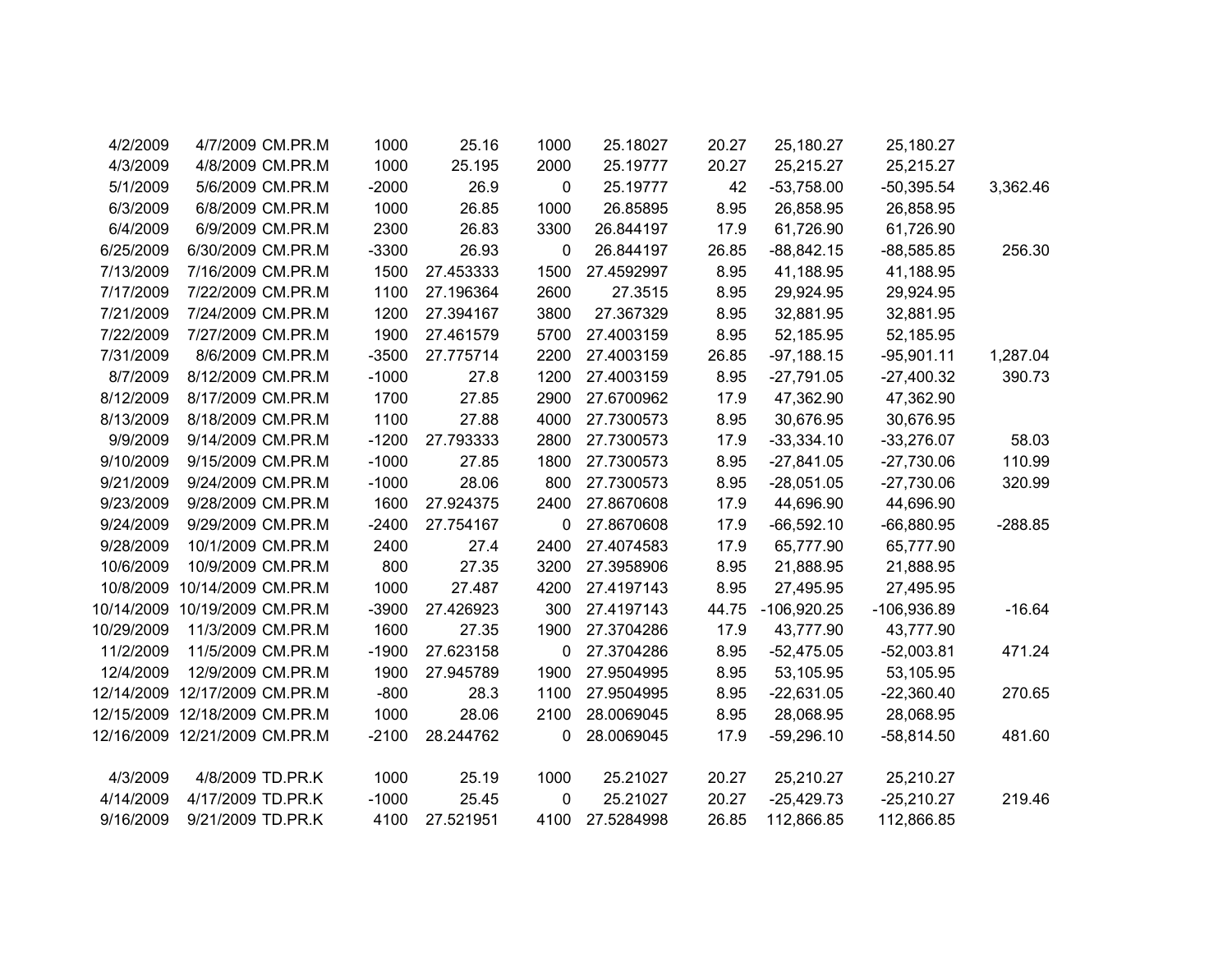| | | | | | | | | | | |
|---|---|---|---|---|---|---|---|---|---|---|
| 4/2/2009 | 4/7/2009 | CM.PR.M | 1000 | 25.16 | 1000 | 25.18027 | 20.27 | 25,180.27 | 25,180.27 | |
| 4/3/2009 | 4/8/2009 | CM.PR.M | 1000 | 25.195 | 2000 | 25.19777 | 20.27 | 25,215.27 | 25,215.27 | |
| 5/1/2009 | 5/6/2009 | CM.PR.M | -2000 | 26.9 | 0 | 25.19777 | 42 | -53,758.00 | -50,395.54 | 3,362.46 |
| 6/3/2009 | 6/8/2009 | CM.PR.M | 1000 | 26.85 | 1000 | 26.85895 | 8.95 | 26,858.95 | 26,858.95 | |
| 6/4/2009 | 6/9/2009 | CM.PR.M | 2300 | 26.83 | 3300 | 26.844197 | 17.9 | 61,726.90 | 61,726.90 | |
| 6/25/2009 | 6/30/2009 | CM.PR.M | -3300 | 26.93 | 0 | 26.844197 | 26.85 | -88,842.15 | -88,585.85 | 256.30 |
| 7/13/2009 | 7/16/2009 | CM.PR.M | 1500 | 27.453333 | 1500 | 27.4592997 | 8.95 | 41,188.95 | 41,188.95 | |
| 7/17/2009 | 7/22/2009 | CM.PR.M | 1100 | 27.196364 | 2600 | 27.3515 | 8.95 | 29,924.95 | 29,924.95 | |
| 7/21/2009 | 7/24/2009 | CM.PR.M | 1200 | 27.394167 | 3800 | 27.367329 | 8.95 | 32,881.95 | 32,881.95 | |
| 7/22/2009 | 7/27/2009 | CM.PR.M | 1900 | 27.461579 | 5700 | 27.4003159 | 8.95 | 52,185.95 | 52,185.95 | |
| 7/31/2009 | 8/6/2009 | CM.PR.M | -3500 | 27.775714 | 2200 | 27.4003159 | 26.85 | -97,188.15 | -95,901.11 | 1,287.04 |
| 8/7/2009 | 8/12/2009 | CM.PR.M | -1000 | 27.8 | 1200 | 27.4003159 | 8.95 | -27,791.05 | -27,400.32 | 390.73 |
| 8/12/2009 | 8/17/2009 | CM.PR.M | 1700 | 27.85 | 2900 | 27.6700962 | 17.9 | 47,362.90 | 47,362.90 | |
| 8/13/2009 | 8/18/2009 | CM.PR.M | 1100 | 27.88 | 4000 | 27.7300573 | 8.95 | 30,676.95 | 30,676.95 | |
| 9/9/2009 | 9/14/2009 | CM.PR.M | -1200 | 27.793333 | 2800 | 27.7300573 | 17.9 | -33,334.10 | -33,276.07 | 58.03 |
| 9/10/2009 | 9/15/2009 | CM.PR.M | -1000 | 27.85 | 1800 | 27.7300573 | 8.95 | -27,841.05 | -27,730.06 | 110.99 |
| 9/21/2009 | 9/24/2009 | CM.PR.M | -1000 | 28.06 | 800 | 27.7300573 | 8.95 | -28,051.05 | -27,730.06 | 320.99 |
| 9/23/2009 | 9/28/2009 | CM.PR.M | 1600 | 27.924375 | 2400 | 27.8670608 | 17.9 | 44,696.90 | 44,696.90 | |
| 9/24/2009 | 9/29/2009 | CM.PR.M | -2400 | 27.754167 | 0 | 27.8670608 | 17.9 | -66,592.10 | -66,880.95 | -288.85 |
| 9/28/2009 | 10/1/2009 | CM.PR.M | 2400 | 27.4 | 2400 | 27.4074583 | 17.9 | 65,777.90 | 65,777.90 | |
| 10/6/2009 | 10/9/2009 | CM.PR.M | 800 | 27.35 | 3200 | 27.3958906 | 8.95 | 21,888.95 | 21,888.95 | |
| 10/8/2009 | 10/14/2009 | CM.PR.M | 1000 | 27.487 | 4200 | 27.4197143 | 8.95 | 27,495.95 | 27,495.95 | |
| 10/14/2009 | 10/19/2009 | CM.PR.M | -3900 | 27.426923 | 300 | 27.4197143 | 44.75 | -106,920.25 | -106,936.89 | -16.64 |
| 10/29/2009 | 11/3/2009 | CM.PR.M | 1600 | 27.35 | 1900 | 27.3704286 | 17.9 | 43,777.90 | 43,777.90 | |
| 11/2/2009 | 11/5/2009 | CM.PR.M | -1900 | 27.623158 | 0 | 27.3704286 | 8.95 | -52,475.05 | -52,003.81 | 471.24 |
| 12/4/2009 | 12/9/2009 | CM.PR.M | 1900 | 27.945789 | 1900 | 27.9504995 | 8.95 | 53,105.95 | 53,105.95 | |
| 12/14/2009 | 12/17/2009 | CM.PR.M | -800 | 28.3 | 1100 | 27.9504995 | 8.95 | -22,631.05 | -22,360.40 | 270.65 |
| 12/15/2009 | 12/18/2009 | CM.PR.M | 1000 | 28.06 | 2100 | 28.0069045 | 8.95 | 28,068.95 | 28,068.95 | |
| 12/16/2009 | 12/21/2009 | CM.PR.M | -2100 | 28.244762 | 0 | 28.0069045 | 17.9 | -59,296.10 | -58,814.50 | 481.60 |
| | | | | | | | | | | |
| 4/3/2009 | 4/8/2009 | TD.PR.K | 1000 | 25.19 | 1000 | 25.21027 | 20.27 | 25,210.27 | 25,210.27 | |
| 4/14/2009 | 4/17/2009 | TD.PR.K | -1000 | 25.45 | 0 | 25.21027 | 20.27 | -25,429.73 | -25,210.27 | 219.46 |
| 9/16/2009 | 9/21/2009 | TD.PR.K | 4100 | 27.521951 | 4100 | 27.5284998 | 26.85 | 112,866.85 | 112,866.85 | |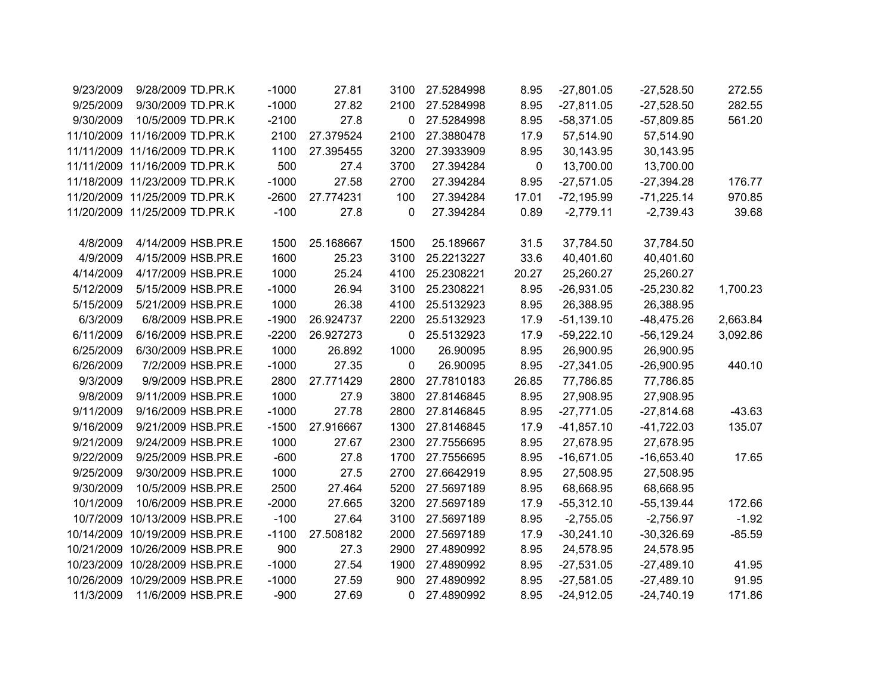| | | | | | | | | | | |
|---|---|---|---|---|---|---|---|---|---|---|
| 9/23/2009 | 9/28/2009 | TD.PR.K | -1000 | 27.81 | 3100 | 27.5284998 | 8.95 | -27,801.05 | -27,528.50 | 272.55 |
| 9/25/2009 | 9/30/2009 | TD.PR.K | -1000 | 27.82 | 2100 | 27.5284998 | 8.95 | -27,811.05 | -27,528.50 | 282.55 |
| 9/30/2009 | 10/5/2009 | TD.PR.K | -2100 | 27.8 | 0 | 27.5284998 | 8.95 | -58,371.05 | -57,809.85 | 561.20 |
| 11/10/2009 | 11/16/2009 | TD.PR.K | 2100 | 27.379524 | 2100 | 27.3880478 | 17.9 | 57,514.90 | 57,514.90 | |
| 11/11/2009 | 11/16/2009 | TD.PR.K | 1100 | 27.395455 | 3200 | 27.3933909 | 8.95 | 30,143.95 | 30,143.95 | |
| 11/11/2009 | 11/16/2009 | TD.PR.K | 500 | 27.4 | 3700 | 27.394284 | 0 | 13,700.00 | 13,700.00 | |
| 11/18/2009 | 11/23/2009 | TD.PR.K | -1000 | 27.58 | 2700 | 27.394284 | 8.95 | -27,571.05 | -27,394.28 | 176.77 |
| 11/20/2009 | 11/25/2009 | TD.PR.K | -2600 | 27.774231 | 100 | 27.394284 | 17.01 | -72,195.99 | -71,225.14 | 970.85 |
| 11/20/2009 | 11/25/2009 | TD.PR.K | -100 | 27.8 | 0 | 27.394284 | 0.89 | -2,779.11 | -2,739.43 | 39.68 |
| | | | | | | | | | | |
| 4/8/2009 | 4/14/2009 | HSB.PR.E | 1500 | 25.168667 | 1500 | 25.189667 | 31.5 | 37,784.50 | 37,784.50 | |
| 4/9/2009 | 4/15/2009 | HSB.PR.E | 1600 | 25.23 | 3100 | 25.2213227 | 33.6 | 40,401.60 | 40,401.60 | |
| 4/14/2009 | 4/17/2009 | HSB.PR.E | 1000 | 25.24 | 4100 | 25.2308221 | 20.27 | 25,260.27 | 25,260.27 | |
| 5/12/2009 | 5/15/2009 | HSB.PR.E | -1000 | 26.94 | 3100 | 25.2308221 | 8.95 | -26,931.05 | -25,230.82 | 1,700.23 |
| 5/15/2009 | 5/21/2009 | HSB.PR.E | 1000 | 26.38 | 4100 | 25.5132923 | 8.95 | 26,388.95 | 26,388.95 | |
| 6/3/2009 | 6/8/2009 | HSB.PR.E | -1900 | 26.924737 | 2200 | 25.5132923 | 17.9 | -51,139.10 | -48,475.26 | 2,663.84 |
| 6/11/2009 | 6/16/2009 | HSB.PR.E | -2200 | 26.927273 | 0 | 25.5132923 | 17.9 | -59,222.10 | -56,129.24 | 3,092.86 |
| 6/25/2009 | 6/30/2009 | HSB.PR.E | 1000 | 26.892 | 1000 | 26.90095 | 8.95 | 26,900.95 | 26,900.95 | |
| 6/26/2009 | 7/2/2009 | HSB.PR.E | -1000 | 27.35 | 0 | 26.90095 | 8.95 | -27,341.05 | -26,900.95 | 440.10 |
| 9/3/2009 | 9/9/2009 | HSB.PR.E | 2800 | 27.771429 | 2800 | 27.7810183 | 26.85 | 77,786.85 | 77,786.85 | |
| 9/8/2009 | 9/11/2009 | HSB.PR.E | 1000 | 27.9 | 3800 | 27.8146845 | 8.95 | 27,908.95 | 27,908.95 | |
| 9/11/2009 | 9/16/2009 | HSB.PR.E | -1000 | 27.78 | 2800 | 27.8146845 | 8.95 | -27,771.05 | -27,814.68 | -43.63 |
| 9/16/2009 | 9/21/2009 | HSB.PR.E | -1500 | 27.916667 | 1300 | 27.8146845 | 17.9 | -41,857.10 | -41,722.03 | 135.07 |
| 9/21/2009 | 9/24/2009 | HSB.PR.E | 1000 | 27.67 | 2300 | 27.7556695 | 8.95 | 27,678.95 | 27,678.95 | |
| 9/22/2009 | 9/25/2009 | HSB.PR.E | -600 | 27.8 | 1700 | 27.7556695 | 8.95 | -16,671.05 | -16,653.40 | 17.65 |
| 9/25/2009 | 9/30/2009 | HSB.PR.E | 1000 | 27.5 | 2700 | 27.6642919 | 8.95 | 27,508.95 | 27,508.95 | |
| 9/30/2009 | 10/5/2009 | HSB.PR.E | 2500 | 27.464 | 5200 | 27.5697189 | 8.95 | 68,668.95 | 68,668.95 | |
| 10/1/2009 | 10/6/2009 | HSB.PR.E | -2000 | 27.665 | 3200 | 27.5697189 | 17.9 | -55,312.10 | -55,139.44 | 172.66 |
| 10/7/2009 | 10/13/2009 | HSB.PR.E | -100 | 27.64 | 3100 | 27.5697189 | 8.95 | -2,755.05 | -2,756.97 | -1.92 |
| 10/14/2009 | 10/19/2009 | HSB.PR.E | -1100 | 27.508182 | 2000 | 27.5697189 | 17.9 | -30,241.10 | -30,326.69 | -85.59 |
| 10/21/2009 | 10/26/2009 | HSB.PR.E | 900 | 27.3 | 2900 | 27.4890992 | 8.95 | 24,578.95 | 24,578.95 | |
| 10/23/2009 | 10/28/2009 | HSB.PR.E | -1000 | 27.54 | 1900 | 27.4890992 | 8.95 | -27,531.05 | -27,489.10 | 41.95 |
| 10/26/2009 | 10/29/2009 | HSB.PR.E | -1000 | 27.59 | 900 | 27.4890992 | 8.95 | -27,581.05 | -27,489.10 | 91.95 |
| 11/3/2009 | 11/6/2009 | HSB.PR.E | -900 | 27.69 | 0 | 27.4890992 | 8.95 | -24,912.05 | -24,740.19 | 171.86 |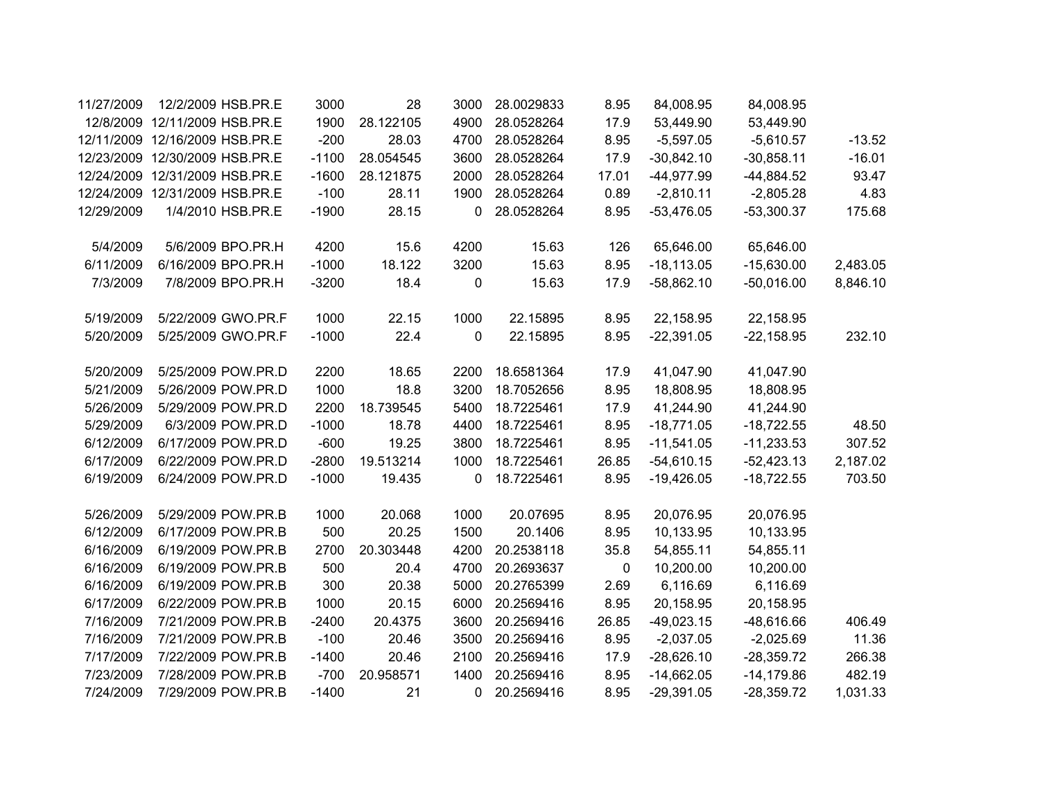| | | | | | | | | | | |
|---|---|---|---|---|---|---|---|---|---|---|
| 11/27/2009 | 12/2/2009 | HSB.PR.E | 3000 | 28 | 3000 | 28.0029833 | 8.95 | 84,008.95 | 84,008.95 | |
| 12/8/2009 | 12/11/2009 | HSB.PR.E | 1900 | 28.122105 | 4900 | 28.0528264 | 17.9 | 53,449.90 | 53,449.90 | |
| 12/11/2009 | 12/16/2009 | HSB.PR.E | -200 | 28.03 | 4700 | 28.0528264 | 8.95 | -5,597.05 | -5,610.57 | -13.52 |
| 12/23/2009 | 12/30/2009 | HSB.PR.E | -1100 | 28.054545 | 3600 | 28.0528264 | 17.9 | -30,842.10 | -30,858.11 | -16.01 |
| 12/24/2009 | 12/31/2009 | HSB.PR.E | -1600 | 28.121875 | 2000 | 28.0528264 | 17.01 | -44,977.99 | -44,884.52 | 93.47 |
| 12/24/2009 | 12/31/2009 | HSB.PR.E | -100 | 28.11 | 1900 | 28.0528264 | 0.89 | -2,810.11 | -2,805.28 | 4.83 |
| 12/29/2009 | 1/4/2010 | HSB.PR.E | -1900 | 28.15 | 0 | 28.0528264 | 8.95 | -53,476.05 | -53,300.37 | 175.68 |
| | | | | | | | | | | |
| 5/4/2009 | 5/6/2009 | BPO.PR.H | 4200 | 15.6 | 4200 | 15.63 | 126 | 65,646.00 | 65,646.00 | |
| 6/11/2009 | 6/16/2009 | BPO.PR.H | -1000 | 18.122 | 3200 | 15.63 | 8.95 | -18,113.05 | -15,630.00 | 2,483.05 |
| 7/3/2009 | 7/8/2009 | BPO.PR.H | -3200 | 18.4 | 0 | 15.63 | 17.9 | -58,862.10 | -50,016.00 | 8,846.10 |
| | | | | | | | | | | |
| 5/19/2009 | 5/22/2009 | GWO.PR.F | 1000 | 22.15 | 1000 | 22.15895 | 8.95 | 22,158.95 | 22,158.95 | |
| 5/20/2009 | 5/25/2009 | GWO.PR.F | -1000 | 22.4 | 0 | 22.15895 | 8.95 | -22,391.05 | -22,158.95 | 232.10 |
| | | | | | | | | | | |
| 5/20/2009 | 5/25/2009 | POW.PR.D | 2200 | 18.65 | 2200 | 18.6581364 | 17.9 | 41,047.90 | 41,047.90 | |
| 5/21/2009 | 5/26/2009 | POW.PR.D | 1000 | 18.8 | 3200 | 18.7052656 | 8.95 | 18,808.95 | 18,808.95 | |
| 5/26/2009 | 5/29/2009 | POW.PR.D | 2200 | 18.739545 | 5400 | 18.7225461 | 17.9 | 41,244.90 | 41,244.90 | |
| 5/29/2009 | 6/3/2009 | POW.PR.D | -1000 | 18.78 | 4400 | 18.7225461 | 8.95 | -18,771.05 | -18,722.55 | 48.50 |
| 6/12/2009 | 6/17/2009 | POW.PR.D | -600 | 19.25 | 3800 | 18.7225461 | 8.95 | -11,541.05 | -11,233.53 | 307.52 |
| 6/17/2009 | 6/22/2009 | POW.PR.D | -2800 | 19.513214 | 1000 | 18.7225461 | 26.85 | -54,610.15 | -52,423.13 | 2,187.02 |
| 6/19/2009 | 6/24/2009 | POW.PR.D | -1000 | 19.435 | 0 | 18.7225461 | 8.95 | -19,426.05 | -18,722.55 | 703.50 |
| | | | | | | | | | | |
| 5/26/2009 | 5/29/2009 | POW.PR.B | 1000 | 20.068 | 1000 | 20.07695 | 8.95 | 20,076.95 | 20,076.95 | |
| 6/12/2009 | 6/17/2009 | POW.PR.B | 500 | 20.25 | 1500 | 20.1406 | 8.95 | 10,133.95 | 10,133.95 | |
| 6/16/2009 | 6/19/2009 | POW.PR.B | 2700 | 20.303448 | 4200 | 20.2538118 | 35.8 | 54,855.11 | 54,855.11 | |
| 6/16/2009 | 6/19/2009 | POW.PR.B | 500 | 20.4 | 4700 | 20.2693637 | 0 | 10,200.00 | 10,200.00 | |
| 6/16/2009 | 6/19/2009 | POW.PR.B | 300 | 20.38 | 5000 | 20.2765399 | 2.69 | 6,116.69 | 6,116.69 | |
| 6/17/2009 | 6/22/2009 | POW.PR.B | 1000 | 20.15 | 6000 | 20.2569416 | 8.95 | 20,158.95 | 20,158.95 | |
| 7/16/2009 | 7/21/2009 | POW.PR.B | -2400 | 20.4375 | 3600 | 20.2569416 | 26.85 | -49,023.15 | -48,616.66 | 406.49 |
| 7/16/2009 | 7/21/2009 | POW.PR.B | -100 | 20.46 | 3500 | 20.2569416 | 8.95 | -2,037.05 | -2,025.69 | 11.36 |
| 7/17/2009 | 7/22/2009 | POW.PR.B | -1400 | 20.46 | 2100 | 20.2569416 | 17.9 | -28,626.10 | -28,359.72 | 266.38 |
| 7/23/2009 | 7/28/2009 | POW.PR.B | -700 | 20.958571 | 1400 | 20.2569416 | 8.95 | -14,662.05 | -14,179.86 | 482.19 |
| 7/24/2009 | 7/29/2009 | POW.PR.B | -1400 | 21 | 0 | 20.2569416 | 8.95 | -29,391.05 | -28,359.72 | 1,031.33 |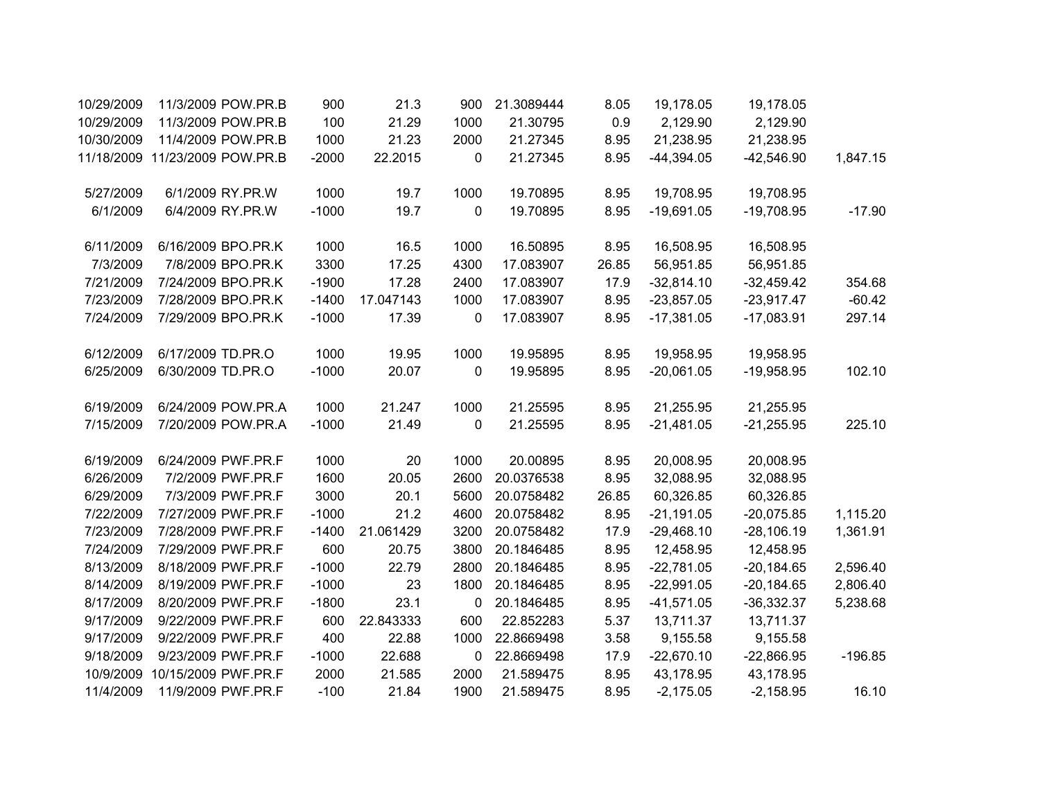| | | | | | | | | | | |
|---|---|---|---|---|---|---|---|---|---|---|
| 10/29/2009 | 11/3/2009 | POW.PR.B | 900 | 21.3 | 900 | 21.3089444 | 8.05 | 19,178.05 | 19,178.05 | |
| 10/29/2009 | 11/3/2009 | POW.PR.B | 100 | 21.29 | 1000 | 21.30795 | 0.9 | 2,129.90 | 2,129.90 | |
| 10/30/2009 | 11/4/2009 | POW.PR.B | 1000 | 21.23 | 2000 | 21.27345 | 8.95 | 21,238.95 | 21,238.95 | |
| 11/18/2009 | 11/23/2009 | POW.PR.B | -2000 | 22.2015 | 0 | 21.27345 | 8.95 | -44,394.05 | -42,546.90 | 1,847.15 |
| | | | | | | | | | | |
| 5/27/2009 | 6/1/2009 | RY.PR.W | 1000 | 19.7 | 1000 | 19.70895 | 8.95 | 19,708.95 | 19,708.95 | |
| 6/1/2009 | 6/4/2009 | RY.PR.W | -1000 | 19.7 | 0 | 19.70895 | 8.95 | -19,691.05 | -19,708.95 | -17.90 |
| | | | | | | | | | | |
| 6/11/2009 | 6/16/2009 | BPO.PR.K | 1000 | 16.5 | 1000 | 16.50895 | 8.95 | 16,508.95 | 16,508.95 | |
| 7/3/2009 | 7/8/2009 | BPO.PR.K | 3300 | 17.25 | 4300 | 17.083907 | 26.85 | 56,951.85 | 56,951.85 | |
| 7/21/2009 | 7/24/2009 | BPO.PR.K | -1900 | 17.28 | 2400 | 17.083907 | 17.9 | -32,814.10 | -32,459.42 | 354.68 |
| 7/23/2009 | 7/28/2009 | BPO.PR.K | -1400 | 17.047143 | 1000 | 17.083907 | 8.95 | -23,857.05 | -23,917.47 | -60.42 |
| 7/24/2009 | 7/29/2009 | BPO.PR.K | -1000 | 17.39 | 0 | 17.083907 | 8.95 | -17,381.05 | -17,083.91 | 297.14 |
| | | | | | | | | | | |
| 6/12/2009 | 6/17/2009 | TD.PR.O | 1000 | 19.95 | 1000 | 19.95895 | 8.95 | 19,958.95 | 19,958.95 | |
| 6/25/2009 | 6/30/2009 | TD.PR.O | -1000 | 20.07 | 0 | 19.95895 | 8.95 | -20,061.05 | -19,958.95 | 102.10 |
| | | | | | | | | | | |
| 6/19/2009 | 6/24/2009 | POW.PR.A | 1000 | 21.247 | 1000 | 21.25595 | 8.95 | 21,255.95 | 21,255.95 | |
| 7/15/2009 | 7/20/2009 | POW.PR.A | -1000 | 21.49 | 0 | 21.25595 | 8.95 | -21,481.05 | -21,255.95 | 225.10 |
| | | | | | | | | | | |
| 6/19/2009 | 6/24/2009 | PWF.PR.F | 1000 | 20 | 1000 | 20.00895 | 8.95 | 20,008.95 | 20,008.95 | |
| 6/26/2009 | 7/2/2009 | PWF.PR.F | 1600 | 20.05 | 2600 | 20.0376538 | 8.95 | 32,088.95 | 32,088.95 | |
| 6/29/2009 | 7/3/2009 | PWF.PR.F | 3000 | 20.1 | 5600 | 20.0758482 | 26.85 | 60,326.85 | 60,326.85 | |
| 7/22/2009 | 7/27/2009 | PWF.PR.F | -1000 | 21.2 | 4600 | 20.0758482 | 8.95 | -21,191.05 | -20,075.85 | 1,115.20 |
| 7/23/2009 | 7/28/2009 | PWF.PR.F | -1400 | 21.061429 | 3200 | 20.0758482 | 17.9 | -29,468.10 | -28,106.19 | 1,361.91 |
| 7/24/2009 | 7/29/2009 | PWF.PR.F | 600 | 20.75 | 3800 | 20.1846485 | 8.95 | 12,458.95 | 12,458.95 | |
| 8/13/2009 | 8/18/2009 | PWF.PR.F | -1000 | 22.79 | 2800 | 20.1846485 | 8.95 | -22,781.05 | -20,184.65 | 2,596.40 |
| 8/14/2009 | 8/19/2009 | PWF.PR.F | -1000 | 23 | 1800 | 20.1846485 | 8.95 | -22,991.05 | -20,184.65 | 2,806.40 |
| 8/17/2009 | 8/20/2009 | PWF.PR.F | -1800 | 23.1 | 0 | 20.1846485 | 8.95 | -41,571.05 | -36,332.37 | 5,238.68 |
| 9/17/2009 | 9/22/2009 | PWF.PR.F | 600 | 22.843333 | 600 | 22.852283 | 5.37 | 13,711.37 | 13,711.37 | |
| 9/17/2009 | 9/22/2009 | PWF.PR.F | 400 | 22.88 | 1000 | 22.8669498 | 3.58 | 9,155.58 | 9,155.58 | |
| 9/18/2009 | 9/23/2009 | PWF.PR.F | -1000 | 22.688 | 0 | 22.8669498 | 17.9 | -22,670.10 | -22,866.95 | -196.85 |
| 10/9/2009 | 10/15/2009 | PWF.PR.F | 2000 | 21.585 | 2000 | 21.589475 | 8.95 | 43,178.95 | 43,178.95 | |
| 11/4/2009 | 11/9/2009 | PWF.PR.F | -100 | 21.84 | 1900 | 21.589475 | 8.95 | -2,175.05 | -2,158.95 | 16.10 |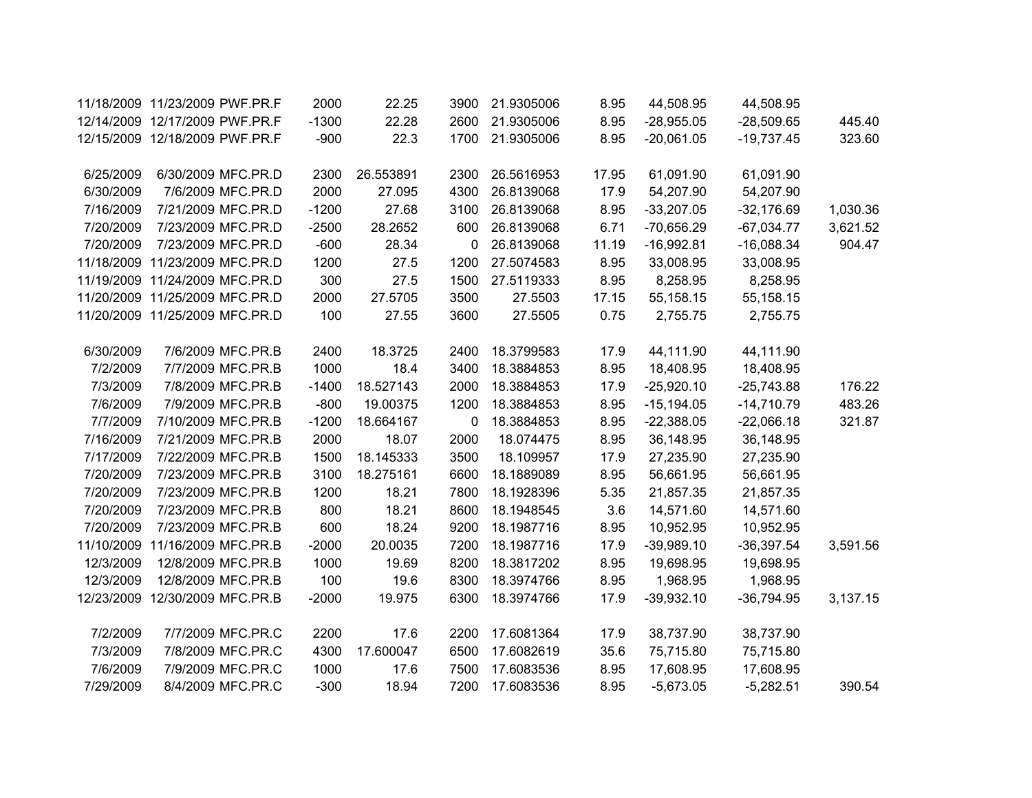| | | | | | | | | | | |
|---|---|---|---|---|---|---|---|---|---|---|
| 11/18/2009 | 11/23/2009 | PWF.PR.F | 2000 | 22.25 | 3900 | 21.9305006 | 8.95 | 44,508.95 | 44,508.95 | |
| 12/14/2009 | 12/17/2009 | PWF.PR.F | -1300 | 22.28 | 2600 | 21.9305006 | 8.95 | -28,955.05 | -28,509.65 | 445.40 |
| 12/15/2009 | 12/18/2009 | PWF.PR.F | -900 | 22.3 | 1700 | 21.9305006 | 8.95 | -20,061.05 | -19,737.45 | 323.60 |
| | | | | | | | | | | |
| 6/25/2009 | 6/30/2009 | MFC.PR.D | 2300 | 26.553891 | 2300 | 26.5616953 | 17.95 | 61,091.90 | 61,091.90 | |
| 6/30/2009 | 7/6/2009 | MFC.PR.D | 2000 | 27.095 | 4300 | 26.8139068 | 17.9 | 54,207.90 | 54,207.90 | |
| 7/16/2009 | 7/21/2009 | MFC.PR.D | -1200 | 27.68 | 3100 | 26.8139068 | 8.95 | -33,207.05 | -32,176.69 | 1,030.36 |
| 7/20/2009 | 7/23/2009 | MFC.PR.D | -2500 | 28.2652 | 600 | 26.8139068 | 6.71 | -70,656.29 | -67,034.77 | 3,621.52 |
| 7/20/2009 | 7/23/2009 | MFC.PR.D | -600 | 28.34 | 0 | 26.8139068 | 11.19 | -16,992.81 | -16,088.34 | 904.47 |
| 11/18/2009 | 11/23/2009 | MFC.PR.D | 1200 | 27.5 | 1200 | 27.5074583 | 8.95 | 33,008.95 | 33,008.95 | |
| 11/19/2009 | 11/24/2009 | MFC.PR.D | 300 | 27.5 | 1500 | 27.5119333 | 8.95 | 8,258.95 | 8,258.95 | |
| 11/20/2009 | 11/25/2009 | MFC.PR.D | 2000 | 27.5705 | 3500 | 27.5503 | 17.15 | 55,158.15 | 55,158.15 | |
| 11/20/2009 | 11/25/2009 | MFC.PR.D | 100 | 27.55 | 3600 | 27.5505 | 0.75 | 2,755.75 | 2,755.75 | |
| | | | | | | | | | | |
| 6/30/2009 | 7/6/2009 | MFC.PR.B | 2400 | 18.3725 | 2400 | 18.3799583 | 17.9 | 44,111.90 | 44,111.90 | |
| 7/2/2009 | 7/7/2009 | MFC.PR.B | 1000 | 18.4 | 3400 | 18.3884853 | 8.95 | 18,408.95 | 18,408.95 | |
| 7/3/2009 | 7/8/2009 | MFC.PR.B | -1400 | 18.527143 | 2000 | 18.3884853 | 17.9 | -25,920.10 | -25,743.88 | 176.22 |
| 7/6/2009 | 7/9/2009 | MFC.PR.B | -800 | 19.00375 | 1200 | 18.3884853 | 8.95 | -15,194.05 | -14,710.79 | 483.26 |
| 7/7/2009 | 7/10/2009 | MFC.PR.B | -1200 | 18.664167 | 0 | 18.3884853 | 8.95 | -22,388.05 | -22,066.18 | 321.87 |
| 7/16/2009 | 7/21/2009 | MFC.PR.B | 2000 | 18.07 | 2000 | 18.074475 | 8.95 | 36,148.95 | 36,148.95 | |
| 7/17/2009 | 7/22/2009 | MFC.PR.B | 1500 | 18.145333 | 3500 | 18.109957 | 17.9 | 27,235.90 | 27,235.90 | |
| 7/20/2009 | 7/23/2009 | MFC.PR.B | 3100 | 18.275161 | 6600 | 18.1889089 | 8.95 | 56,661.95 | 56,661.95 | |
| 7/20/2009 | 7/23/2009 | MFC.PR.B | 1200 | 18.21 | 7800 | 18.1928396 | 5.35 | 21,857.35 | 21,857.35 | |
| 7/20/2009 | 7/23/2009 | MFC.PR.B | 800 | 18.21 | 8600 | 18.1948545 | 3.6 | 14,571.60 | 14,571.60 | |
| 7/20/2009 | 7/23/2009 | MFC.PR.B | 600 | 18.24 | 9200 | 18.1987716 | 8.95 | 10,952.95 | 10,952.95 | |
| 11/10/2009 | 11/16/2009 | MFC.PR.B | -2000 | 20.0035 | 7200 | 18.1987716 | 17.9 | -39,989.10 | -36,397.54 | 3,591.56 |
| 12/3/2009 | 12/8/2009 | MFC.PR.B | 1000 | 19.69 | 8200 | 18.3817202 | 8.95 | 19,698.95 | 19,698.95 | |
| 12/3/2009 | 12/8/2009 | MFC.PR.B | 100 | 19.6 | 8300 | 18.3974766 | 8.95 | 1,968.95 | 1,968.95 | |
| 12/23/2009 | 12/30/2009 | MFC.PR.B | -2000 | 19.975 | 6300 | 18.3974766 | 17.9 | -39,932.10 | -36,794.95 | 3,137.15 |
| | | | | | | | | | | |
| 7/2/2009 | 7/7/2009 | MFC.PR.C | 2200 | 17.6 | 2200 | 17.6081364 | 17.9 | 38,737.90 | 38,737.90 | |
| 7/3/2009 | 7/8/2009 | MFC.PR.C | 4300 | 17.600047 | 6500 | 17.6082619 | 35.6 | 75,715.80 | 75,715.80 | |
| 7/6/2009 | 7/9/2009 | MFC.PR.C | 1000 | 17.6 | 7500 | 17.6083536 | 8.95 | 17,608.95 | 17,608.95 | |
| 7/29/2009 | 8/4/2009 | MFC.PR.C | -300 | 18.94 | 7200 | 17.6083536 | 8.95 | -5,673.05 | -5,282.51 | 390.54 |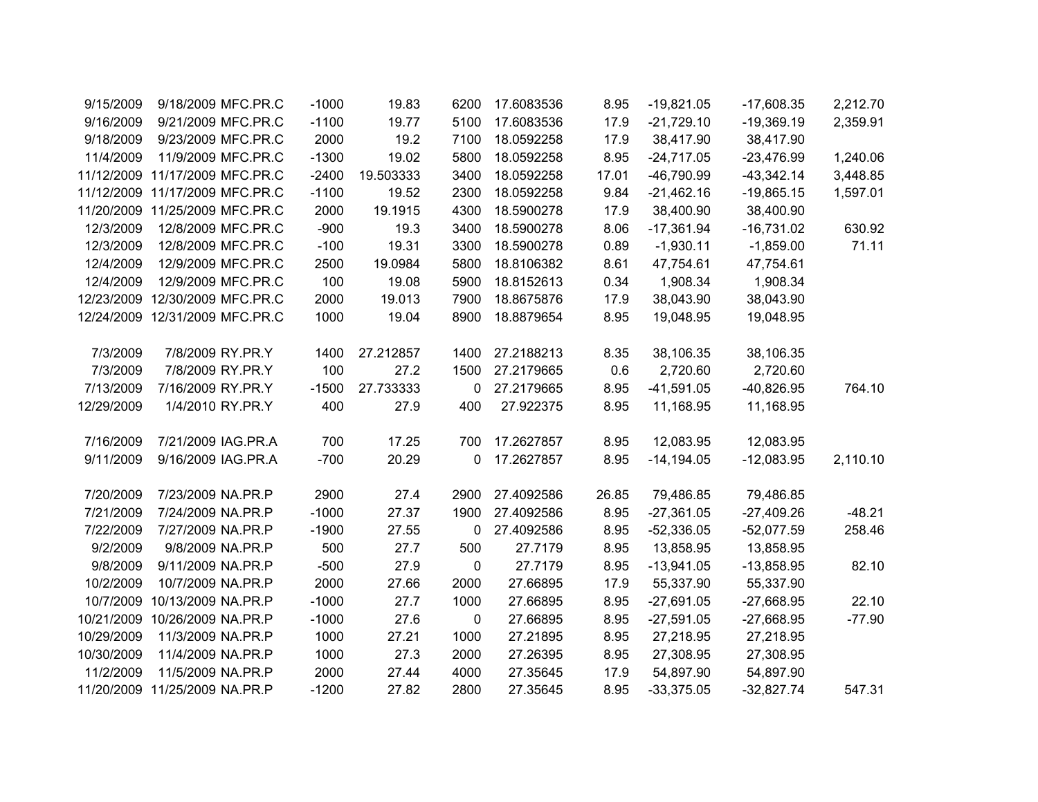| | | | | | | | | | | |
|---|---|---|---|---|---|---|---|---|---|---|
| 9/15/2009 | 9/18/2009 | MFC.PR.C | -1000 | 19.83 | 6200 | 17.6083536 | 8.95 | -19,821.05 | -17,608.35 | 2,212.70 |
| 9/16/2009 | 9/21/2009 | MFC.PR.C | -1100 | 19.77 | 5100 | 17.6083536 | 17.9 | -21,729.10 | -19,369.19 | 2,359.91 |
| 9/18/2009 | 9/23/2009 | MFC.PR.C | 2000 | 19.2 | 7100 | 18.0592258 | 17.9 | 38,417.90 | 38,417.90 | |
| 11/4/2009 | 11/9/2009 | MFC.PR.C | -1300 | 19.02 | 5800 | 18.0592258 | 8.95 | -24,717.05 | -23,476.99 | 1,240.06 |
| 11/12/2009 | 11/17/2009 | MFC.PR.C | -2400 | 19.503333 | 3400 | 18.0592258 | 17.01 | -46,790.99 | -43,342.14 | 3,448.85 |
| 11/12/2009 | 11/17/2009 | MFC.PR.C | -1100 | 19.52 | 2300 | 18.0592258 | 9.84 | -21,462.16 | -19,865.15 | 1,597.01 |
| 11/20/2009 | 11/25/2009 | MFC.PR.C | 2000 | 19.1915 | 4300 | 18.5900278 | 17.9 | 38,400.90 | 38,400.90 | |
| 12/3/2009 | 12/8/2009 | MFC.PR.C | -900 | 19.3 | 3400 | 18.5900278 | 8.06 | -17,361.94 | -16,731.02 | 630.92 |
| 12/3/2009 | 12/8/2009 | MFC.PR.C | -100 | 19.31 | 3300 | 18.5900278 | 0.89 | -1,930.11 | -1,859.00 | 71.11 |
| 12/4/2009 | 12/9/2009 | MFC.PR.C | 2500 | 19.0984 | 5800 | 18.8106382 | 8.61 | 47,754.61 | 47,754.61 | |
| 12/4/2009 | 12/9/2009 | MFC.PR.C | 100 | 19.08 | 5900 | 18.8152613 | 0.34 | 1,908.34 | 1,908.34 | |
| 12/23/2009 | 12/30/2009 | MFC.PR.C | 2000 | 19.013 | 7900 | 18.8675876 | 17.9 | 38,043.90 | 38,043.90 | |
| 12/24/2009 | 12/31/2009 | MFC.PR.C | 1000 | 19.04 | 8900 | 18.8879654 | 8.95 | 19,048.95 | 19,048.95 | |
| | | | | | | | | | | |
| 7/3/2009 | 7/8/2009 | RY.PR.Y | 1400 | 27.212857 | 1400 | 27.2188213 | 8.35 | 38,106.35 | 38,106.35 | |
| 7/3/2009 | 7/8/2009 | RY.PR.Y | 100 | 27.2 | 1500 | 27.2179665 | 0.6 | 2,720.60 | 2,720.60 | |
| 7/13/2009 | 7/16/2009 | RY.PR.Y | -1500 | 27.733333 | 0 | 27.2179665 | 8.95 | -41,591.05 | -40,826.95 | 764.10 |
| 12/29/2009 | 1/4/2010 | RY.PR.Y | 400 | 27.9 | 400 | 27.922375 | 8.95 | 11,168.95 | 11,168.95 | |
| | | | | | | | | | | |
| 7/16/2009 | 7/21/2009 | IAG.PR.A | 700 | 17.25 | 700 | 17.2627857 | 8.95 | 12,083.95 | 12,083.95 | |
| 9/11/2009 | 9/16/2009 | IAG.PR.A | -700 | 20.29 | 0 | 17.2627857 | 8.95 | -14,194.05 | -12,083.95 | 2,110.10 |
| | | | | | | | | | | |
| 7/20/2009 | 7/23/2009 | NA.PR.P | 2900 | 27.4 | 2900 | 27.4092586 | 26.85 | 79,486.85 | 79,486.85 | |
| 7/21/2009 | 7/24/2009 | NA.PR.P | -1000 | 27.37 | 1900 | 27.4092586 | 8.95 | -27,361.05 | -27,409.26 | -48.21 |
| 7/22/2009 | 7/27/2009 | NA.PR.P | -1900 | 27.55 | 0 | 27.4092586 | 8.95 | -52,336.05 | -52,077.59 | 258.46 |
| 9/2/2009 | 9/8/2009 | NA.PR.P | 500 | 27.7 | 500 | 27.7179 | 8.95 | 13,858.95 | 13,858.95 | |
| 9/8/2009 | 9/11/2009 | NA.PR.P | -500 | 27.9 | 0 | 27.7179 | 8.95 | -13,941.05 | -13,858.95 | 82.10 |
| 10/2/2009 | 10/7/2009 | NA.PR.P | 2000 | 27.66 | 2000 | 27.66895 | 17.9 | 55,337.90 | 55,337.90 | |
| 10/7/2009 | 10/13/2009 | NA.PR.P | -1000 | 27.7 | 1000 | 27.66895 | 8.95 | -27,691.05 | -27,668.95 | 22.10 |
| 10/21/2009 | 10/26/2009 | NA.PR.P | -1000 | 27.6 | 0 | 27.66895 | 8.95 | -27,591.05 | -27,668.95 | -77.90 |
| 10/29/2009 | 11/3/2009 | NA.PR.P | 1000 | 27.21 | 1000 | 27.21895 | 8.95 | 27,218.95 | 27,218.95 | |
| 10/30/2009 | 11/4/2009 | NA.PR.P | 1000 | 27.3 | 2000 | 27.26395 | 8.95 | 27,308.95 | 27,308.95 | |
| 11/2/2009 | 11/5/2009 | NA.PR.P | 2000 | 27.44 | 4000 | 27.35645 | 17.9 | 54,897.90 | 54,897.90 | |
| 11/20/2009 | 11/25/2009 | NA.PR.P | -1200 | 27.82 | 2800 | 27.35645 | 8.95 | -33,375.05 | -32,827.74 | 547.31 |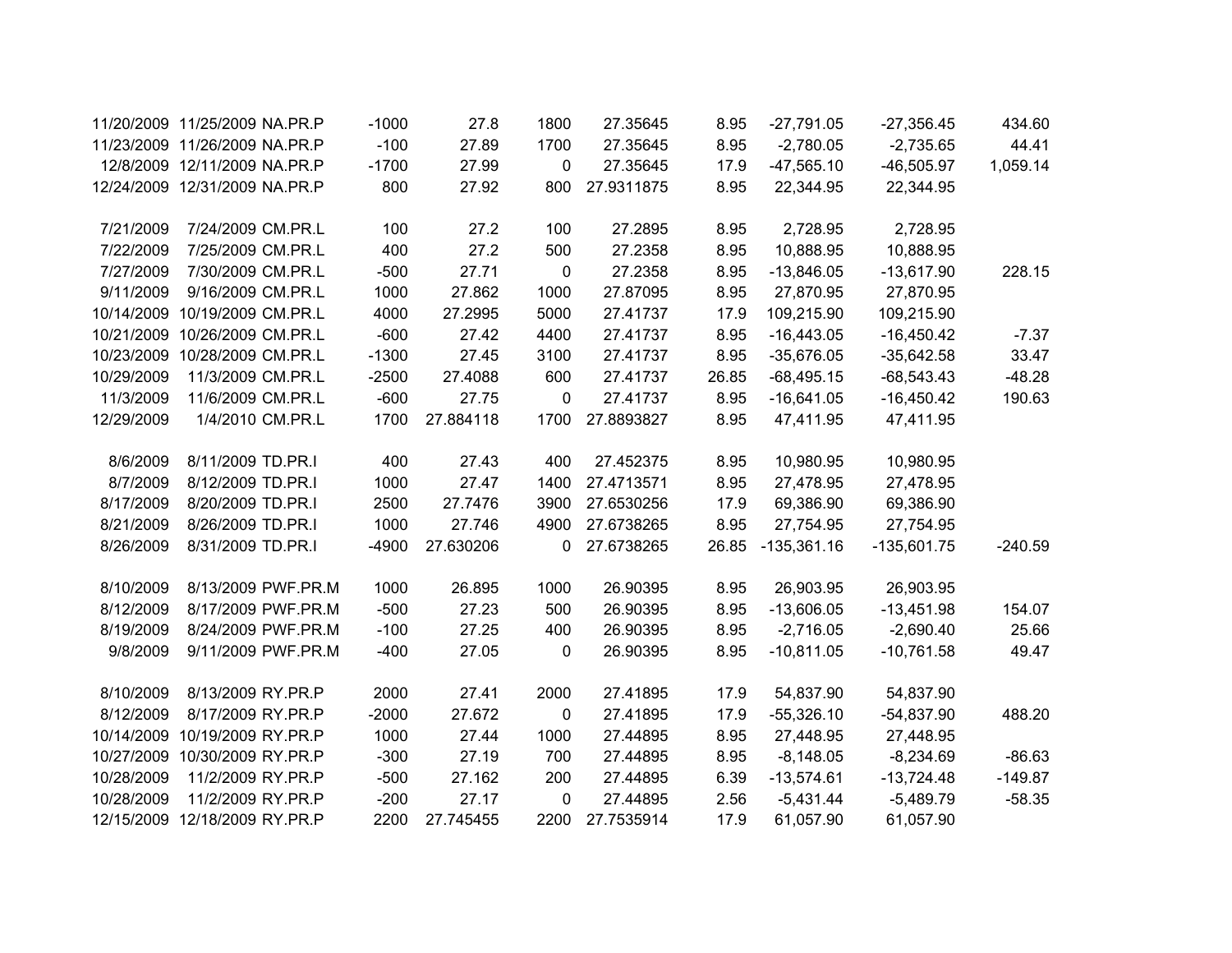| | | | | | | | | | | |
|---|---|---|---|---|---|---|---|---|---|---|
| 11/20/2009 | 11/25/2009 | NA.PR.P | -1000 | 27.8 | 1800 | 27.35645 | 8.95 | -27,791.05 | -27,356.45 | 434.60 |
| 11/23/2009 | 11/26/2009 | NA.PR.P | -100 | 27.89 | 1700 | 27.35645 | 8.95 | -2,780.05 | -2,735.65 | 44.41 |
| 12/8/2009 | 12/11/2009 | NA.PR.P | -1700 | 27.99 | 0 | 27.35645 | 17.9 | -47,565.10 | -46,505.97 | 1,059.14 |
| 12/24/2009 | 12/31/2009 | NA.PR.P | 800 | 27.92 | 800 | 27.9311875 | 8.95 | 22,344.95 | 22,344.95 | |
| | | | | | | | | | | |
| 7/21/2009 | 7/24/2009 | CM.PR.L | 100 | 27.2 | 100 | 27.2895 | 8.95 | 2,728.95 | 2,728.95 | |
| 7/22/2009 | 7/25/2009 | CM.PR.L | 400 | 27.2 | 500 | 27.2358 | 8.95 | 10,888.95 | 10,888.95 | |
| 7/27/2009 | 7/30/2009 | CM.PR.L | -500 | 27.71 | 0 | 27.2358 | 8.95 | -13,846.05 | -13,617.90 | 228.15 |
| 9/11/2009 | 9/16/2009 | CM.PR.L | 1000 | 27.862 | 1000 | 27.87095 | 8.95 | 27,870.95 | 27,870.95 | |
| 10/14/2009 | 10/19/2009 | CM.PR.L | 4000 | 27.2995 | 5000 | 27.41737 | 17.9 | 109,215.90 | 109,215.90 | |
| 10/21/2009 | 10/26/2009 | CM.PR.L | -600 | 27.42 | 4400 | 27.41737 | 8.95 | -16,443.05 | -16,450.42 | -7.37 |
| 10/23/2009 | 10/28/2009 | CM.PR.L | -1300 | 27.45 | 3100 | 27.41737 | 8.95 | -35,676.05 | -35,642.58 | 33.47 |
| 10/29/2009 | 11/3/2009 | CM.PR.L | -2500 | 27.4088 | 600 | 27.41737 | 26.85 | -68,495.15 | -68,543.43 | -48.28 |
| 11/3/2009 | 11/6/2009 | CM.PR.L | -600 | 27.75 | 0 | 27.41737 | 8.95 | -16,641.05 | -16,450.42 | 190.63 |
| 12/29/2009 | 1/4/2010 | CM.PR.L | 1700 | 27.884118 | 1700 | 27.8893827 | 8.95 | 47,411.95 | 47,411.95 | |
| | | | | | | | | | | |
| 8/6/2009 | 8/11/2009 | TD.PR.I | 400 | 27.43 | 400 | 27.452375 | 8.95 | 10,980.95 | 10,980.95 | |
| 8/7/2009 | 8/12/2009 | TD.PR.I | 1000 | 27.47 | 1400 | 27.4713571 | 8.95 | 27,478.95 | 27,478.95 | |
| 8/17/2009 | 8/20/2009 | TD.PR.I | 2500 | 27.7476 | 3900 | 27.6530256 | 17.9 | 69,386.90 | 69,386.90 | |
| 8/21/2009 | 8/26/2009 | TD.PR.I | 1000 | 27.746 | 4900 | 27.6738265 | 8.95 | 27,754.95 | 27,754.95 | |
| 8/26/2009 | 8/31/2009 | TD.PR.I | -4900 | 27.630206 | 0 | 27.6738265 | 26.85 | -135,361.16 | -135,601.75 | -240.59 |
| | | | | | | | | | | |
| 8/10/2009 | 8/13/2009 | PWF.PR.M | 1000 | 26.895 | 1000 | 26.90395 | 8.95 | 26,903.95 | 26,903.95 | |
| 8/12/2009 | 8/17/2009 | PWF.PR.M | -500 | 27.23 | 500 | 26.90395 | 8.95 | -13,606.05 | -13,451.98 | 154.07 |
| 8/19/2009 | 8/24/2009 | PWF.PR.M | -100 | 27.25 | 400 | 26.90395 | 8.95 | -2,716.05 | -2,690.40 | 25.66 |
| 9/8/2009 | 9/11/2009 | PWF.PR.M | -400 | 27.05 | 0 | 26.90395 | 8.95 | -10,811.05 | -10,761.58 | 49.47 |
| | | | | | | | | | | |
| 8/10/2009 | 8/13/2009 | RY.PR.P | 2000 | 27.41 | 2000 | 27.41895 | 17.9 | 54,837.90 | 54,837.90 | |
| 8/12/2009 | 8/17/2009 | RY.PR.P | -2000 | 27.672 | 0 | 27.41895 | 17.9 | -55,326.10 | -54,837.90 | 488.20 |
| 10/14/2009 | 10/19/2009 | RY.PR.P | 1000 | 27.44 | 1000 | 27.44895 | 8.95 | 27,448.95 | 27,448.95 | |
| 10/27/2009 | 10/30/2009 | RY.PR.P | -300 | 27.19 | 700 | 27.44895 | 8.95 | -8,148.05 | -8,234.69 | -86.63 |
| 10/28/2009 | 11/2/2009 | RY.PR.P | -500 | 27.162 | 200 | 27.44895 | 6.39 | -13,574.61 | -13,724.48 | -149.87 |
| 10/28/2009 | 11/2/2009 | RY.PR.P | -200 | 27.17 | 0 | 27.44895 | 2.56 | -5,431.44 | -5,489.79 | -58.35 |
| 12/15/2009 | 12/18/2009 | RY.PR.P | 2200 | 27.745455 | 2200 | 27.7535914 | 17.9 | 61,057.90 | 61,057.90 | |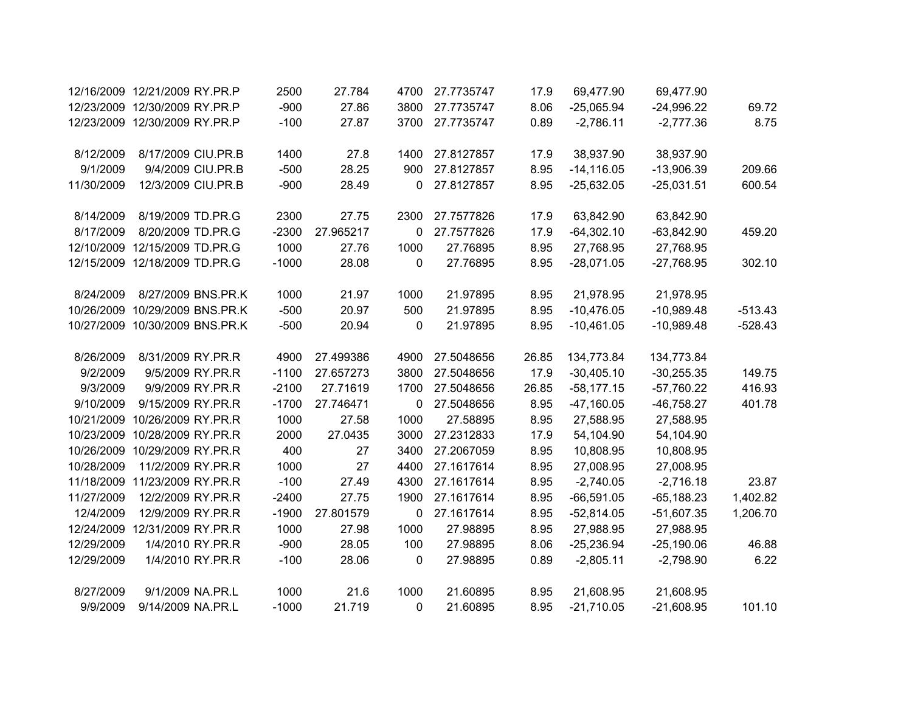| | | | | | | | | | | |
|---|---|---|---|---|---|---|---|---|---|---|
| 12/16/2009 | 12/21/2009 | RY.PR.P | 2500 | 27.784 | 4700 | 27.7735747 | 17.9 | 69,477.90 | 69,477.90 | |
| 12/23/2009 | 12/30/2009 | RY.PR.P | -900 | 27.86 | 3800 | 27.7735747 | 8.06 | -25,065.94 | -24,996.22 | 69.72 |
| 12/23/2009 | 12/30/2009 | RY.PR.P | -100 | 27.87 | 3700 | 27.7735747 | 0.89 | -2,786.11 | -2,777.36 | 8.75 |
| | | | | | | | | | | |
| 8/12/2009 | 8/17/2009 | CIU.PR.B | 1400 | 27.8 | 1400 | 27.8127857 | 17.9 | 38,937.90 | 38,937.90 | |
| 9/1/2009 | 9/4/2009 | CIU.PR.B | -500 | 28.25 | 900 | 27.8127857 | 8.95 | -14,116.05 | -13,906.39 | 209.66 |
| 11/30/2009 | 12/3/2009 | CIU.PR.B | -900 | 28.49 | 0 | 27.8127857 | 8.95 | -25,632.05 | -25,031.51 | 600.54 |
| | | | | | | | | | | |
| 8/14/2009 | 8/19/2009 | TD.PR.G | 2300 | 27.75 | 2300 | 27.7577826 | 17.9 | 63,842.90 | 63,842.90 | |
| 8/17/2009 | 8/20/2009 | TD.PR.G | -2300 | 27.965217 | 0 | 27.7577826 | 17.9 | -64,302.10 | -63,842.90 | 459.20 |
| 12/10/2009 | 12/15/2009 | TD.PR.G | 1000 | 27.76 | 1000 | 27.76895 | 8.95 | 27,768.95 | 27,768.95 | |
| 12/15/2009 | 12/18/2009 | TD.PR.G | -1000 | 28.08 | 0 | 27.76895 | 8.95 | -28,071.05 | -27,768.95 | 302.10 |
| | | | | | | | | | | |
| 8/24/2009 | 8/27/2009 | BNS.PR.K | 1000 | 21.97 | 1000 | 21.97895 | 8.95 | 21,978.95 | 21,978.95 | |
| 10/26/2009 | 10/29/2009 | BNS.PR.K | -500 | 20.97 | 500 | 21.97895 | 8.95 | -10,476.05 | -10,989.48 | -513.43 |
| 10/27/2009 | 10/30/2009 | BNS.PR.K | -500 | 20.94 | 0 | 21.97895 | 8.95 | -10,461.05 | -10,989.48 | -528.43 |
| | | | | | | | | | | |
| 8/26/2009 | 8/31/2009 | RY.PR.R | 4900 | 27.499386 | 4900 | 27.5048656 | 26.85 | 134,773.84 | 134,773.84 | |
| 9/2/2009 | 9/5/2009 | RY.PR.R | -1100 | 27.657273 | 3800 | 27.5048656 | 17.9 | -30,405.10 | -30,255.35 | 149.75 |
| 9/3/2009 | 9/9/2009 | RY.PR.R | -2100 | 27.71619 | 1700 | 27.5048656 | 26.85 | -58,177.15 | -57,760.22 | 416.93 |
| 9/10/2009 | 9/15/2009 | RY.PR.R | -1700 | 27.746471 | 0 | 27.5048656 | 8.95 | -47,160.05 | -46,758.27 | 401.78 |
| 10/21/2009 | 10/26/2009 | RY.PR.R | 1000 | 27.58 | 1000 | 27.58895 | 8.95 | 27,588.95 | 27,588.95 | |
| 10/23/2009 | 10/28/2009 | RY.PR.R | 2000 | 27.0435 | 3000 | 27.2312833 | 17.9 | 54,104.90 | 54,104.90 | |
| 10/26/2009 | 10/29/2009 | RY.PR.R | 400 | 27 | 3400 | 27.2067059 | 8.95 | 10,808.95 | 10,808.95 | |
| 10/28/2009 | 11/2/2009 | RY.PR.R | 1000 | 27 | 4400 | 27.1617614 | 8.95 | 27,008.95 | 27,008.95 | |
| 11/18/2009 | 11/23/2009 | RY.PR.R | -100 | 27.49 | 4300 | 27.1617614 | 8.95 | -2,740.05 | -2,716.18 | 23.87 |
| 11/27/2009 | 12/2/2009 | RY.PR.R | -2400 | 27.75 | 1900 | 27.1617614 | 8.95 | -66,591.05 | -65,188.23 | 1,402.82 |
| 12/4/2009 | 12/9/2009 | RY.PR.R | -1900 | 27.801579 | 0 | 27.1617614 | 8.95 | -52,814.05 | -51,607.35 | 1,206.70 |
| 12/24/2009 | 12/31/2009 | RY.PR.R | 1000 | 27.98 | 1000 | 27.98895 | 8.95 | 27,988.95 | 27,988.95 | |
| 12/29/2009 | 1/4/2010 | RY.PR.R | -900 | 28.05 | 100 | 27.98895 | 8.06 | -25,236.94 | -25,190.06 | 46.88 |
| 12/29/2009 | 1/4/2010 | RY.PR.R | -100 | 28.06 | 0 | 27.98895 | 0.89 | -2,805.11 | -2,798.90 | 6.22 |
| | | | | | | | | | | |
| 8/27/2009 | 9/1/2009 | NA.PR.L | 1000 | 21.6 | 1000 | 21.60895 | 8.95 | 21,608.95 | 21,608.95 | |
| 9/9/2009 | 9/14/2009 | NA.PR.L | -1000 | 21.719 | 0 | 21.60895 | 8.95 | -21,710.05 | -21,608.95 | 101.10 |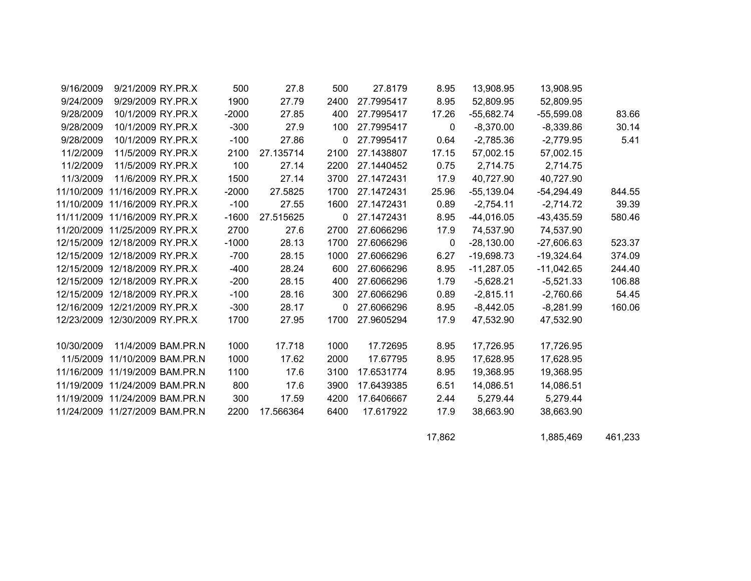| | | | | | | | | | | |
|---|---|---|---|---|---|---|---|---|---|---|
| 9/16/2009 | 9/21/2009 | RY.PR.X | 500 | 27.8 | 500 | 27.8179 | 8.95 | 13,908.95 | 13,908.95 | |
| 9/24/2009 | 9/29/2009 | RY.PR.X | 1900 | 27.79 | 2400 | 27.7995417 | 8.95 | 52,809.95 | 52,809.95 | |
| 9/28/2009 | 10/1/2009 | RY.PR.X | -2000 | 27.85 | 400 | 27.7995417 | 17.26 | -55,682.74 | -55,599.08 | 83.66 |
| 9/28/2009 | 10/1/2009 | RY.PR.X | -300 | 27.9 | 100 | 27.7995417 | 0 | -8,370.00 | -8,339.86 | 30.14 |
| 9/28/2009 | 10/1/2009 | RY.PR.X | -100 | 27.86 | 0 | 27.7995417 | 0.64 | -2,785.36 | -2,779.95 | 5.41 |
| 11/2/2009 | 11/5/2009 | RY.PR.X | 2100 | 27.135714 | 2100 | 27.1438807 | 17.15 | 57,002.15 | 57,002.15 | |
| 11/2/2009 | 11/5/2009 | RY.PR.X | 100 | 27.14 | 2200 | 27.1440452 | 0.75 | 2,714.75 | 2,714.75 | |
| 11/3/2009 | 11/6/2009 | RY.PR.X | 1500 | 27.14 | 3700 | 27.1472431 | 17.9 | 40,727.90 | 40,727.90 | |
| 11/10/2009 | 11/16/2009 | RY.PR.X | -2000 | 27.5825 | 1700 | 27.1472431 | 25.96 | -55,139.04 | -54,294.49 | 844.55 |
| 11/10/2009 | 11/16/2009 | RY.PR.X | -100 | 27.55 | 1600 | 27.1472431 | 0.89 | -2,754.11 | -2,714.72 | 39.39 |
| 11/11/2009 | 11/16/2009 | RY.PR.X | -1600 | 27.515625 | 0 | 27.1472431 | 8.95 | -44,016.05 | -43,435.59 | 580.46 |
| 11/20/2009 | 11/25/2009 | RY.PR.X | 2700 | 27.6 | 2700 | 27.6066296 | 17.9 | 74,537.90 | 74,537.90 | |
| 12/15/2009 | 12/18/2009 | RY.PR.X | -1000 | 28.13 | 1700 | 27.6066296 | 0 | -28,130.00 | -27,606.63 | 523.37 |
| 12/15/2009 | 12/18/2009 | RY.PR.X | -700 | 28.15 | 1000 | 27.6066296 | 6.27 | -19,698.73 | -19,324.64 | 374.09 |
| 12/15/2009 | 12/18/2009 | RY.PR.X | -400 | 28.24 | 600 | 27.6066296 | 8.95 | -11,287.05 | -11,042.65 | 244.40 |
| 12/15/2009 | 12/18/2009 | RY.PR.X | -200 | 28.15 | 400 | 27.6066296 | 1.79 | -5,628.21 | -5,521.33 | 106.88 |
| 12/15/2009 | 12/18/2009 | RY.PR.X | -100 | 28.16 | 300 | 27.6066296 | 0.89 | -2,815.11 | -2,760.66 | 54.45 |
| 12/16/2009 | 12/21/2009 | RY.PR.X | -300 | 28.17 | 0 | 27.6066296 | 8.95 | -8,442.05 | -8,281.99 | 160.06 |
| 12/23/2009 | 12/30/2009 | RY.PR.X | 1700 | 27.95 | 1700 | 27.9605294 | 17.9 | 47,532.90 | 47,532.90 | |
| | | | | | | | | | | |
| 10/30/2009 | 11/4/2009 | BAM.PR.N | 1000 | 17.718 | 1000 | 17.72695 | 8.95 | 17,726.95 | 17,726.95 | |
| 11/5/2009 | 11/10/2009 | BAM.PR.N | 1000 | 17.62 | 2000 | 17.67795 | 8.95 | 17,628.95 | 17,628.95 | |
| 11/16/2009 | 11/19/2009 | BAM.PR.N | 1100 | 17.6 | 3100 | 17.6531774 | 8.95 | 19,368.95 | 19,368.95 | |
| 11/19/2009 | 11/24/2009 | BAM.PR.N | 800 | 17.6 | 3900 | 17.6439385 | 6.51 | 14,086.51 | 14,086.51 | |
| 11/19/2009 | 11/24/2009 | BAM.PR.N | 300 | 17.59 | 4200 | 17.6406667 | 2.44 | 5,279.44 | 5,279.44 | |
| 11/24/2009 | 11/27/2009 | BAM.PR.N | 2200 | 17.566364 | 6400 | 17.617922 | 17.9 | 38,663.90 | 38,663.90 | |
| | | | | | | | | | | |
| | | | | | | | 17,862 | | 1,885,469 | 461,233 |